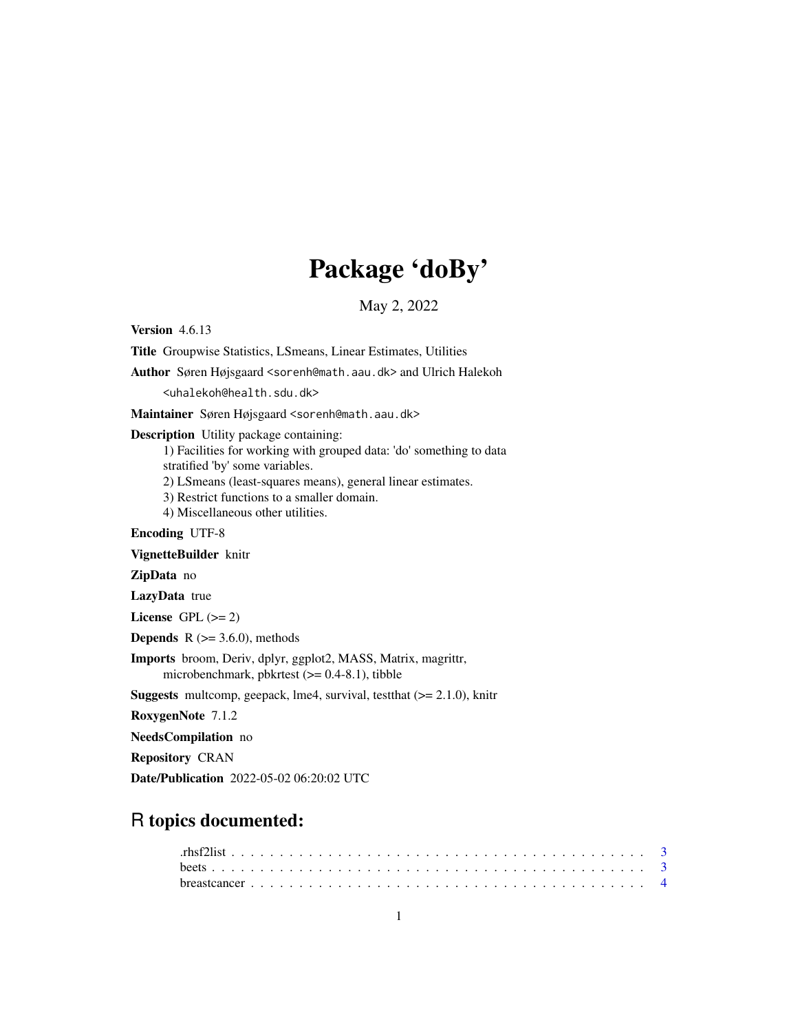# Package 'doBy'

May 2, 2022

**Version** 4.6.13

**Title** Groupwise Statistics, LSmeans, Linear Estimates, Utilities

**Author** Søren Højsgaard <sorenh@math.aau.dk> and Ulrich Halekoh <uhalekoh@health.sdu.dk>

**Maintainer** Søren Højsgaard <sorenh@math.aau.dk>

**Description** Utility package containing:
1) Facilities for working with grouped data: 'do' something to data stratified 'by' some variables.
2) LSmeans (least-squares means), general linear estimates.
3) Restrict functions to a smaller domain.
4) Miscellaneous other utilities.

**Encoding** UTF-8

**VignetteBuilder** knitr

**ZipData** no

**LazyData** true

**License** GPL (>= 2)

**Depends** R (>= 3.6.0), methods

**Imports** broom, Deriv, dplyr, ggplot2, MASS, Matrix, magrittr, microbenchmark, pbkrtest (>= 0.4-8.1), tibble

**Suggests** multcomp, geepack, lme4, survival, testthat (>= 2.1.0), knitr

**RoxygenNote** 7.1.2

**NeedsCompilation** no

**Repository** CRAN

**Date/Publication** 2022-05-02 06:20:02 UTC

## R topics documented:

.rhsf2list . . . . . . . . . . . . . . . . . . . . . . . . . . . . . . . . . . . . . . . . . 3
beets . . . . . . . . . . . . . . . . . . . . . . . . . . . . . . . . . . . . . . . . . . . 3
breastcancer . . . . . . . . . . . . . . . . . . . . . . . . . . . . . . . . . . . . . . . 4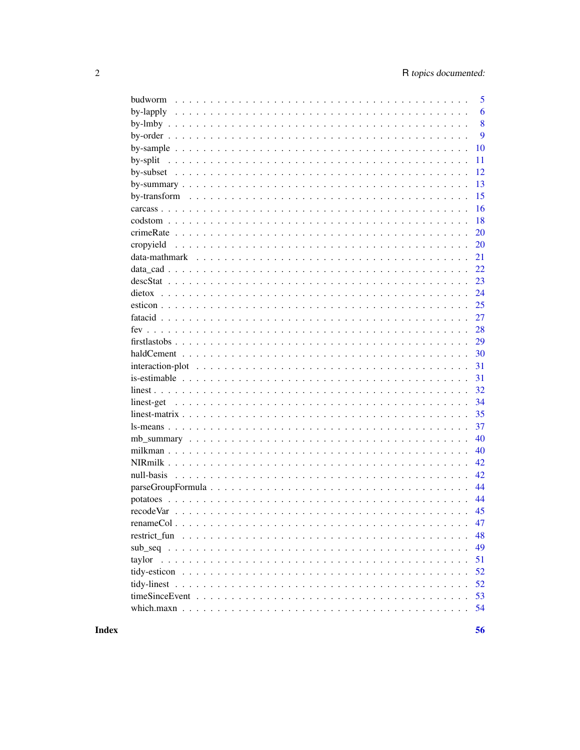| | |
|---|---|
| budworm | 5 |
| by-lapply | 6 |
| by-lmby | 8 |
| by-order | 9 |
| by-sample | 10 |
| by-split | 11 |
| by-subset | 12 |
| by-summary | 13 |
| by-transform | 15 |
| carcass | 16 |
| codstom | 18 |
| crimeRate | 20 |
| cropyield | 20 |
| data-mathmark | 21 |
| data_cad | 22 |
| descStat | 23 |
| dietox | 24 |
| esticon | 25 |
| fatacid | 27 |
| fev | 28 |
| firstlastobs | 29 |
| haldCement | 30 |
| interaction-plot | 31 |
| is-estimable | 31 |
| linest | 32 |
| linest-get | 34 |
| linest-matrix | 35 |
| ls-means | 37 |
| mb_summary | 40 |
| milkman | 40 |
| NIRmilk | 42 |
| null-basis | 42 |
| parseGroupFormula | 44 |
| potatoes | 44 |
| recodeVar | 45 |
| renameCol | 47 |
| restrict_fun | 48 |
| sub_seq | 49 |
| taylor | 51 |
| tidy-esticon | 52 |
| tidy-linest | 52 |
| timeSinceEvent | 53 |
| which.maxn | 54 |

**Index** **56**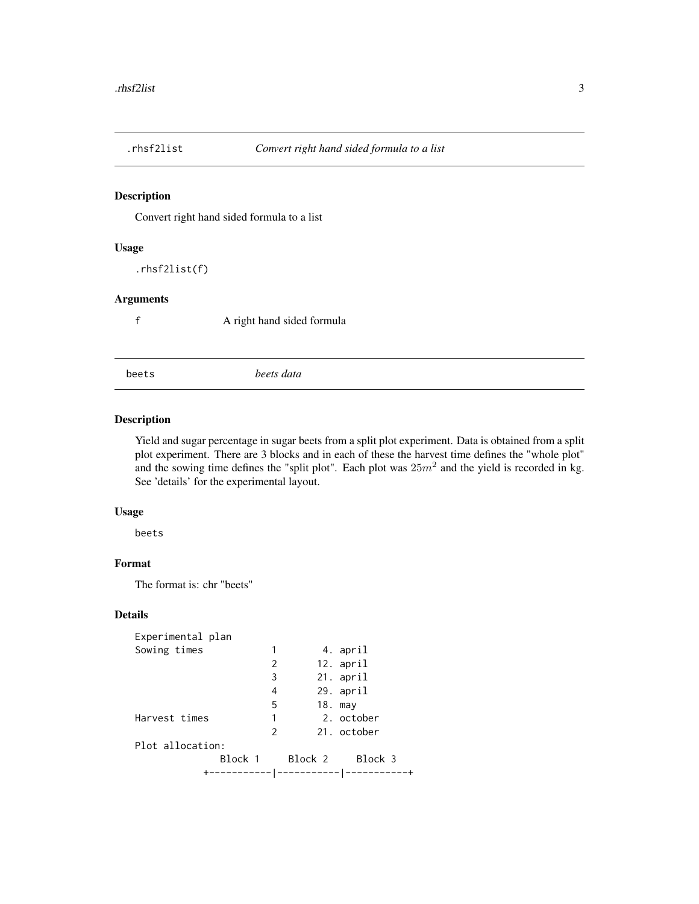## .rhsf2list — *Convert right hand sided formula to a list*

### Description

Convert right hand sided formula to a list

### Usage

```
.rhsf2list(f)
```

### Arguments

| | |
|---|---|
| f | A right hand sided formula |

## beets — *beets data*

### Description

Yield and sugar percentage in sugar beets from a split plot experiment. Data is obtained from a split plot experiment. There are 3 blocks and in each of these the harvest time defines the "whole plot" and the sowing time defines the "split plot". Each plot was $25m^2$ and the yield is recorded in kg. See 'details' for the experimental layout.

### Usage

```
beets
```

### Format

The format is: chr "beets"

### Details

```
Experimental plan
Sowing times          1        4. april
                      2       12. april
                      3       21. april
                      4       29. april
                      5       18. may
Harvest times         1        2. october
                      2       21. october
Plot allocation:
               Block 1     Block 2     Block 3
           +-----------|-----------|-----------+
```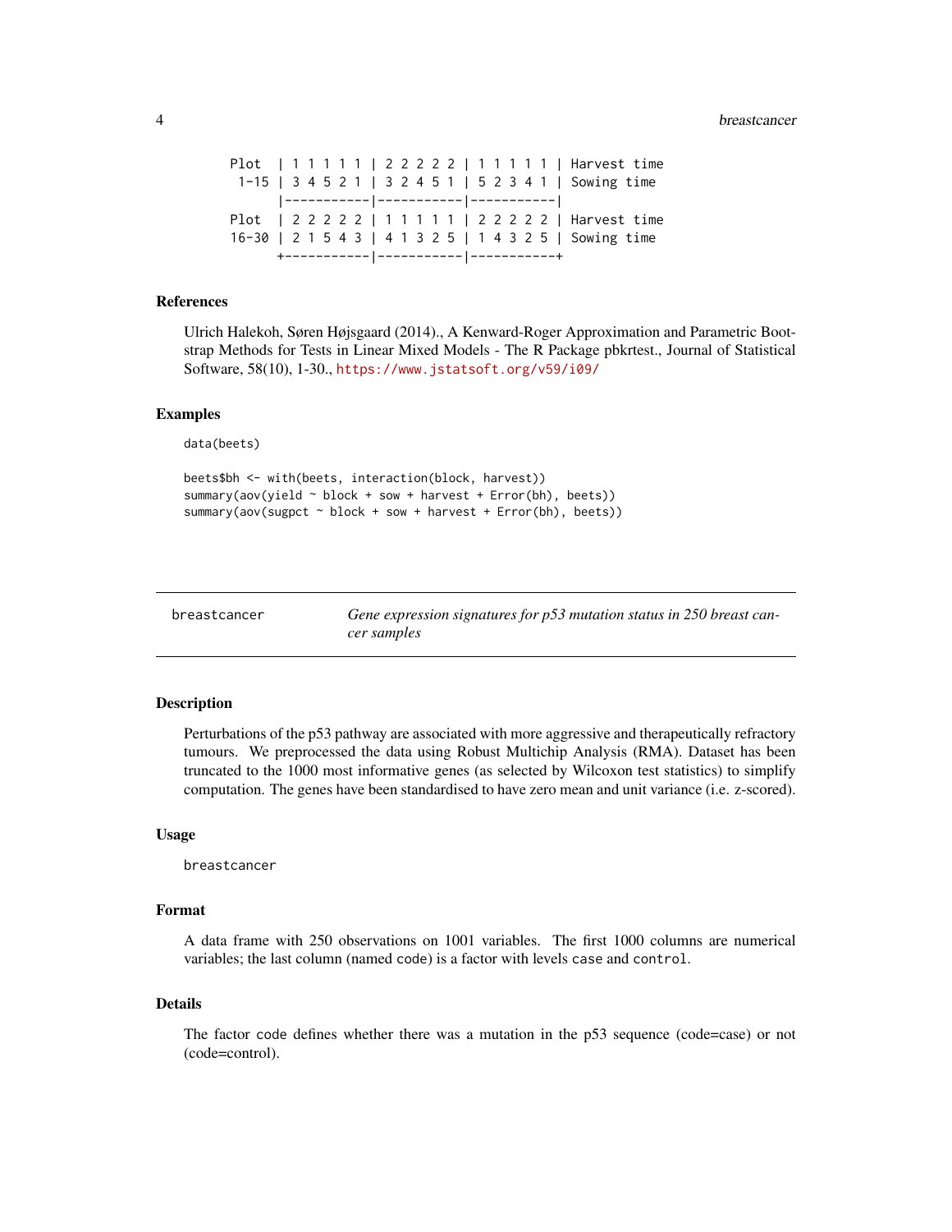```
Plot  | 1 1 1 1 1 | 2 2 2 2 2 | 1 1 1 1 1 | Harvest time
 1-15 | 3 4 5 2 1 | 3 2 4 5 1 | 5 2 3 4 1 | Sowing time
      |-----------|-----------|-----------|
Plot  | 2 2 2 2 2 | 1 1 1 1 1 | 2 2 2 2 2 | Harvest time
16-30 | 2 1 5 4 3 | 4 1 3 2 5 | 1 4 3 2 5 | Sowing time
      +-----------|-----------|-----------+
```

### References

Ulrich Halekoh, Søren Højsgaard (2014)., A Kenward-Roger Approximation and Parametric Bootstrap Methods for Tests in Linear Mixed Models - The R Package pbkrtest., Journal of Statistical Software, 58(10), 1-30., https://www.jstatsoft.org/v59/i09/

### Examples

```
data(beets)

beets$bh <- with(beets, interaction(block, harvest))
summary(aov(yield ~ block + sow + harvest + Error(bh), beets))
summary(aov(sugpct ~ block + sow + harvest + Error(bh), beets))
```

---

## breastcancer — *Gene expression signatures for p53 mutation status in 250 breast cancer samples*

---

### Description

Perturbations of the p53 pathway are associated with more aggressive and therapeutically refractory tumours. We preprocessed the data using Robust Multichip Analysis (RMA). Dataset has been truncated to the 1000 most informative genes (as selected by Wilcoxon test statistics) to simplify computation. The genes have been standardised to have zero mean and unit variance (i.e. z-scored).

### Usage

```
breastcancer
```

### Format

A data frame with 250 observations on 1001 variables. The first 1000 columns are numerical variables; the last column (named `code`) is a factor with levels `case` and `control`.

### Details

The factor `code` defines whether there was a mutation in the p53 sequence (code=case) or not (code=control).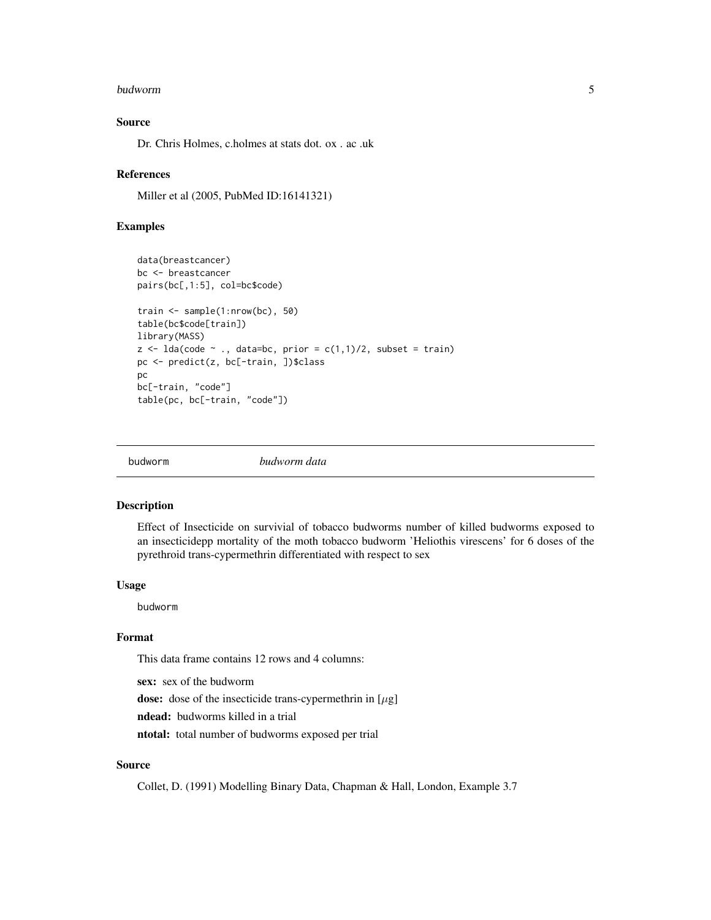### Source

Dr. Chris Holmes, c.holmes at stats dot. ox . ac .uk

### References

Miller et al (2005, PubMed ID:16141321)

### Examples

```
data(breastcancer)
bc <- breastcancer
pairs(bc[,1:5], col=bc$code)

train <- sample(1:nrow(bc), 50)
table(bc$code[train])
library(MASS)
z <- lda(code ~ ., data=bc, prior = c(1,1)/2, subset = train)
pc <- predict(z, bc[-train, ])$class
pc
bc[-train, "code"]
table(pc, bc[-train, "code"])
```

---

## budworm *budworm data*

---

### Description

Effect of Insecticide on survivial of tobacco budworms number of killed budworms exposed to an insecticidepp mortality of the moth tobacco budworm 'Heliothis virescens' for 6 doses of the pyrethroid trans-cypermethrin differentiated with respect to sex

### Usage

```
budworm
```

### Format

This data frame contains 12 rows and 4 columns:

**sex:** sex of the budworm

**dose:** dose of the insecticide trans-cypermethrin in [$\mu$g]

**ndead:** budworms killed in a trial

**ntotal:** total number of budworms exposed per trial

### Source

Collet, D. (1991) Modelling Binary Data, Chapman & Hall, London, Example 3.7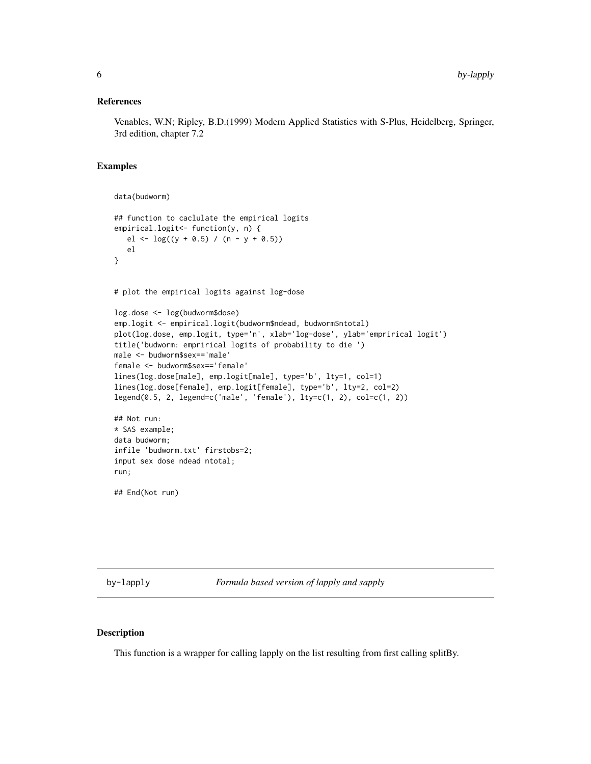### References

Venables, W.N; Ripley, B.D.(1999) Modern Applied Statistics with S-Plus, Heidelberg, Springer, 3rd edition, chapter 7.2

### Examples

```
data(budworm)

## function to caclulate the empirical logits
empirical.logit<- function(y, n) {
   el <- log((y + 0.5) / (n - y + 0.5))
   el
}


# plot the empirical logits against log-dose

log.dose <- log(budworm$dose)
emp.logit <- empirical.logit(budworm$ndead, budworm$ntotal)
plot(log.dose, emp.logit, type='n', xlab='log-dose', ylab='emprirical logit')
title('budworm: emprirical logits of probability to die ')
male <- budworm$sex=='male'
female <- budworm$sex=='female'
lines(log.dose[male], emp.logit[male], type='b', lty=1, col=1)
lines(log.dose[female], emp.logit[female], type='b', lty=2, col=2)
legend(0.5, 2, legend=c('male', 'female'), lty=c(1, 2), col=c(1, 2))

## Not run:
* SAS example;
data budworm;
infile 'budworm.txt' firstobs=2;
input sex dose ndead ntotal;
run;

## End(Not run)
```

---

## by-lapply *Formula based version of lapply and sapply*

### Description

This function is a wrapper for calling lapply on the list resulting from first calling splitBy.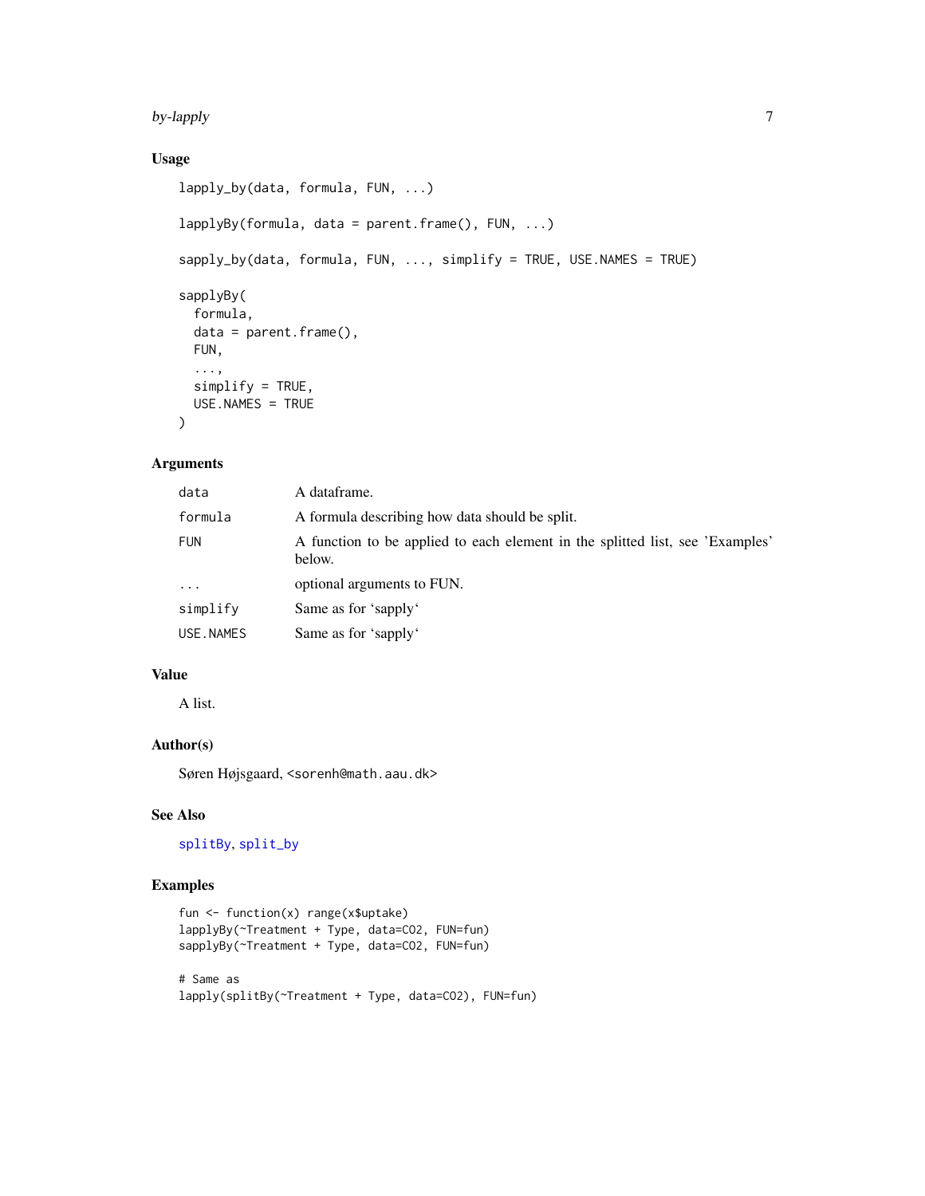## Usage

```
lapply_by(data, formula, FUN, ...)

lapplyBy(formula, data = parent.frame(), FUN, ...)

sapply_by(data, formula, FUN, ..., simplify = TRUE, USE.NAMES = TRUE)

sapplyBy(
  formula,
  data = parent.frame(),
  FUN,
  ...,
  simplify = TRUE,
  USE.NAMES = TRUE
)
```

## Arguments

| | |
|---|---|
| data | A dataframe. |
| formula | A formula describing how data should be split. |
| FUN | A function to be applied to each element in the splitted list, see 'Examples' below. |
| ... | optional arguments to FUN. |
| simplify | Same as for 'sapply' |
| USE.NAMES | Same as for 'sapply' |

## Value

A list.

## Author(s)

Søren Højsgaard, <sorenh@math.aau.dk>

## See Also

splitBy, split_by

## Examples

```
fun <- function(x) range(x$uptake)
lapplyBy(~Treatment + Type, data=CO2, FUN=fun)
sapplyBy(~Treatment + Type, data=CO2, FUN=fun)

# Same as
lapply(splitBy(~Treatment + Type, data=CO2), FUN=fun)
```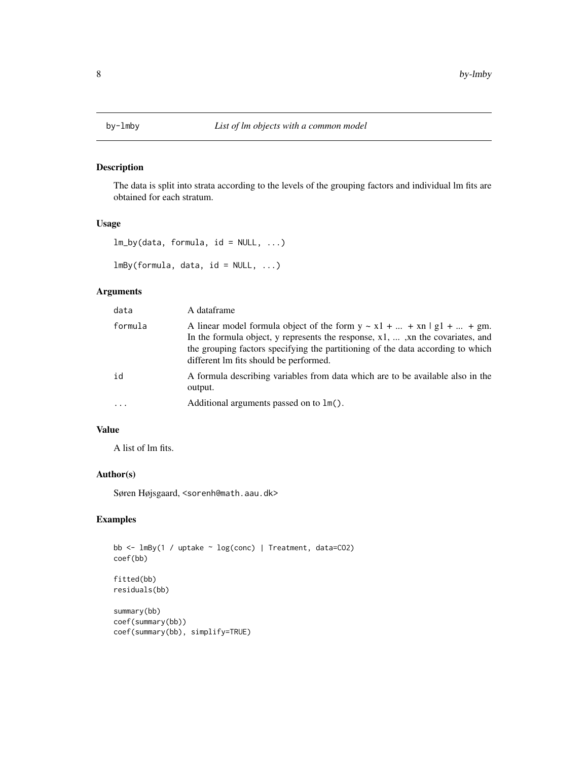by-lmby — *List of lm objects with a common model*

## Description

The data is split into strata according to the levels of the grouping factors and individual lm fits are obtained for each stratum.

## Usage

```
lm_by(data, formula, id = NULL, ...)

lmBy(formula, data, id = NULL, ...)
```

## Arguments

| | |
|---|---|
| `data` | A dataframe |
| `formula` | A linear model formula object of the form y ~ x1 + ... + xn \| g1 + ... + gm. In the formula object, y represents the response, x1, ... ,xn the covariates, and the grouping factors specifying the partitioning of the data according to which different lm fits should be performed. |
| `id` | A formula describing variables from data which are to be available also in the output. |
| `...` | Additional arguments passed on to `lm()`. |

## Value

A list of lm fits.

## Author(s)

Søren Højsgaard, <sorenh@math.aau.dk>

## Examples

```
bb <- lmBy(1 / uptake ~ log(conc) | Treatment, data=CO2)
coef(bb)

fitted(bb)
residuals(bb)

summary(bb)
coef(summary(bb))
coef(summary(bb), simplify=TRUE)
```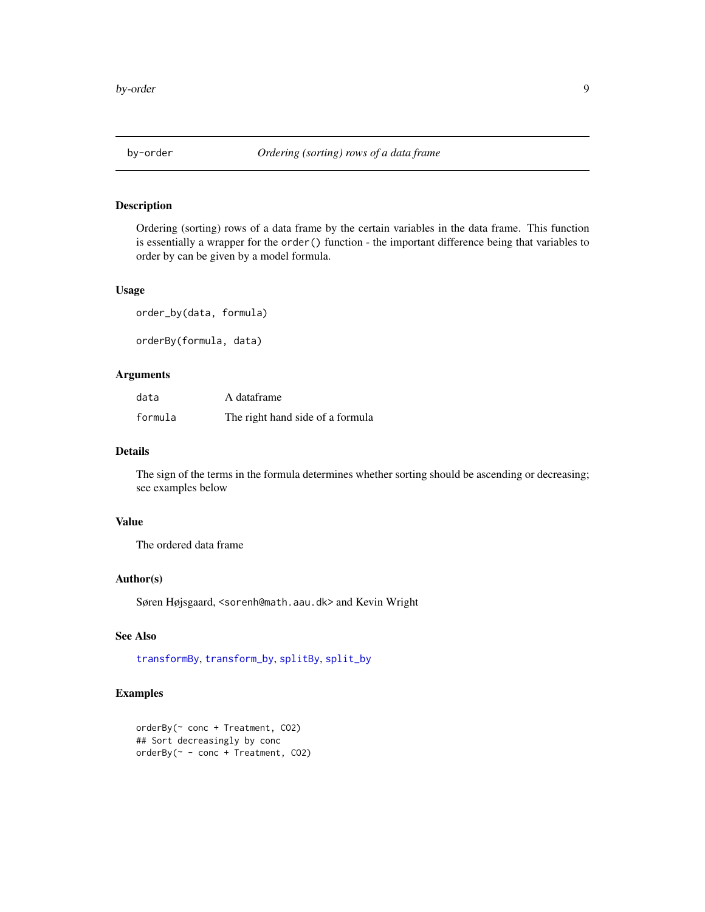# by-order — *Ordering (sorting) rows of a data frame*

## Description

Ordering (sorting) rows of a data frame by the certain variables in the data frame. This function is essentially a wrapper for the `order()` function - the important difference being that variables to order by can be given by a model formula.

## Usage

```
order_by(data, formula)

orderBy(formula, data)
```

## Arguments

| | |
|---|---|
| `data` | A dataframe |
| `formula` | The right hand side of a formula |

## Details

The sign of the terms in the formula determines whether sorting should be ascending or decreasing; see examples below

## Value

The ordered data frame

## Author(s)

Søren Højsgaard, <sorenh@math.aau.dk> and Kevin Wright

## See Also

`transformBy`, `transform_by`, `splitBy`, `split_by`

## Examples

```
orderBy(~ conc + Treatment, CO2)
## Sort decreasingly by conc
orderBy(~ - conc + Treatment, CO2)
```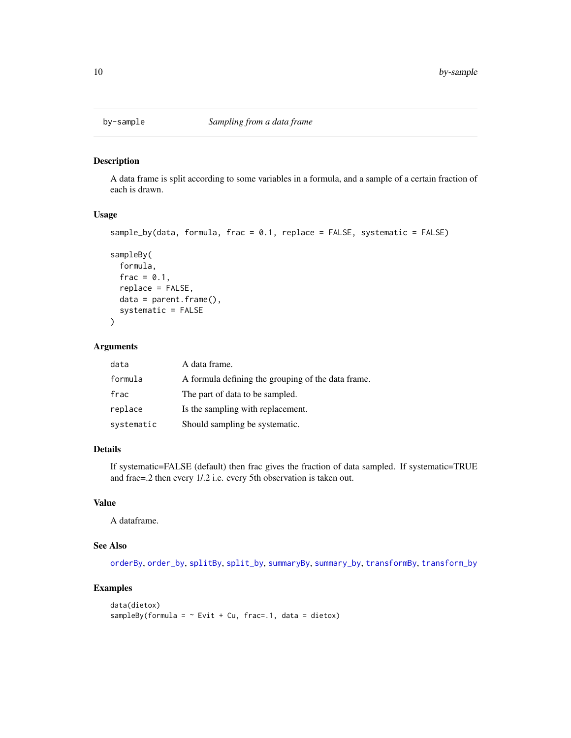by-sample *Sampling from a data frame*

### Description

A data frame is split according to some variables in a formula, and a sample of a certain fraction of each is drawn.

### Usage

```
sample_by(data, formula, frac = 0.1, replace = FALSE, systematic = FALSE)

sampleBy(
  formula,
  frac = 0.1,
  replace = FALSE,
  data = parent.frame(),
  systematic = FALSE
)
```

### Arguments

| | |
|---|---|
| data | A data frame. |
| formula | A formula defining the grouping of the data frame. |
| frac | The part of data to be sampled. |
| replace | Is the sampling with replacement. |
| systematic | Should sampling be systematic. |

### Details

If systematic=FALSE (default) then frac gives the fraction of data sampled. If systematic=TRUE and frac=.2 then every 1/.2 i.e. every 5th observation is taken out.

### Value

A dataframe.

### See Also

orderBy, order_by, splitBy, split_by, summaryBy, summary_by, transformBy, transform_by

### Examples

```
data(dietox)
sampleBy(formula = ~ Evit + Cu, frac=.1, data = dietox)
```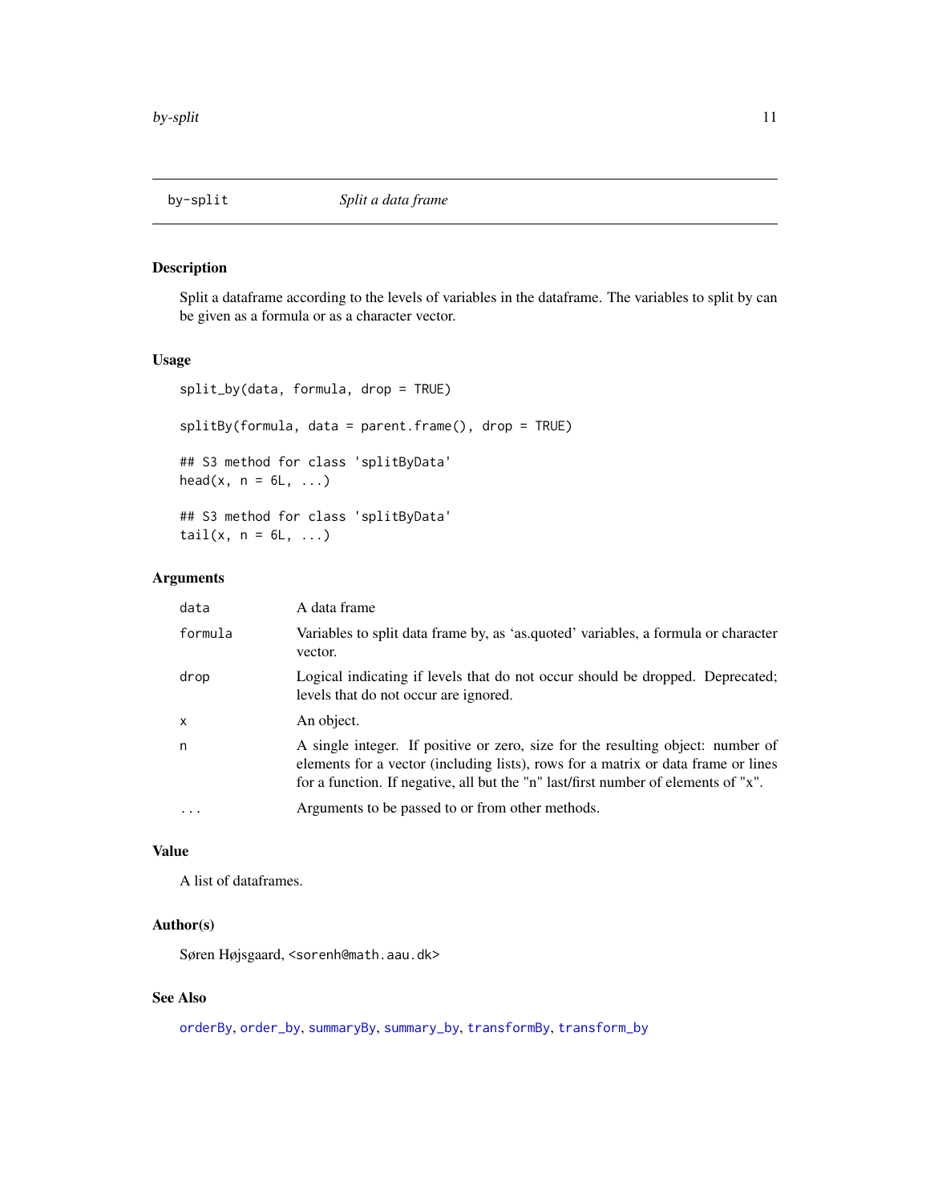# by-split — *Split a data frame*

## Description

Split a dataframe according to the levels of variables in the dataframe. The variables to split by can be given as a formula or as a character vector.

## Usage

```
split_by(data, formula, drop = TRUE)

splitBy(formula, data = parent.frame(), drop = TRUE)

## S3 method for class 'splitByData'
head(x, n = 6L, ...)

## S3 method for class 'splitByData'
tail(x, n = 6L, ...)
```

## Arguments

| | |
|---|---|
| `data` | A data frame |
| `formula` | Variables to split data frame by, as 'as.quoted' variables, a formula or character vector. |
| `drop` | Logical indicating if levels that do not occur should be dropped. Deprecated; levels that do not occur are ignored. |
| `x` | An object. |
| `n` | A single integer. If positive or zero, size for the resulting object: number of elements for a vector (including lists), rows for a matrix or data frame or lines for a function. If negative, all but the "n" last/first number of elements of "x". |
| `...` | Arguments to be passed to or from other methods. |

## Value

A list of dataframes.

## Author(s)

Søren Højsgaard, <sorenh@math.aau.dk>

## See Also

`orderBy`, `order_by`, `summaryBy`, `summary_by`, `transformBy`, `transform_by`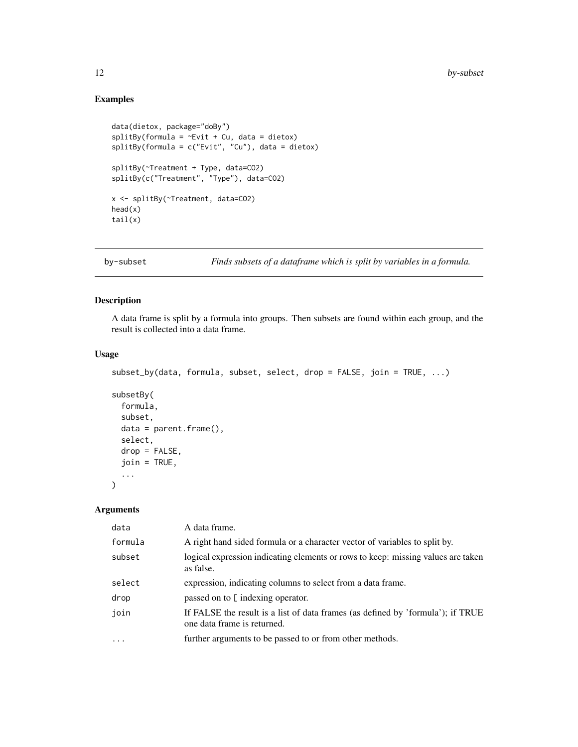## Examples

```
data(dietox, package="doBy")
splitBy(formula = ~Evit + Cu, data = dietox)
splitBy(formula = c("Evit", "Cu"), data = dietox)

splitBy(~Treatment + Type, data=CO2)
splitBy(c("Treatment", "Type"), data=CO2)

x <- splitBy(~Treatment, data=CO2)
head(x)
tail(x)
```

---

`by-subset` *Finds subsets of a dataframe which is split by variables in a formula.*

---

## Description

A data frame is split by a formula into groups. Then subsets are found within each group, and the result is collected into a data frame.

## Usage

```
subset_by(data, formula, subset, select, drop = FALSE, join = TRUE, ...)

subsetBy(
  formula,
  subset,
  data = parent.frame(),
  select,
  drop = FALSE,
  join = TRUE,
  ...
)
```

## Arguments

| | |
|---|---|
| `data` | A data frame. |
| `formula` | A right hand sided formula or a character vector of variables to split by. |
| `subset` | logical expression indicating elements or rows to keep: missing values are taken as false. |
| `select` | expression, indicating columns to select from a data frame. |
| `drop` | passed on to `[` indexing operator. |
| `join` | If FALSE the result is a list of data frames (as defined by 'formula'); if TRUE one data frame is returned. |
| `...` | further arguments to be passed to or from other methods. |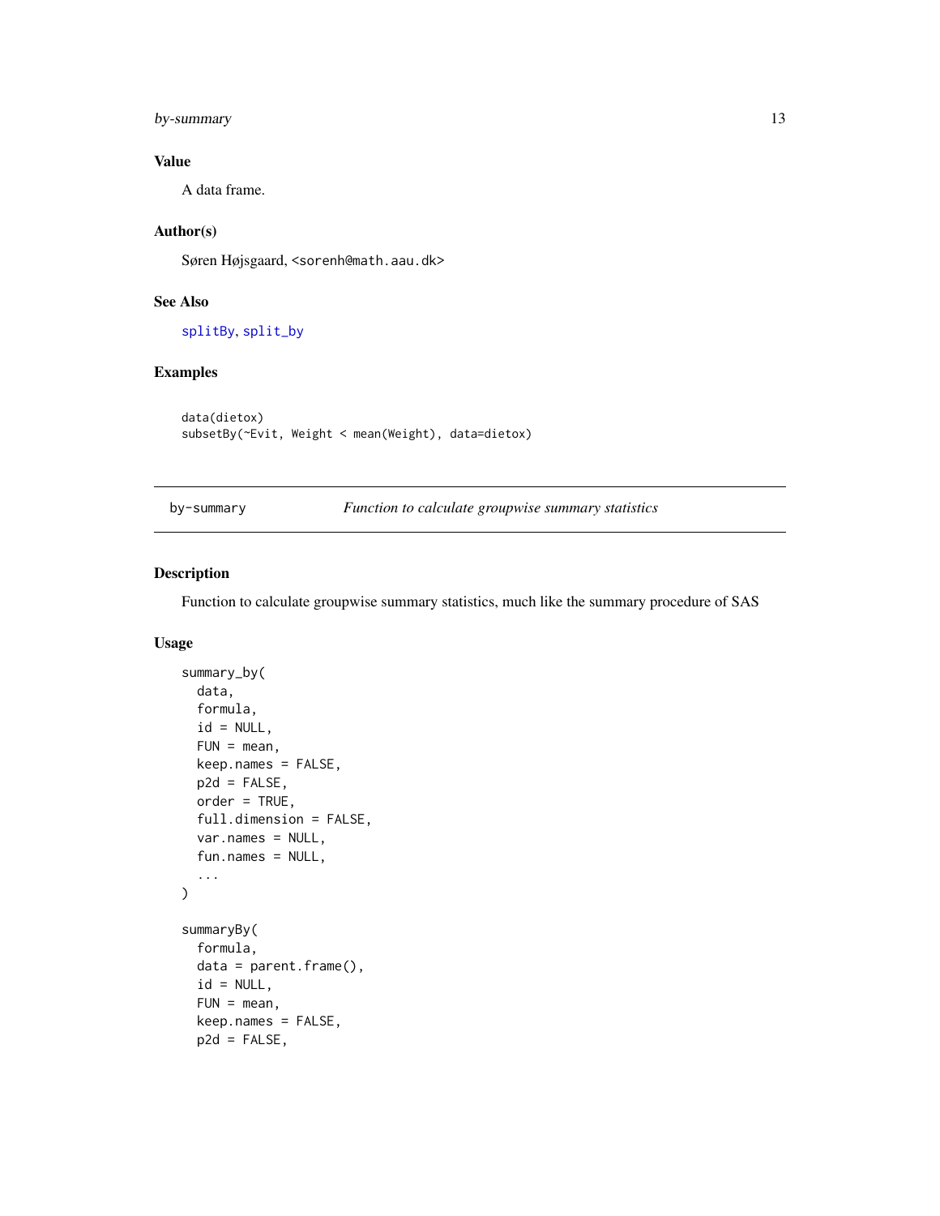### Value

A data frame.

### Author(s)

Søren Højsgaard, <sorenh@math.aau.dk>

### See Also

splitBy, split_by

### Examples

```
data(dietox)
subsetBy(~Evit, Weight < mean(Weight), data=dietox)
```

---

## by-summary — *Function to calculate groupwise summary statistics*

---

### Description

Function to calculate groupwise summary statistics, much like the summary procedure of SAS

### Usage

```
summary_by(
  data,
  formula,
  id = NULL,
  FUN = mean,
  keep.names = FALSE,
  p2d = FALSE,
  order = TRUE,
  full.dimension = FALSE,
  var.names = NULL,
  fun.names = NULL,
  ...
)

summaryBy(
  formula,
  data = parent.frame(),
  id = NULL,
  FUN = mean,
  keep.names = FALSE,
  p2d = FALSE,
```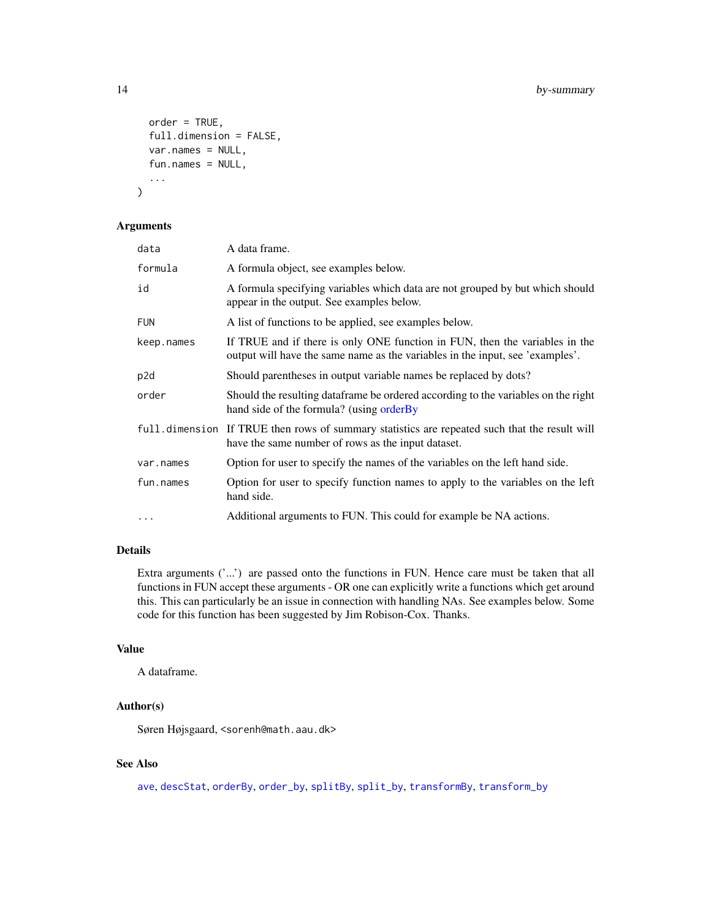```
  order = TRUE,
  full.dimension = FALSE,
  var.names = NULL,
  fun.names = NULL,
  ...
)
```

### Arguments

| | |
|---|---|
| data | A data frame. |
| formula | A formula object, see examples below. |
| id | A formula specifying variables which data are not grouped by but which should appear in the output. See examples below. |
| FUN | A list of functions to be applied, see examples below. |
| keep.names | If TRUE and if there is only ONE function in FUN, then the variables in the output will have the same name as the variables in the input, see 'examples'. |
| p2d | Should parentheses in output variable names be replaced by dots? |
| order | Should the resulting dataframe be ordered according to the variables on the right hand side of the formula? (using orderBy |
| full.dimension | If TRUE then rows of summary statistics are repeated such that the result will have the same number of rows as the input dataset. |
| var.names | Option for user to specify the names of the variables on the left hand side. |
| fun.names | Option for user to specify function names to apply to the variables on the left hand side. |
| ... | Additional arguments to FUN. This could for example be NA actions. |

### Details

Extra arguments ('...') are passed onto the functions in FUN. Hence care must be taken that all functions in FUN accept these arguments - OR one can explicitly write a functions which get around this. This can particularly be an issue in connection with handling NAs. See examples below. Some code for this function has been suggested by Jim Robison-Cox. Thanks.

### Value

A dataframe.

### Author(s)

Søren Højsgaard, <sorenh@math.aau.dk>

### See Also

ave, descStat, orderBy, order_by, splitBy, split_by, transformBy, transform_by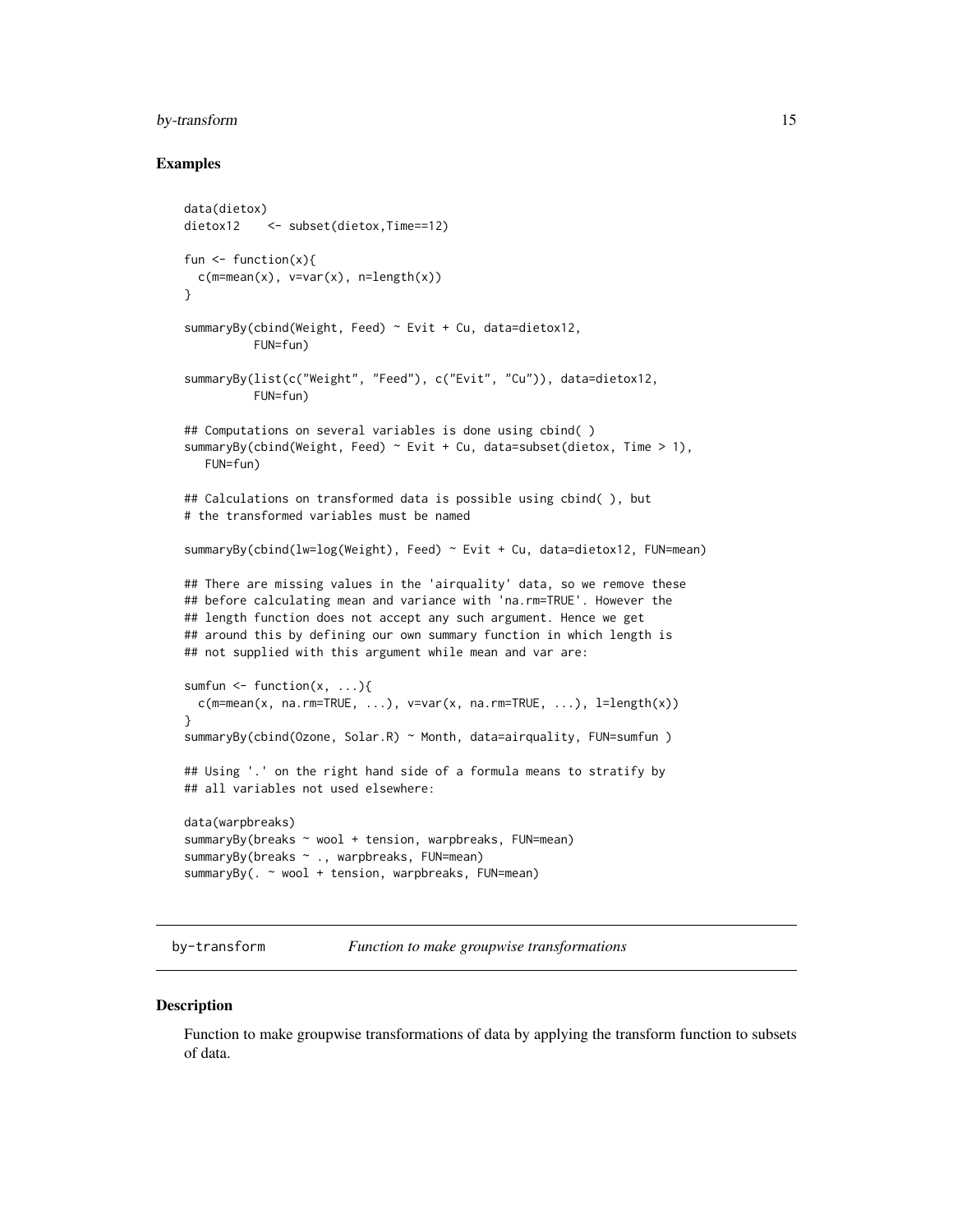### Examples

```
data(dietox)
dietox12    <- subset(dietox,Time==12)

fun <- function(x){
  c(m=mean(x), v=var(x), n=length(x))
}

summaryBy(cbind(Weight, Feed) ~ Evit + Cu, data=dietox12,
          FUN=fun)

summaryBy(list(c("Weight", "Feed"), c("Evit", "Cu")), data=dietox12,
          FUN=fun)

## Computations on several variables is done using cbind( )
summaryBy(cbind(Weight, Feed) ~ Evit + Cu, data=subset(dietox, Time > 1),
   FUN=fun)

## Calculations on transformed data is possible using cbind( ), but
# the transformed variables must be named

summaryBy(cbind(lw=log(Weight), Feed) ~ Evit + Cu, data=dietox12, FUN=mean)

## There are missing values in the 'airquality' data, so we remove these
## before calculating mean and variance with 'na.rm=TRUE'. However the
## length function does not accept any such argument. Hence we get
## around this by defining our own summary function in which length is
## not supplied with this argument while mean and var are:

sumfun <- function(x, ...){
  c(m=mean(x, na.rm=TRUE, ...), v=var(x, na.rm=TRUE, ...), l=length(x))
}
summaryBy(cbind(Ozone, Solar.R) ~ Month, data=airquality, FUN=sumfun )

## Using '.' on the right hand side of a formula means to stratify by
## all variables not used elsewhere:

data(warpbreaks)
summaryBy(breaks ~ wool + tension, warpbreaks, FUN=mean)
summaryBy(breaks ~ ., warpbreaks, FUN=mean)
summaryBy(. ~ wool + tension, warpbreaks, FUN=mean)
```

---

## by-transform    *Function to make groupwise transformations*

---

### Description

Function to make groupwise transformations of data by applying the transform function to subsets of data.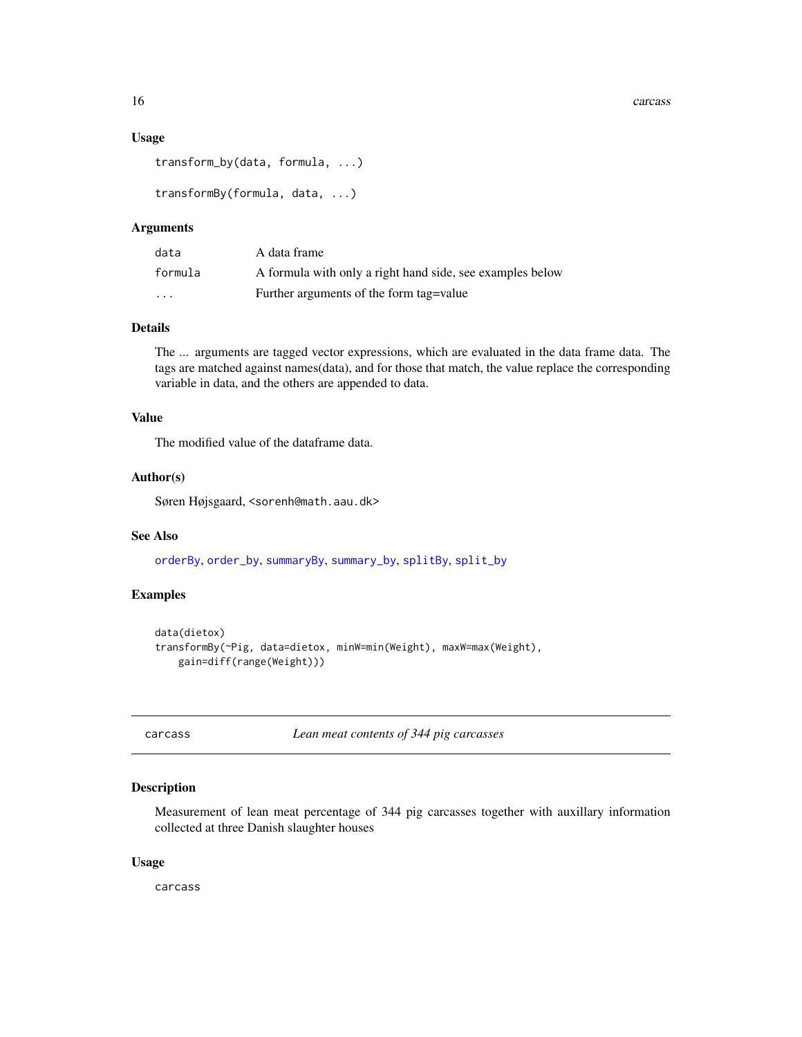### Usage

```
transform_by(data, formula, ...)

transformBy(formula, data, ...)
```

### Arguments

| | |
|---|---|
| data | A data frame |
| formula | A formula with only a right hand side, see examples below |
| ... | Further arguments of the form tag=value |

### Details

The ... arguments are tagged vector expressions, which are evaluated in the data frame data. The tags are matched against names(data), and for those that match, the value replace the corresponding variable in data, and the others are appended to data.

### Value

The modified value of the dataframe data.

### Author(s)

Søren Højsgaard, <sorenh@math.aau.dk>

### See Also

orderBy, order_by, summaryBy, summary_by, splitBy, split_by

### Examples

```
data(dietox)
transformBy(~Pig, data=dietox, minW=min(Weight), maxW=max(Weight),
    gain=diff(range(Weight)))
```

---

## carcass — *Lean meat contents of 344 pig carcasses*

### Description

Measurement of lean meat percentage of 344 pig carcasses together with auxillary information collected at three Danish slaughter houses

### Usage

```
carcass
```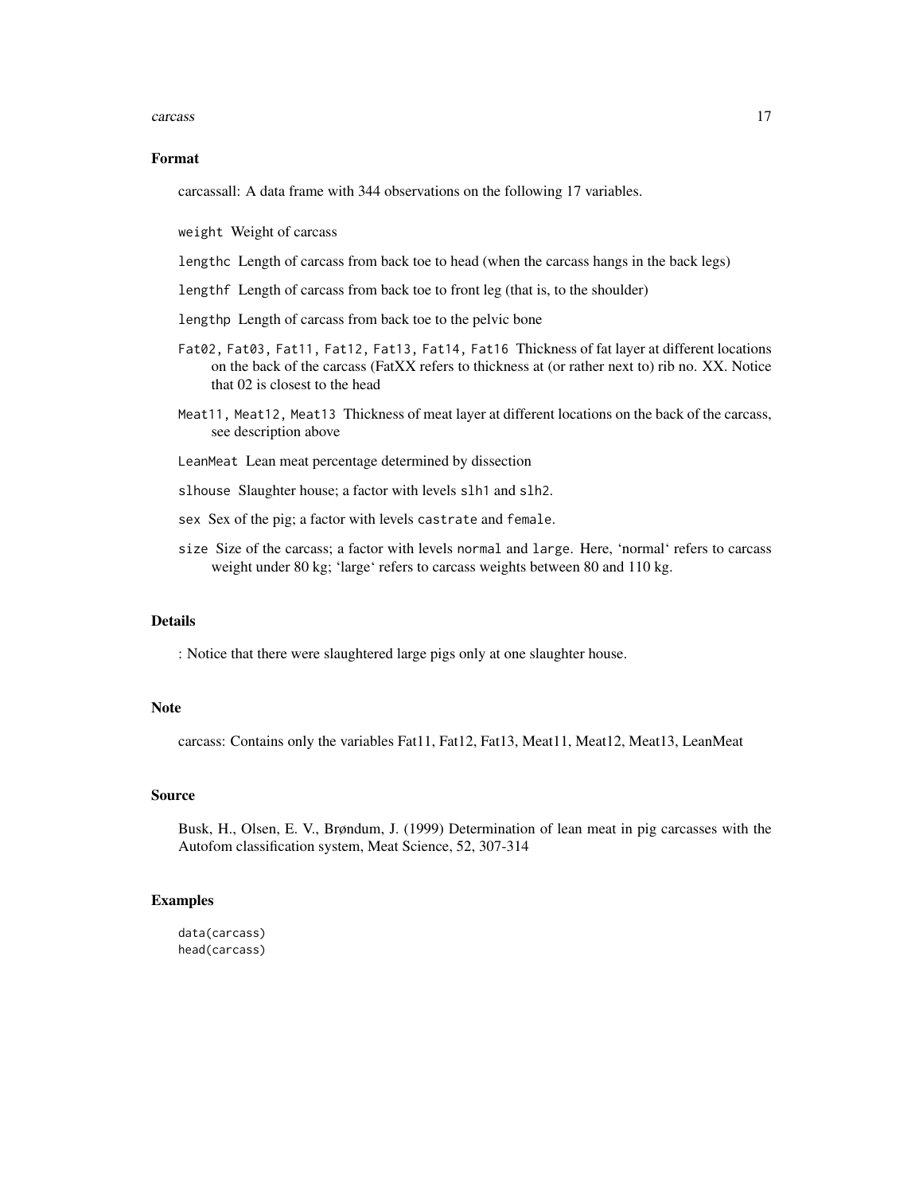## Format

carcassall: A data frame with 344 observations on the following 17 variables.

`weight` Weight of carcass

`lengthc` Length of carcass from back toe to head (when the carcass hangs in the back legs)

`lengthf` Length of carcass from back toe to front leg (that is, to the shoulder)

`lengthp` Length of carcass from back toe to the pelvic bone

`Fat02, Fat03, Fat11, Fat12, Fat13, Fat14, Fat16` Thickness of fat layer at different locations on the back of the carcass (FatXX refers to thickness at (or rather next to) rib no. XX. Notice that 02 is closest to the head

`Meat11, Meat12, Meat13` Thickness of meat layer at different locations on the back of the carcass, see description above

`LeanMeat` Lean meat percentage determined by dissection

`slhouse` Slaughter house; a factor with levels `slh1` and `slh2`.

`sex` Sex of the pig; a factor with levels `castrate` and `female`.

`size` Size of the carcass; a factor with levels `normal` and `large`. Here, 'normal' refers to carcass weight under 80 kg; 'large' refers to carcass weights between 80 and 110 kg.

## Details

: Notice that there were slaughtered large pigs only at one slaughter house.

## Note

carcass: Contains only the variables Fat11, Fat12, Fat13, Meat11, Meat12, Meat13, LeanMeat

## Source

Busk, H., Olsen, E. V., Brøndum, J. (1999) Determination of lean meat in pig carcasses with the Autofom classification system, Meat Science, 52, 307-314

## Examples

```
data(carcass)
head(carcass)
```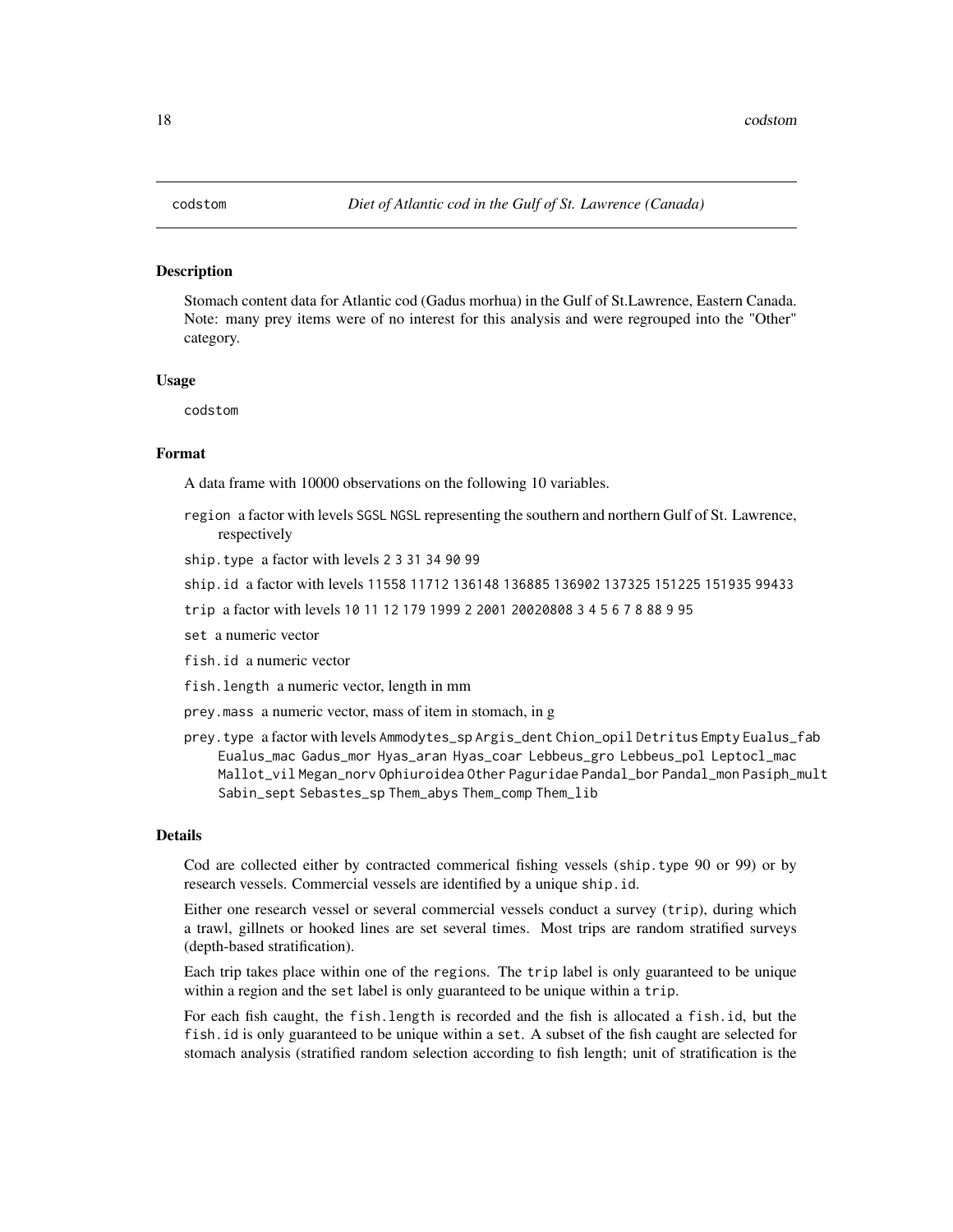codstom *Diet of Atlantic cod in the Gulf of St. Lawrence (Canada)*

## Description

Stomach content data for Atlantic cod (Gadus morhua) in the Gulf of St.Lawrence, Eastern Canada. Note: many prey items were of no interest for this analysis and were regrouped into the "Other" category.

## Usage

```
codstom
```

## Format

A data frame with 10000 observations on the following 10 variables.

- `region` a factor with levels `SGSL` `NGSL` representing the southern and northern Gulf of St. Lawrence, respectively
- `ship.type` a factor with levels `2` `3` `31` `34` `90` `99`
- `ship.id` a factor with levels `11558` `11712` `136148` `136885` `136902` `137325` `151225` `151935` `99433`
- `trip` a factor with levels `10` `11` `12` `179` `1999` `2` `2001` `20020808` `3` `4` `5` `6` `7` `8` `88` `9` `95`
- `set` a numeric vector
- `fish.id` a numeric vector
- `fish.length` a numeric vector, length in mm
- `prey.mass` a numeric vector, mass of item in stomach, in g
- `prey.type` a factor with levels `Ammodytes_sp` `Argis_dent` `Chion_opil` `Detritus` `Empty` `Eualus_fab` `Eualus_mac` `Gadus_mor` `Hyas_aran` `Hyas_coar` `Lebbeus_gro` `Lebbeus_pol` `Leptocl_mac` `Mallot_vil` `Megan_norv` `Ophiuroidea` `Other` `Paguridae` `Pandal_bor` `Pandal_mon` `Pasiph_mult` `Sabin_sept` `Sebastes_sp` `Them_abys` `Them_comp` `Them_lib`

## Details

Cod are collected either by contracted commerical fishing vessels (`ship.type` 90 or 99) or by research vessels. Commercial vessels are identified by a unique `ship.id`.

Either one research vessel or several commercial vessels conduct a survey (`trip`), during which a trawl, gillnets or hooked lines are set several times. Most trips are random stratified surveys (depth-based stratification).

Each trip takes place within one of the `regions`. The `trip` label is only guaranteed to be unique within a region and the `set` label is only guaranteed to be unique within a `trip`.

For each fish caught, the `fish.length` is recorded and the fish is allocated a `fish.id`, but the `fish.id` is only guaranteed to be unique within a `set`. A subset of the fish caught are selected for stomach analysis (stratified random selection according to fish length; unit of stratification is the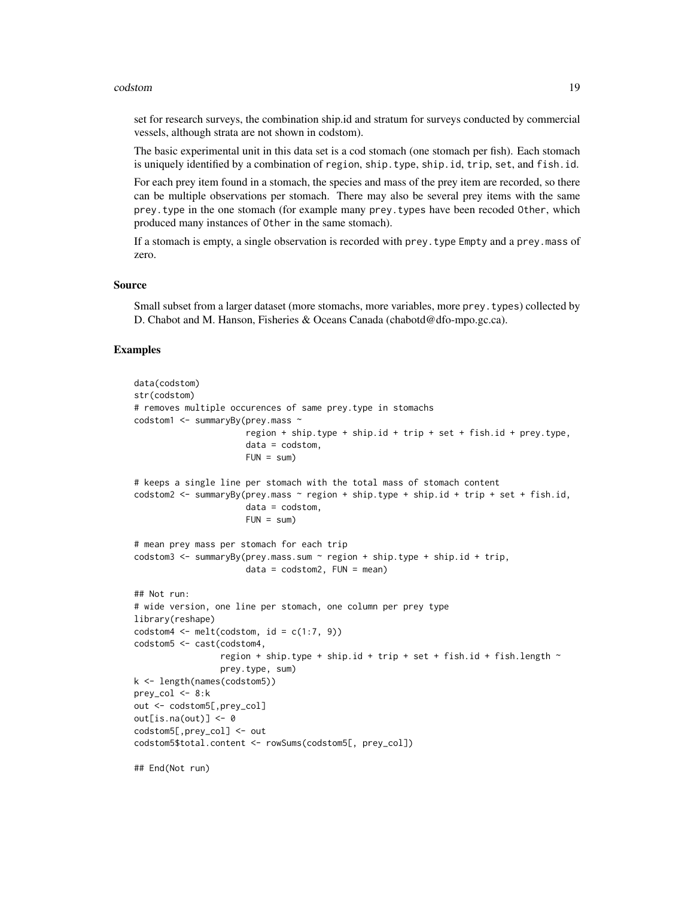set for research surveys, the combination ship.id and stratum for surveys conducted by commercial vessels, although strata are not shown in codstom).

The basic experimental unit in this data set is a cod stomach (one stomach per fish). Each stomach is uniquely identified by a combination of `region`, `ship.type`, `ship.id`, `trip`, `set`, and `fish.id`.

For each prey item found in a stomach, the species and mass of the prey item are recorded, so there can be multiple observations per stomach. There may also be several prey items with the same `prey.type` in the one stomach (for example many `prey.types` have been recoded `Other`, which produced many instances of `Other` in the same stomach).

If a stomach is empty, a single observation is recorded with `prey.type` `Empty` and a `prey.mass` of zero.

### Source

Small subset from a larger dataset (more stomachs, more variables, more `prey.types`) collected by D. Chabot and M. Hanson, Fisheries & Oceans Canada (chabotd@dfo-mpo.gc.ca).

### Examples

```
data(codstom)
str(codstom)
# removes multiple occurences of same prey.type in stomachs
codstom1 <- summaryBy(prey.mass ~
                      region + ship.type + ship.id + trip + set + fish.id + prey.type,
                      data = codstom,
                      FUN = sum)

# keeps a single line per stomach with the total mass of stomach content
codstom2 <- summaryBy(prey.mass ~ region + ship.type + ship.id + trip + set + fish.id,
                      data = codstom,
                      FUN = sum)

# mean prey mass per stomach for each trip
codstom3 <- summaryBy(prey.mass.sum ~ region + ship.type + ship.id + trip,
                      data = codstom2, FUN = mean)

## Not run:
# wide version, one line per stomach, one column per prey type
library(reshape)
codstom4 <- melt(codstom, id = c(1:7, 9))
codstom5 <- cast(codstom4,
                 region + ship.type + ship.id + trip + set + fish.id + fish.length ~
                 prey.type, sum)
k <- length(names(codstom5))
prey_col <- 8:k
out <- codstom5[,prey_col]
out[is.na(out)] <- 0
codstom5[,prey_col] <- out
codstom5$total.content <- rowSums(codstom5[, prey_col])

## End(Not run)
```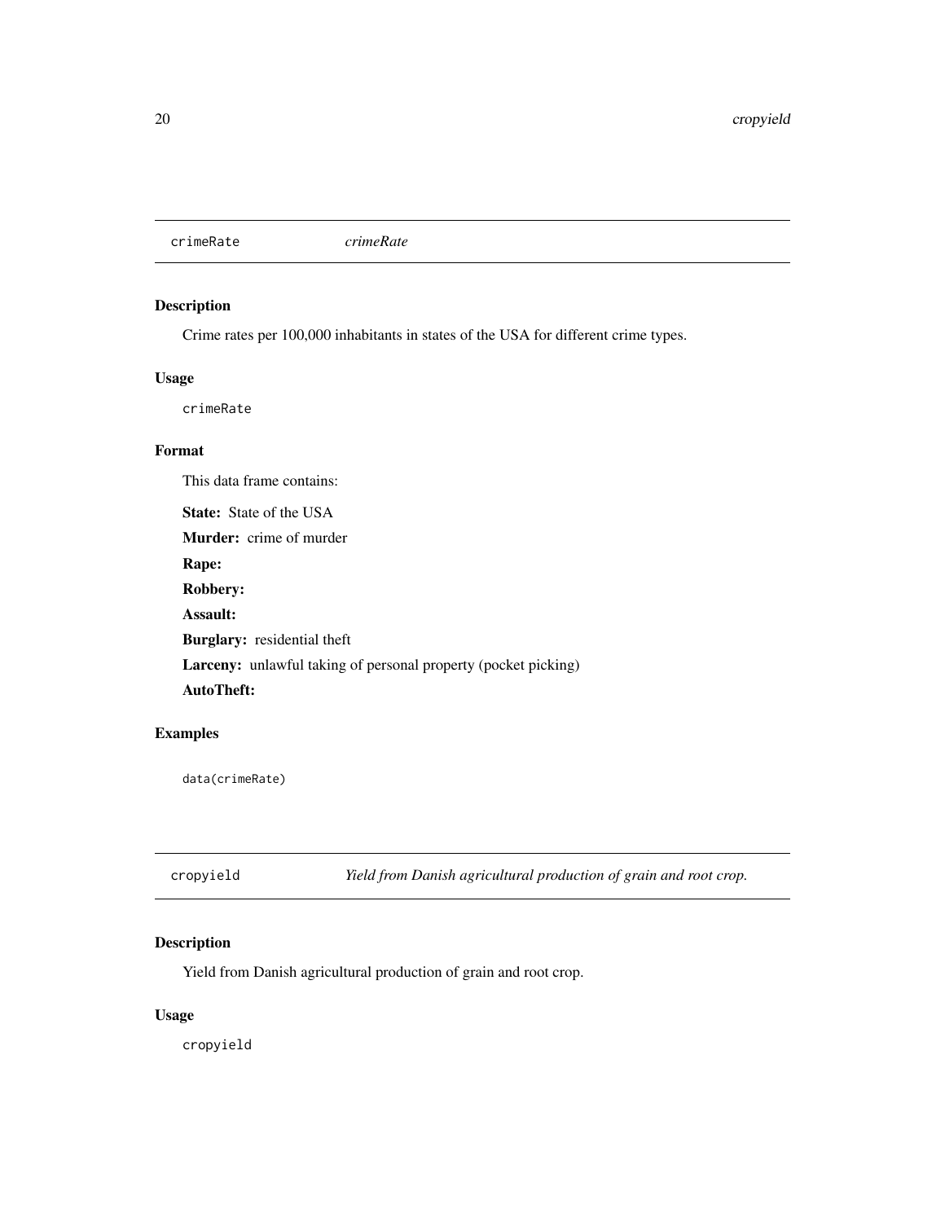## crimeRate &nbsp;&nbsp;&nbsp;&nbsp; *crimeRate*

### Description

Crime rates per 100,000 inhabitants in states of the USA for different crime types.

### Usage

```
crimeRate
```

### Format

This data frame contains:

**State:** State of the USA

**Murder:** crime of murder

**Rape:**

**Robbery:**

**Assault:**

**Burglary:** residential theft

**Larceny:** unlawful taking of personal property (pocket picking)

**AutoTheft:**

### Examples

```
data(crimeRate)
```

## cropyield &nbsp;&nbsp;&nbsp;&nbsp; *Yield from Danish agricultural production of grain and root crop.*

### Description

Yield from Danish agricultural production of grain and root crop.

### Usage

```
cropyield
```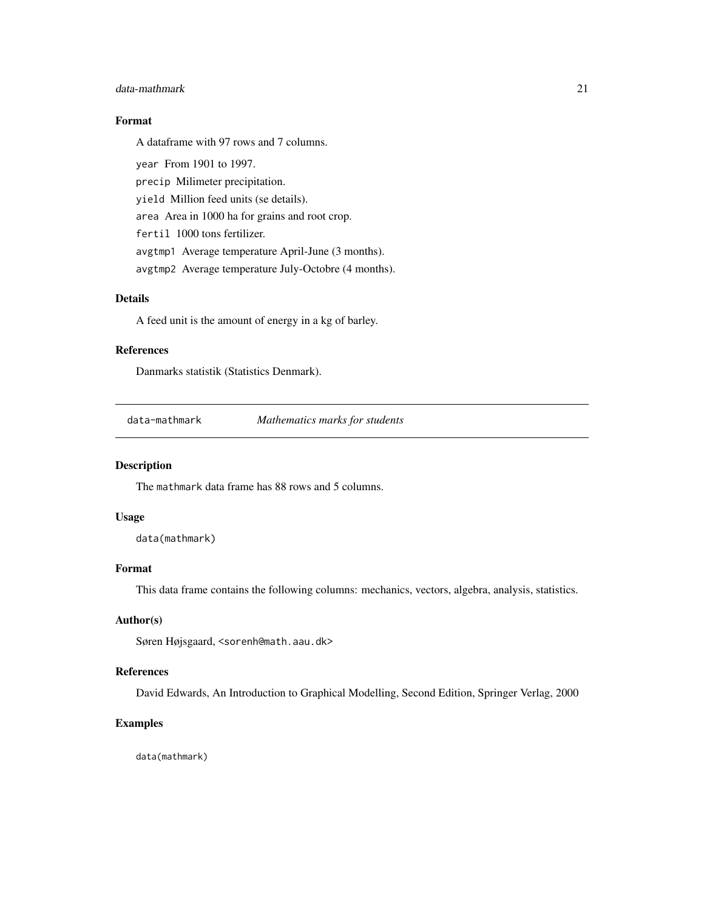### Format

A dataframe with 97 rows and 7 columns.

`year` From 1901 to 1997.

`precip` Milimeter precipitation.

`yield` Million feed units (se details).

`area` Area in 1000 ha for grains and root crop.

`fertil` 1000 tons fertilizer.

`avgtmp1` Average temperature April-June (3 months).

`avgtmp2` Average temperature July-Octobre (4 months).

### Details

A feed unit is the amount of energy in a kg of barley.

### References

Danmarks statistik (Statistics Denmark).

---

## data-mathmark *Mathematics marks for students*

### Description

The `mathmark` data frame has 88 rows and 5 columns.

### Usage

```
data(mathmark)
```

### Format

This data frame contains the following columns: mechanics, vectors, algebra, analysis, statistics.

### Author(s)

Søren Højsgaard, <sorenh@math.aau.dk>

### References

David Edwards, An Introduction to Graphical Modelling, Second Edition, Springer Verlag, 2000

### Examples

```
data(mathmark)
```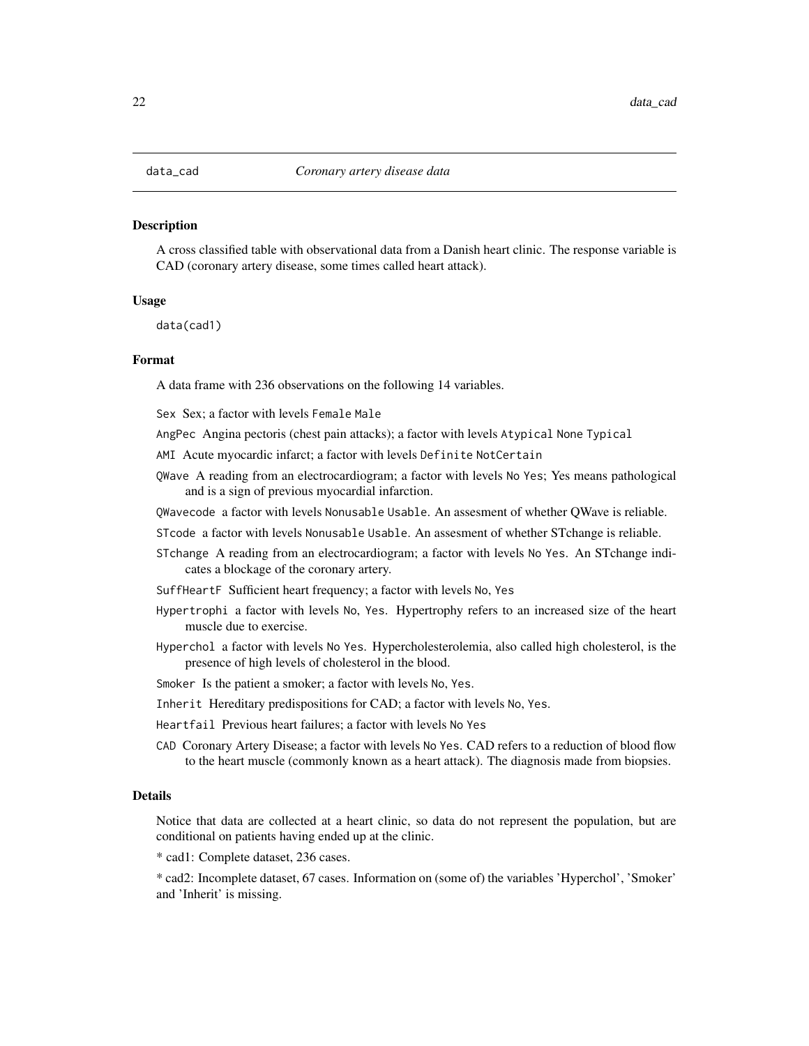# data_cad — *Coronary artery disease data*

## Description

A cross classified table with observational data from a Danish heart clinic. The response variable is CAD (coronary artery disease, some times called heart attack).

## Usage

```
data(cad1)
```

## Format

A data frame with 236 observations on the following 14 variables.

- `Sex` Sex; a factor with levels `Female` `Male`
- `AngPec` Angina pectoris (chest pain attacks); a factor with levels `Atypical` `None` `Typical`
- `AMI` Acute myocardic infarct; a factor with levels `Definite` `NotCertain`
- `QWave` A reading from an electrocardiogram; a factor with levels `No` `Yes`; Yes means pathological and is a sign of previous myocardial infarction.
- `QWavecode` a factor with levels `Nonusable` `Usable`. An assesment of whether QWave is reliable.
- `STcode` a factor with levels `Nonusable` `Usable`. An assesment of whether STchange is reliable.
- `STchange` A reading from an electrocardiogram; a factor with levels `No` `Yes`. An STchange indicates a blockage of the coronary artery.
- `SuffHeartF` Sufficient heart frequency; a factor with levels `No`, `Yes`
- `Hypertrophi` a factor with levels `No`, `Yes`. Hypertrophy refers to an increased size of the heart muscle due to exercise.
- `Hyperchol` a factor with levels `No` `Yes`. Hypercholesterolemia, also called high cholesterol, is the presence of high levels of cholesterol in the blood.
- `Smoker` Is the patient a smoker; a factor with levels `No`, `Yes`.
- `Inherit` Hereditary predispositions for CAD; a factor with levels `No`, `Yes`.
- `Heartfail` Previous heart failures; a factor with levels `No` `Yes`
- `CAD` Coronary Artery Disease; a factor with levels `No` `Yes`. CAD refers to a reduction of blood flow to the heart muscle (commonly known as a heart attack). The diagnosis made from biopsies.

## Details

Notice that data are collected at a heart clinic, so data do not represent the population, but are conditional on patients having ended up at the clinic.

* cad1: Complete dataset, 236 cases.

* cad2: Incomplete dataset, 67 cases. Information on (some of) the variables 'Hyperchol', 'Smoker' and 'Inherit' is missing.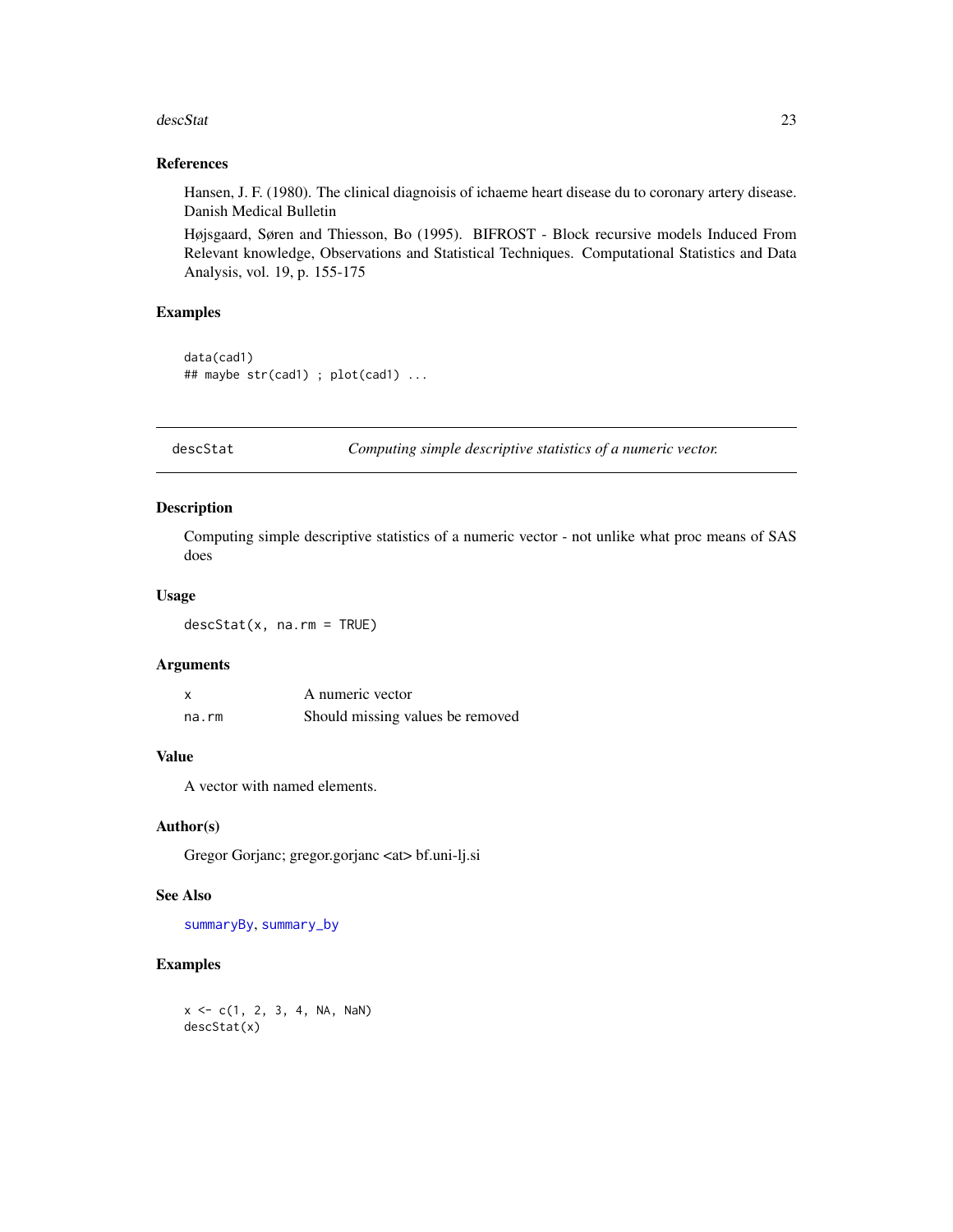### References

Hansen, J. F. (1980). The clinical diagnoisis of ichaeme heart disease du to coronary artery disease. Danish Medical Bulletin

Højsgaard, Søren and Thiesson, Bo (1995). BIFROST - Block recursive models Induced From Relevant knowledge, Observations and Statistical Techniques. Computational Statistics and Data Analysis, vol. 19, p. 155-175

### Examples

```
data(cad1)
## maybe str(cad1) ; plot(cad1) ...
```

---

## descStat — *Computing simple descriptive statistics of a numeric vector.*

---

### Description

Computing simple descriptive statistics of a numeric vector - not unlike what proc means of SAS does

### Usage

```
descStat(x, na.rm = TRUE)
```

### Arguments

| | |
|---|---|
| x | A numeric vector |
| na.rm | Should missing values be removed |

### Value

A vector with named elements.

### Author(s)

Gregor Gorjanc; gregor.gorjanc <at> bf.uni-lj.si

### See Also

summaryBy, summary_by

### Examples

```
x <- c(1, 2, 3, 4, NA, NaN)
descStat(x)
```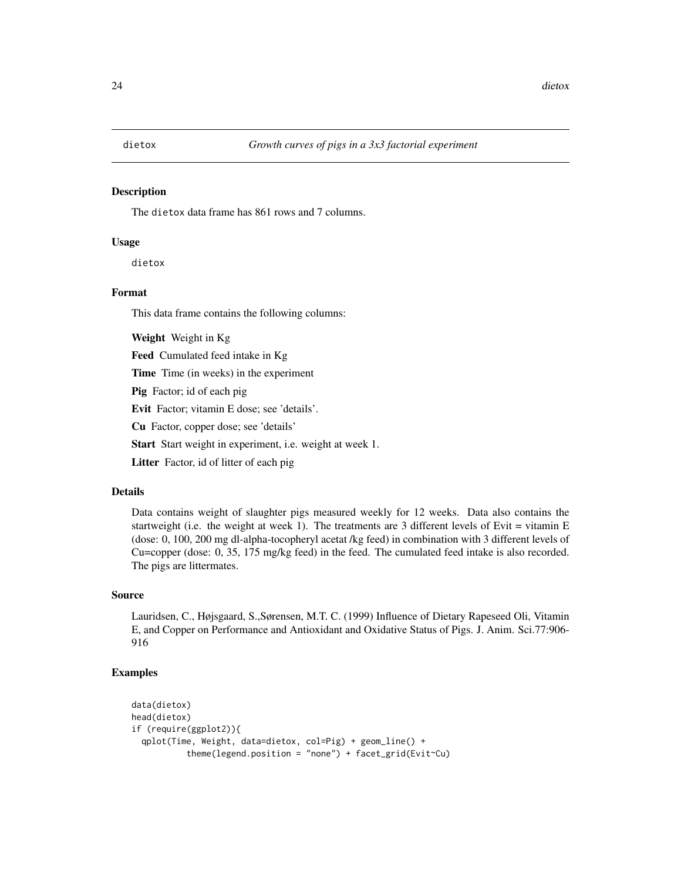# dietox *Growth curves of pigs in a 3x3 factorial experiment*

## Description

The dietox data frame has 861 rows and 7 columns.

## Usage

dietox

## Format

This data frame contains the following columns:

**Weight** Weight in Kg

**Feed** Cumulated feed intake in Kg

**Time** Time (in weeks) in the experiment

**Pig** Factor; id of each pig

**Evit** Factor; vitamin E dose; see 'details'.

**Cu** Factor, copper dose; see 'details'

**Start** Start weight in experiment, i.e. weight at week 1.

**Litter** Factor, id of litter of each pig

## Details

Data contains weight of slaughter pigs measured weekly for 12 weeks. Data also contains the startweight (i.e. the weight at week 1). The treatments are 3 different levels of Evit = vitamin E (dose: 0, 100, 200 mg dl-alpha-tocopheryl acetat /kg feed) in combination with 3 different levels of Cu=copper (dose: 0, 35, 175 mg/kg feed) in the feed. The cumulated feed intake is also recorded. The pigs are littermates.

## Source

Lauridsen, C., Højsgaard, S.,Sørensen, M.T. C. (1999) Influence of Dietary Rapeseed Oli, Vitamin E, and Copper on Performance and Antioxidant and Oxidative Status of Pigs. J. Anim. Sci.77:906-916

## Examples

```
data(dietox)
head(dietox)
if (require(ggplot2)){
  qplot(Time, Weight, data=dietox, col=Pig) + geom_line() +
          theme(legend.position = "none") + facet_grid(Evit~Cu)
```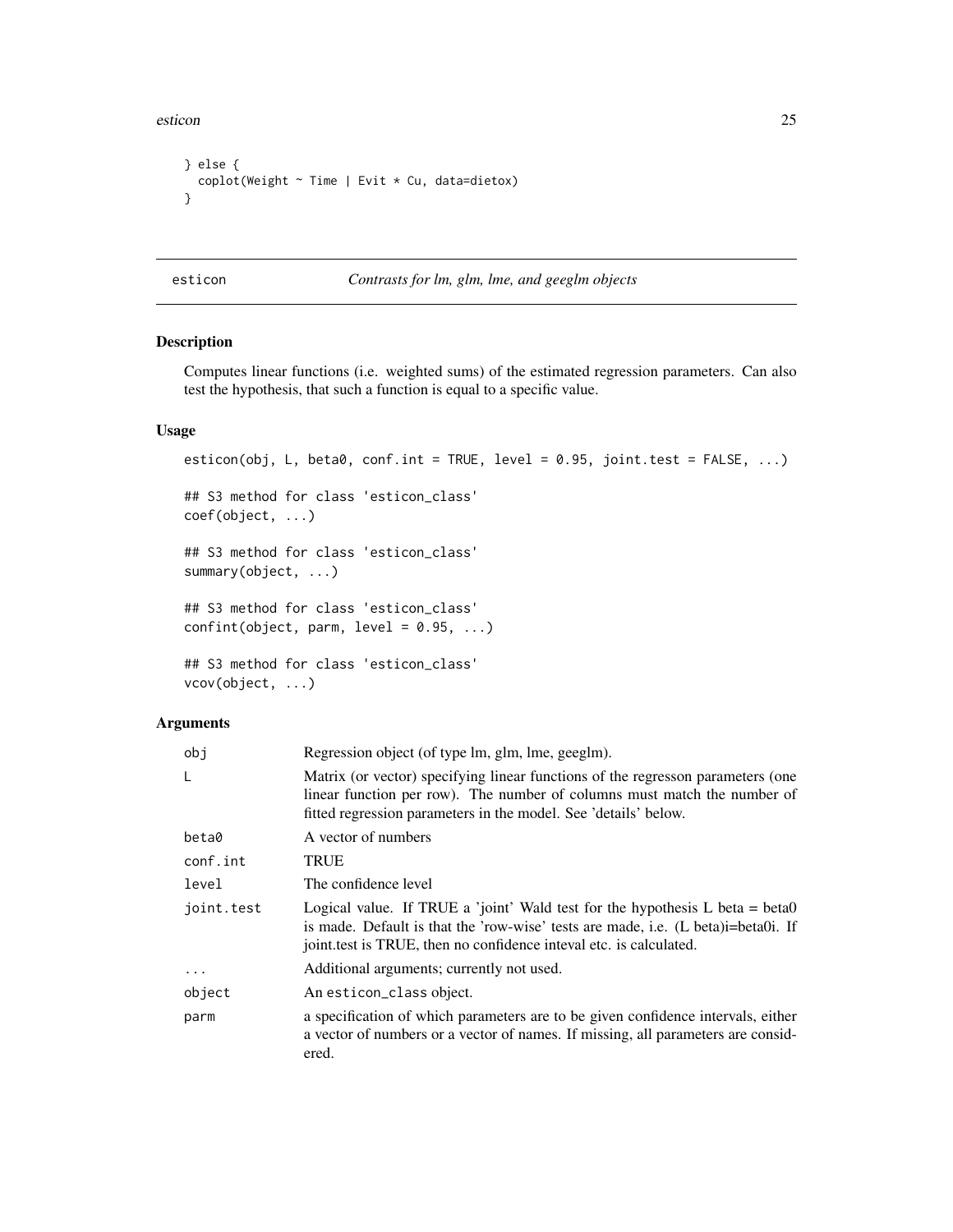```
} else {
  coplot(Weight ~ Time | Evit * Cu, data=dietox)
}
```

---

## esticon — *Contrasts for lm, glm, lme, and geeglm objects*

### Description

Computes linear functions (i.e. weighted sums) of the estimated regression parameters. Can also test the hypothesis, that such a function is equal to a specific value.

### Usage

```
esticon(obj, L, beta0, conf.int = TRUE, level = 0.95, joint.test = FALSE, ...)

## S3 method for class 'esticon_class'
coef(object, ...)

## S3 method for class 'esticon_class'
summary(object, ...)

## S3 method for class 'esticon_class'
confint(object, parm, level = 0.95, ...)

## S3 method for class 'esticon_class'
vcov(object, ...)
```

### Arguments

| | |
|---|---|
| `obj` | Regression object (of type lm, glm, lme, geeglm). |
| `L` | Matrix (or vector) specifying linear functions of the regresson parameters (one linear function per row). The number of columns must match the number of fitted regression parameters in the model. See 'details' below. |
| `beta0` | A vector of numbers |
| `conf.int` | TRUE |
| `level` | The confidence level |
| `joint.test` | Logical value. If TRUE a 'joint' Wald test for the hypothesis L beta = beta0 is made. Default is that the 'row-wise' tests are made, i.e. (L beta)i=beta0i. If joint.test is TRUE, then no confidence inteval etc. is calculated. |
| `...` | Additional arguments; currently not used. |
| `object` | An `esticon_class` object. |
| `parm` | a specification of which parameters are to be given confidence intervals, either a vector of numbers or a vector of names. If missing, all parameters are considered. |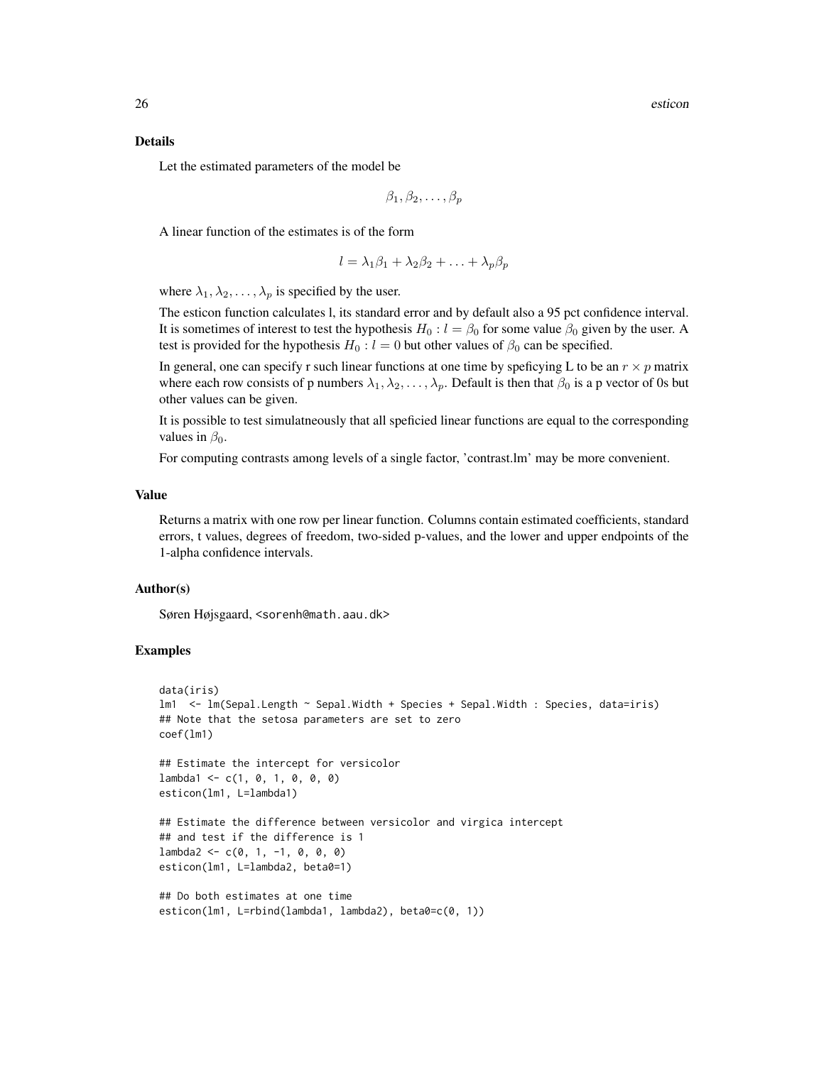### Details

Let the estimated parameters of the model be

$$\beta_1, \beta_2, \ldots, \beta_p$$

A linear function of the estimates is of the form

$$l = \lambda_1\beta_1 + \lambda_2\beta_2 + \ldots + \lambda_p\beta_p$$

where $\lambda_1, \lambda_2, \ldots, \lambda_p$ is specified by the user.

The esticon function calculates l, its standard error and by default also a 95 pct confidence interval. It is sometimes of interest to test the hypothesis $H_0 : l = \beta_0$ for some value $\beta_0$ given by the user. A test is provided for the hypothesis $H_0 : l = 0$ but other values of $\beta_0$ can be specified.

In general, one can specify r such linear functions at one time by speficying L to be an $r \times p$ matrix where each row consists of p numbers $\lambda_1, \lambda_2, \ldots, \lambda_p$. Default is then that $\beta_0$ is a p vector of 0s but other values can be given.

It is possible to test simulatneously that all speficied linear functions are equal to the corresponding values in $\beta_0$.

For computing contrasts among levels of a single factor, 'contrast.lm' may be more convenient.

### Value

Returns a matrix with one row per linear function. Columns contain estimated coefficients, standard errors, t values, degrees of freedom, two-sided p-values, and the lower and upper endpoints of the 1-alpha confidence intervals.

### Author(s)

Søren Højsgaard, <sorenh@math.aau.dk>

### Examples

```
data(iris)
lm1  <- lm(Sepal.Length ~ Sepal.Width + Species + Sepal.Width : Species, data=iris)
## Note that the setosa parameters are set to zero
coef(lm1)

## Estimate the intercept for versicolor
lambda1 <- c(1, 0, 1, 0, 0, 0)
esticon(lm1, L=lambda1)

## Estimate the difference between versicolor and virgica intercept
## and test if the difference is 1
lambda2 <- c(0, 1, -1, 0, 0, 0)
esticon(lm1, L=lambda2, beta0=1)

## Do both estimates at one time
esticon(lm1, L=rbind(lambda1, lambda2), beta0=c(0, 1))
```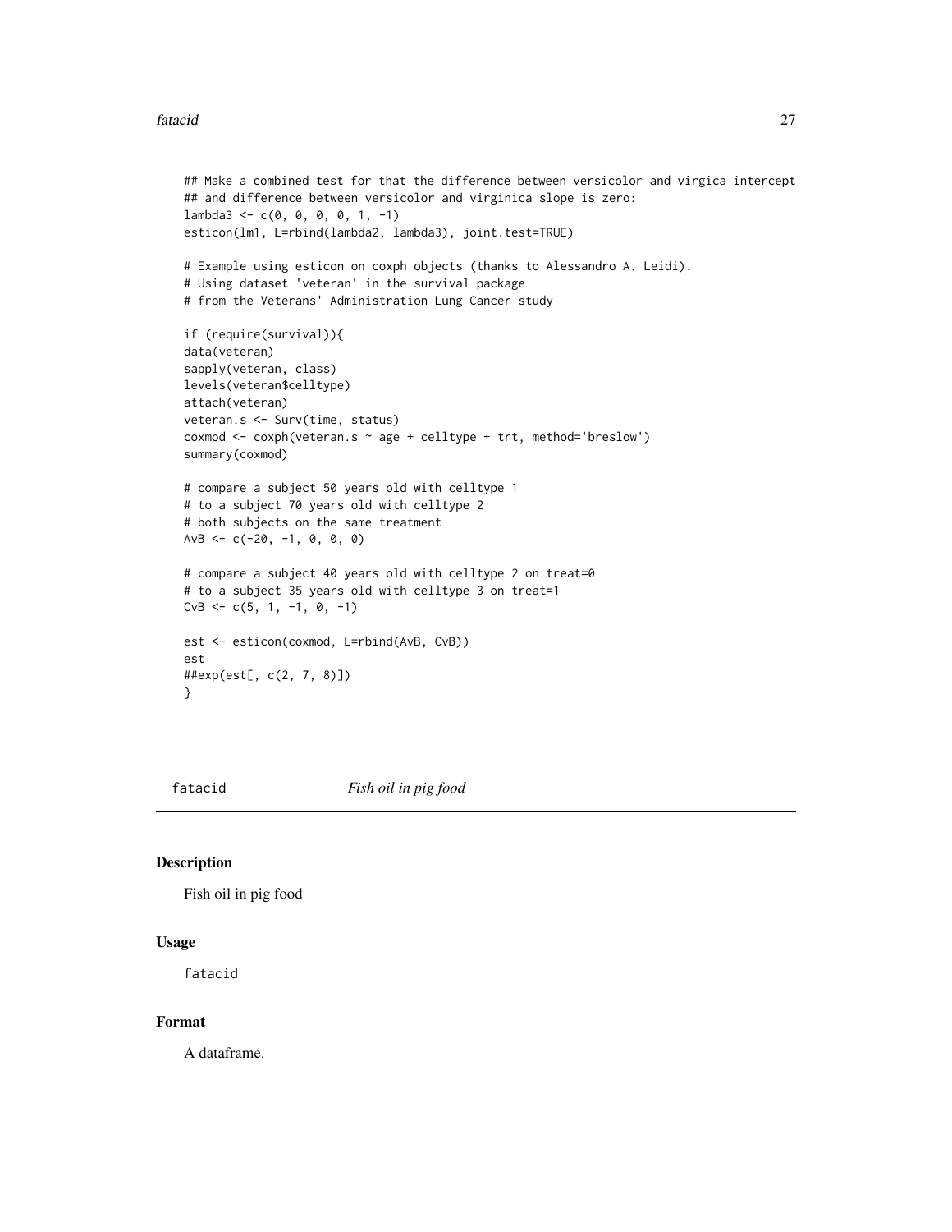```
## Make a combined test for that the difference between versicolor and virgica intercept
## and difference between versicolor and virginica slope is zero:
lambda3 <- c(0, 0, 0, 0, 1, -1)
esticon(lm1, L=rbind(lambda2, lambda3), joint.test=TRUE)

# Example using esticon on coxph objects (thanks to Alessandro A. Leidi).
# Using dataset 'veteran' in the survival package
# from the Veterans' Administration Lung Cancer study

if (require(survival)){
data(veteran)
sapply(veteran, class)
levels(veteran$celltype)
attach(veteran)
veteran.s <- Surv(time, status)
coxmod <- coxph(veteran.s ~ age + celltype + trt, method='breslow')
summary(coxmod)

# compare a subject 50 years old with celltype 1
# to a subject 70 years old with celltype 2
# both subjects on the same treatment
AvB <- c(-20, -1, 0, 0, 0)

# compare a subject 40 years old with celltype 2 on treat=0
# to a subject 35 years old with celltype 3 on treat=1
CvB <- c(5, 1, -1, 0, -1)

est <- esticon(coxmod, L=rbind(AvB, CvB))
est
##exp(est[, c(2, 7, 8)])
}
```

## fatacid — *Fish oil in pig food*

### Description

Fish oil in pig food

### Usage

```
fatacid
```

### Format

A dataframe.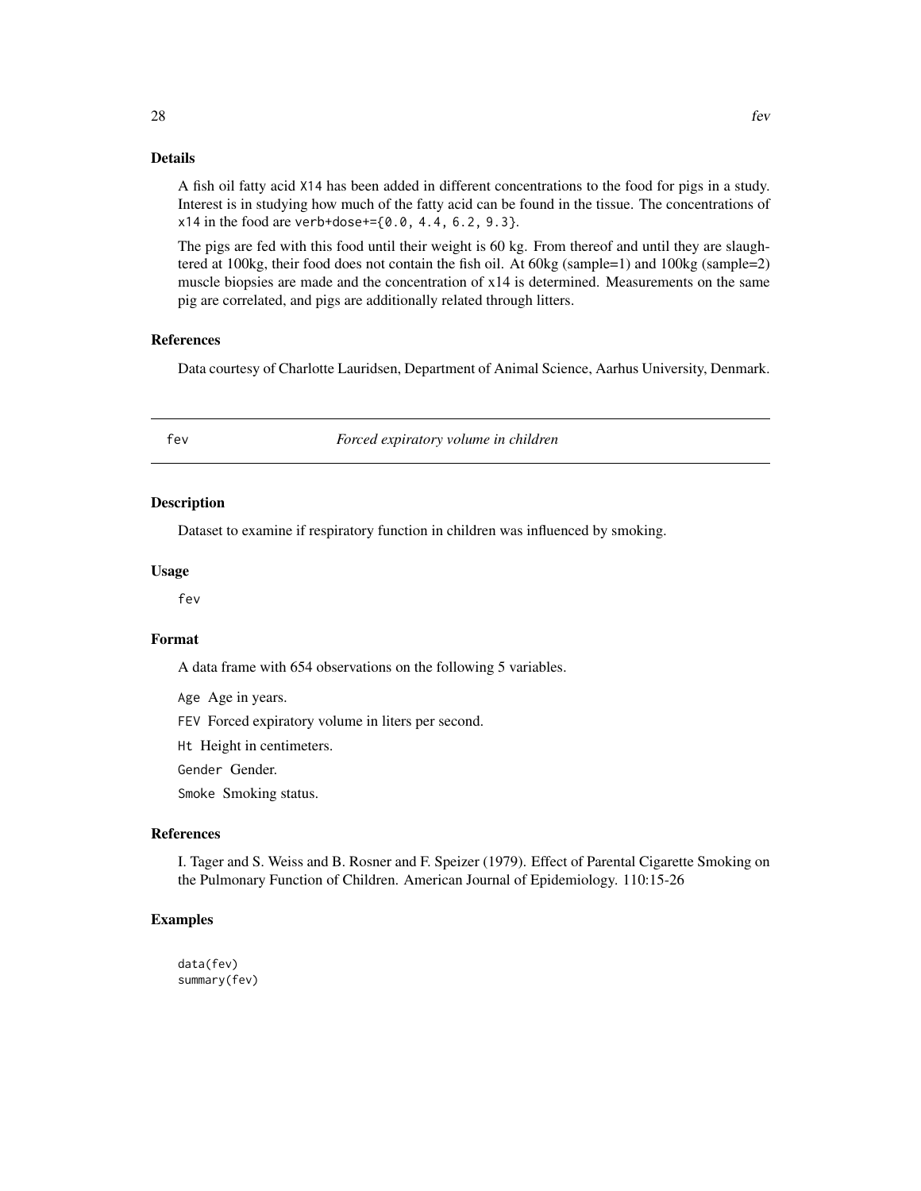### Details

A fish oil fatty acid `X14` has been added in different concentrations to the food for pigs in a study. Interest is in studying how much of the fatty acid can be found in the tissue. The concentrations of `x14` in the food are `verb+dose+={0.0, 4.4, 6.2, 9.3}`.

The pigs are fed with this food until their weight is 60 kg. From thereof and until they are slaughtered at 100kg, their food does not contain the fish oil. At 60kg (sample=1) and 100kg (sample=2) muscle biopsies are made and the concentration of `x14` is determined. Measurements on the same pig are correlated, and pigs are additionally related through litters.

### References

Data courtesy of Charlotte Lauridsen, Department of Animal Science, Aarhus University, Denmark.

---

## fev — *Forced expiratory volume in children*

### Description

Dataset to examine if respiratory function in children was influenced by smoking.

### Usage

```
fev
```

### Format

A data frame with 654 observations on the following 5 variables.

`Age` Age in years.

`FEV` Forced expiratory volume in liters per second.

`Ht` Height in centimeters.

`Gender` Gender.

`Smoke` Smoking status.

### References

I. Tager and S. Weiss and B. Rosner and F. Speizer (1979). Effect of Parental Cigarette Smoking on the Pulmonary Function of Children. American Journal of Epidemiology. 110:15-26

### Examples

```
data(fev)
summary(fev)
```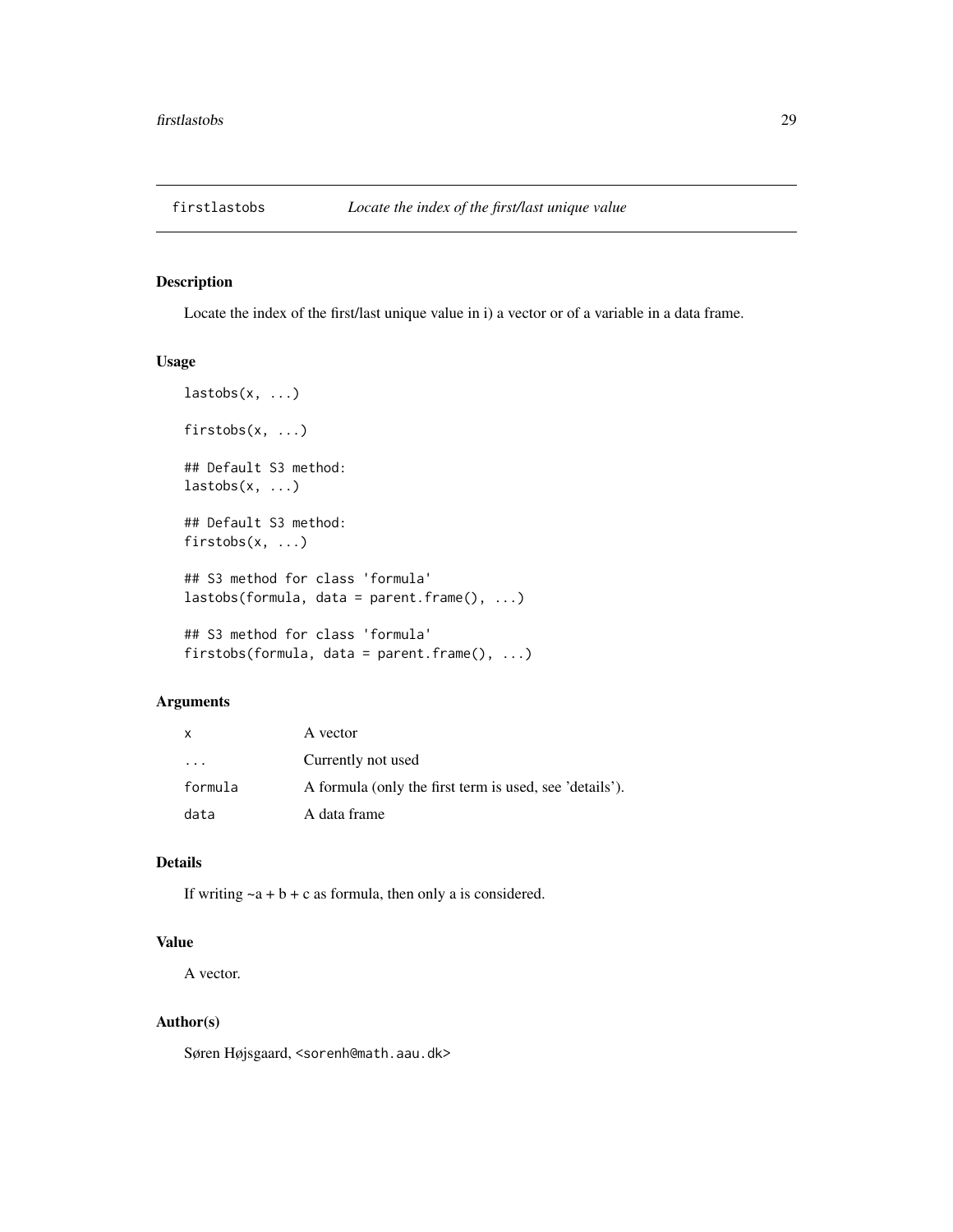# firstlastobs — *Locate the index of the first/last unique value*

## Description

Locate the index of the first/last unique value in i) a vector or of a variable in a data frame.

## Usage

```
lastobs(x, ...)

firstobs(x, ...)

## Default S3 method:
lastobs(x, ...)

## Default S3 method:
firstobs(x, ...)

## S3 method for class 'formula'
lastobs(formula, data = parent.frame(), ...)

## S3 method for class 'formula'
firstobs(formula, data = parent.frame(), ...)
```

## Arguments

| | |
|---|---|
| `x` | A vector |
| `...` | Currently not used |
| `formula` | A formula (only the first term is used, see 'details'). |
| `data` | A data frame |

## Details

If writing ~a + b + c as formula, then only a is considered.

## Value

A vector.

## Author(s)

Søren Højsgaard, <sorenh@math.aau.dk>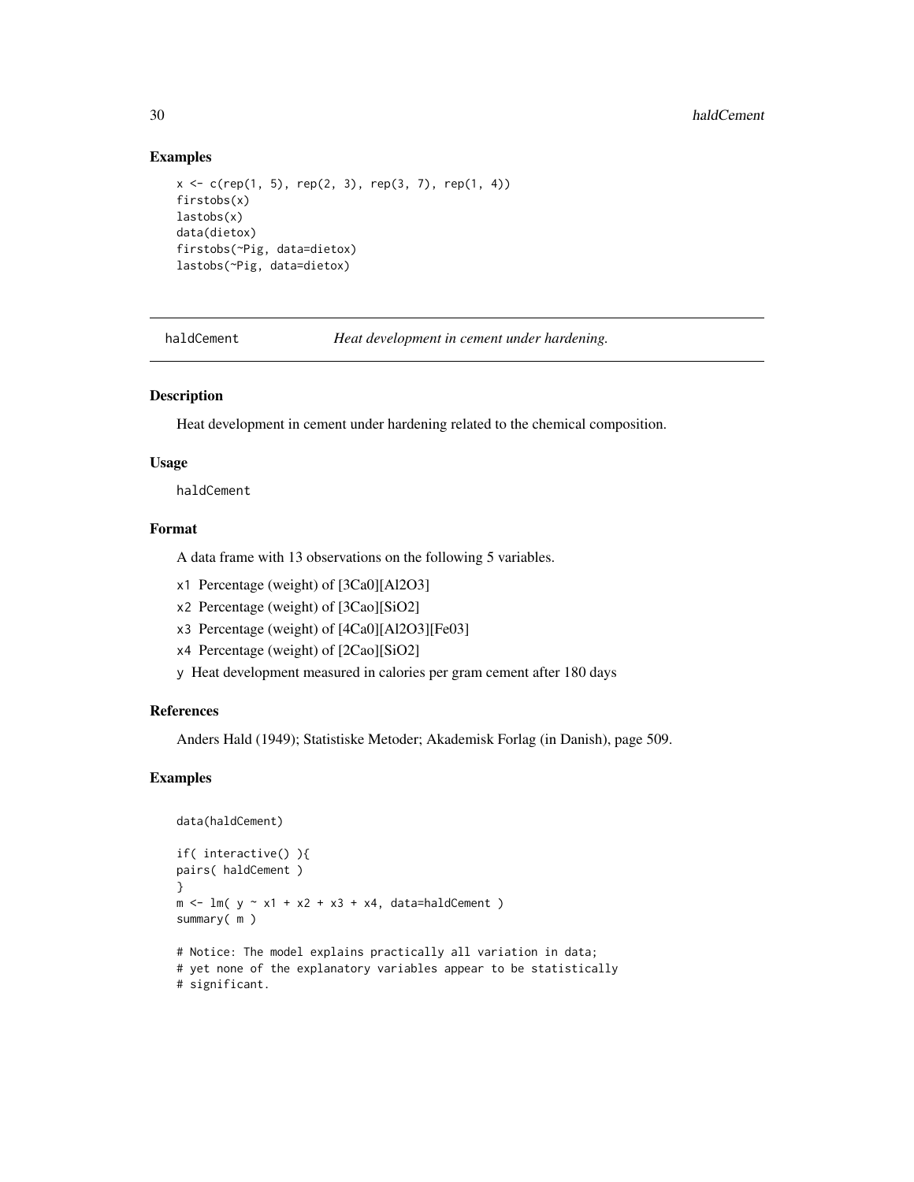## Examples

```
x <- c(rep(1, 5), rep(2, 3), rep(3, 7), rep(1, 4))
firstobs(x)
lastobs(x)
data(dietox)
firstobs(~Pig, data=dietox)
lastobs(~Pig, data=dietox)
```

---

# haldCement — *Heat development in cement under hardening.*

---

## Description

Heat development in cement under hardening related to the chemical composition.

## Usage

```
haldCement
```

## Format

A data frame with 13 observations on the following 5 variables.

- `x1` Percentage (weight) of [3Ca0][Al2O3]
- `x2` Percentage (weight) of [3Cao][SiO2]
- `x3` Percentage (weight) of [4Ca0][Al2O3][Fe03]
- `x4` Percentage (weight) of [2Cao][SiO2]
- `y` Heat development measured in calories per gram cement after 180 days

## References

Anders Hald (1949); Statistiske Metoder; Akademisk Forlag (in Danish), page 509.

## Examples

```
data(haldCement)

if( interactive() ){
pairs( haldCement )
}
m <- lm( y ~ x1 + x2 + x3 + x4, data=haldCement )
summary( m )

# Notice: The model explains practically all variation in data;
# yet none of the explanatory variables appear to be statistically
# significant.
```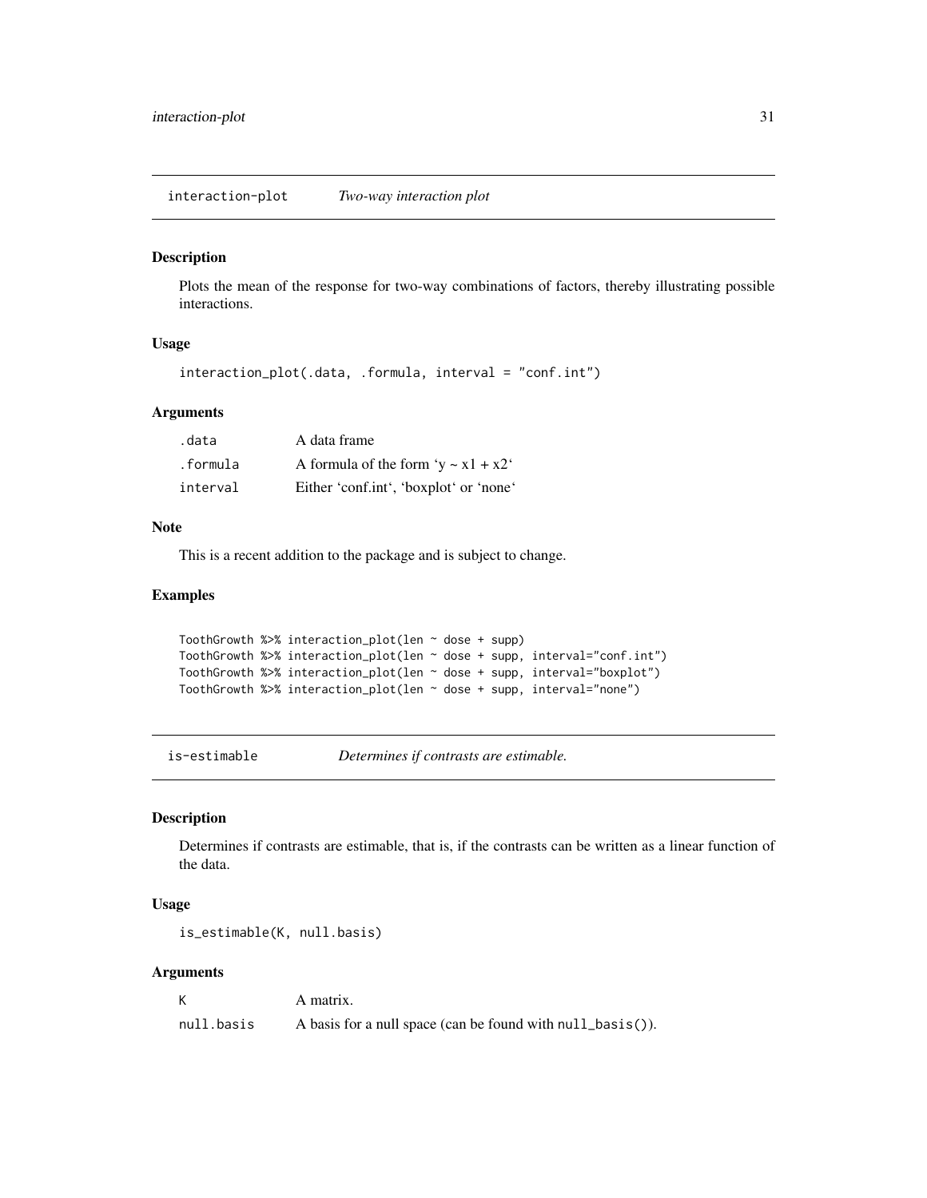## interaction-plot *Two-way interaction plot*

### Description

Plots the mean of the response for two-way combinations of factors, thereby illustrating possible interactions.

### Usage

```
interaction_plot(.data, .formula, interval = "conf.int")
```

### Arguments

| | |
|---|---|
| .data | A data frame |
| .formula | A formula of the form 'y ~ x1 + x2' |
| interval | Either 'conf.int', 'boxplot' or 'none' |

### Note

This is a recent addition to the package and is subject to change.

### Examples

```
ToothGrowth %>% interaction_plot(len ~ dose + supp)
ToothGrowth %>% interaction_plot(len ~ dose + supp, interval="conf.int")
ToothGrowth %>% interaction_plot(len ~ dose + supp, interval="boxplot")
ToothGrowth %>% interaction_plot(len ~ dose + supp, interval="none")
```

## is-estimable *Determines if contrasts are estimable.*

### Description

Determines if contrasts are estimable, that is, if the contrasts can be written as a linear function of the data.

### Usage

```
is_estimable(K, null.basis)
```

### Arguments

| | |
|---|---|
| K | A matrix. |
| null.basis | A basis for a null space (can be found with null_basis()). |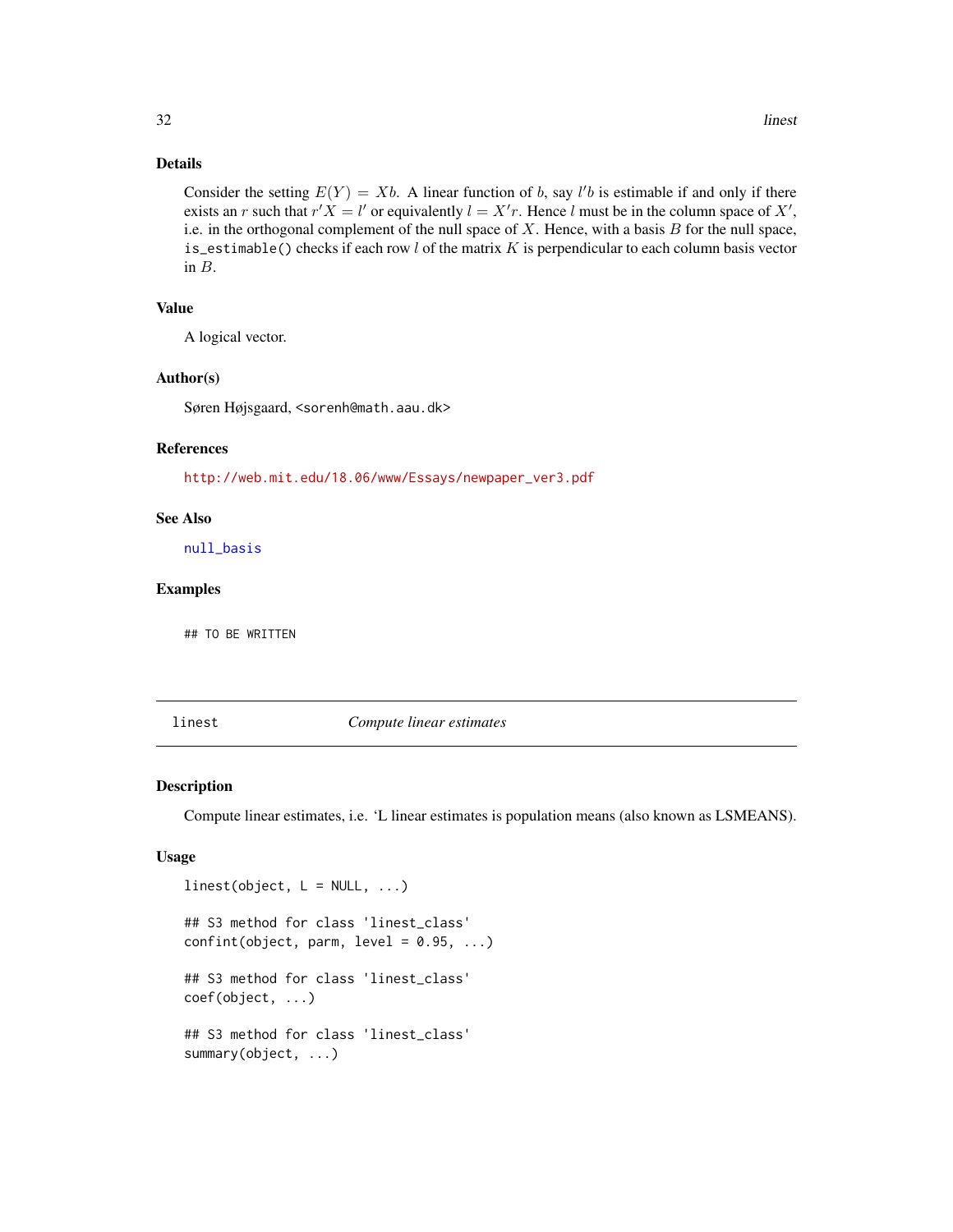### Details

Consider the setting $E(Y) = Xb$. A linear function of $b$, say $l'b$ is estimable if and only if there exists an $r$ such that $r'X = l'$ or equivalently $l = X'r$. Hence $l$ must be in the column space of $X'$, i.e. in the orthogonal complement of the null space of $X$. Hence, with a basis $B$ for the null space, `is_estimable()` checks if each row $l$ of the matrix $K$ is perpendicular to each column basis vector in $B$.

### Value

A logical vector.

### Author(s)

Søren Højsgaard, <sorenh@math.aau.dk>

### References

http://web.mit.edu/18.06/www/Essays/newpaper_ver3.pdf

### See Also

`null_basis`

### Examples

```
## TO BE WRITTEN
```

---

## linest — *Compute linear estimates*

### Description

Compute linear estimates, i.e. 'L linear estimates is population means (also known as LSMEANS).

### Usage

```
linest(object, L = NULL, ...)

## S3 method for class 'linest_class'
confint(object, parm, level = 0.95, ...)

## S3 method for class 'linest_class'
coef(object, ...)

## S3 method for class 'linest_class'
summary(object, ...)
```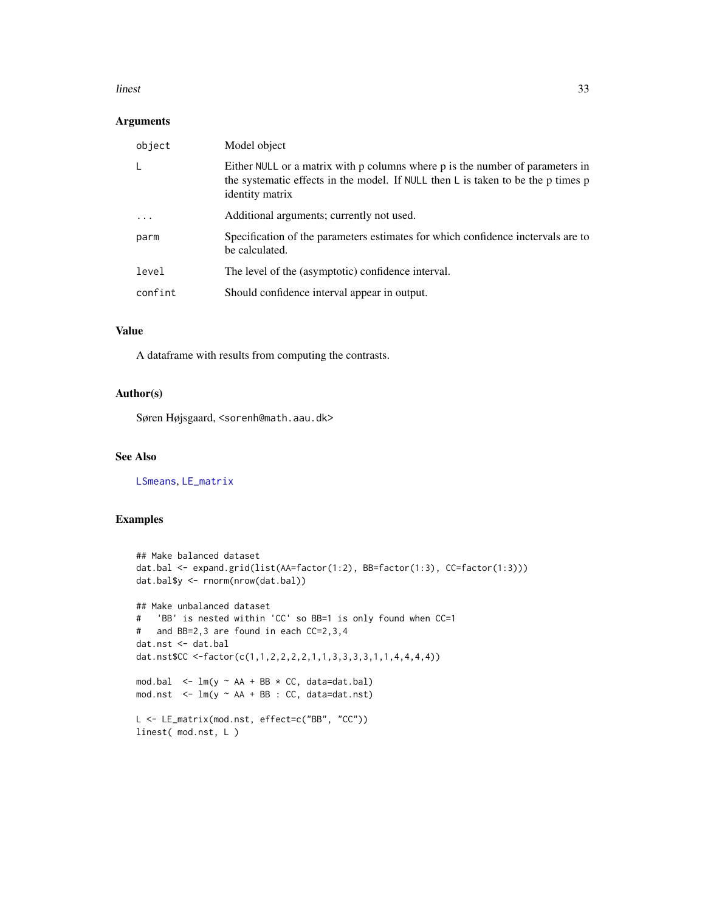## Arguments

| | |
|---|---|
| object | Model object |
| L | Either NULL or a matrix with p columns where p is the number of parameters in the systematic effects in the model. If NULL then L is taken to be the p times p identity matrix |
| ... | Additional arguments; currently not used. |
| parm | Specification of the parameters estimates for which confidence inctervals are to be calculated. |
| level | The level of the (asymptotic) confidence interval. |
| confint | Should confidence interval appear in output. |

## Value

A dataframe with results from computing the contrasts.

## Author(s)

Søren Højsgaard, <sorenh@math.aau.dk>

## See Also

LSmeans, LE_matrix

## Examples

```
## Make balanced dataset
dat.bal <- expand.grid(list(AA=factor(1:2), BB=factor(1:3), CC=factor(1:3)))
dat.bal$y <- rnorm(nrow(dat.bal))

## Make unbalanced dataset
#   'BB' is nested within 'CC' so BB=1 is only found when CC=1
#   and BB=2,3 are found in each CC=2,3,4
dat.nst <- dat.bal
dat.nst$CC <-factor(c(1,1,2,2,2,2,1,1,3,3,3,3,1,1,4,4,4,4))

mod.bal  <- lm(y ~ AA + BB * CC, data=dat.bal)
mod.nst  <- lm(y ~ AA + BB : CC, data=dat.nst)

L <- LE_matrix(mod.nst, effect=c("BB", "CC"))
linest( mod.nst, L )
```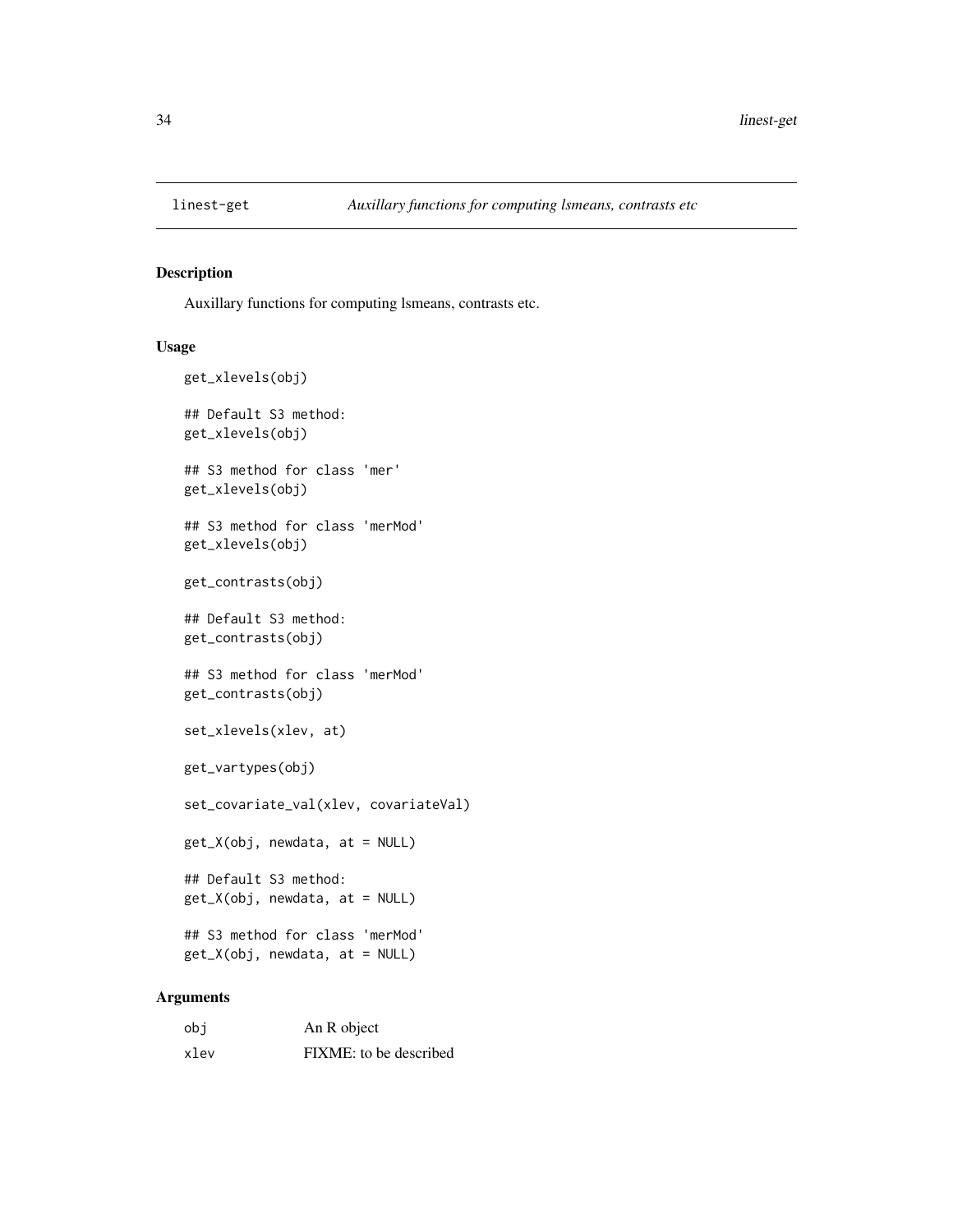linest-get | *Auxillary functions for computing lsmeans, contrasts etc*

## Description

Auxillary functions for computing lsmeans, contrasts etc.

## Usage

```
get_xlevels(obj)

## Default S3 method:
get_xlevels(obj)

## S3 method for class 'mer'
get_xlevels(obj)

## S3 method for class 'merMod'
get_xlevels(obj)

get_contrasts(obj)

## Default S3 method:
get_contrasts(obj)

## S3 method for class 'merMod'
get_contrasts(obj)

set_xlevels(xlev, at)

get_vartypes(obj)

set_covariate_val(xlev, covariateVal)

get_X(obj, newdata, at = NULL)

## Default S3 method:
get_X(obj, newdata, at = NULL)

## S3 method for class 'merMod'
get_X(obj, newdata, at = NULL)
```

## Arguments

| | |
|---|---|
| obj | An R object |
| xlev | FIXME: to be described |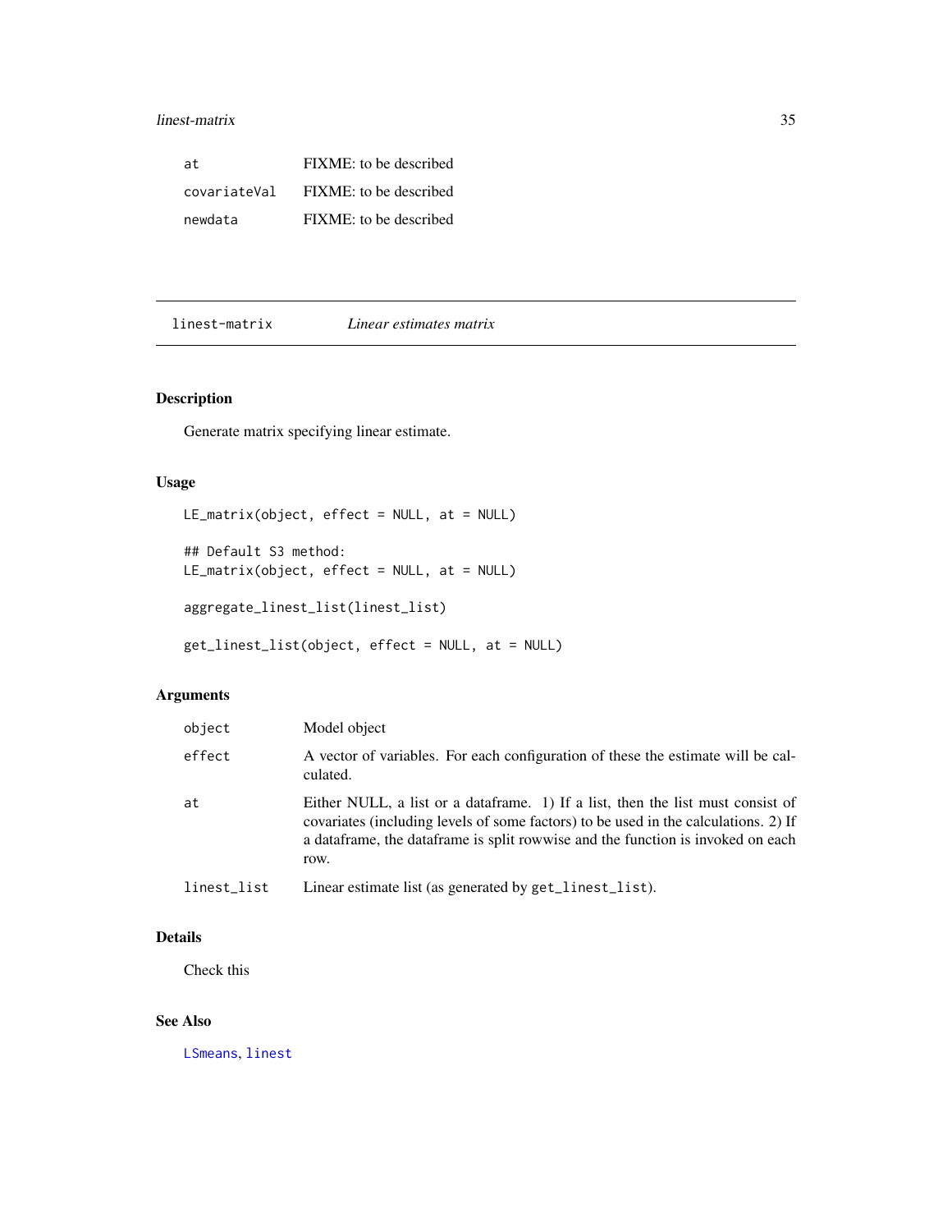| | |
|---|---|
| at | FIXME: to be described |
| covariateVal | FIXME: to be described |
| newdata | FIXME: to be described |

---

## linest-matrix *Linear estimates matrix*

### Description

Generate matrix specifying linear estimate.

### Usage

```
LE_matrix(object, effect = NULL, at = NULL)

## Default S3 method:
LE_matrix(object, effect = NULL, at = NULL)

aggregate_linest_list(linest_list)

get_linest_list(object, effect = NULL, at = NULL)
```

### Arguments

| | |
|---|---|
| object | Model object |
| effect | A vector of variables. For each configuration of these the estimate will be calculated. |
| at | Either NULL, a list or a dataframe. 1) If a list, then the list must consist of covariates (including levels of some factors) to be used in the calculations. 2) If a dataframe, the dataframe is split rowwise and the function is invoked on each row. |
| linest_list | Linear estimate list (as generated by `get_linest_list`). |

### Details

Check this

### See Also

`LSmeans`, `linest`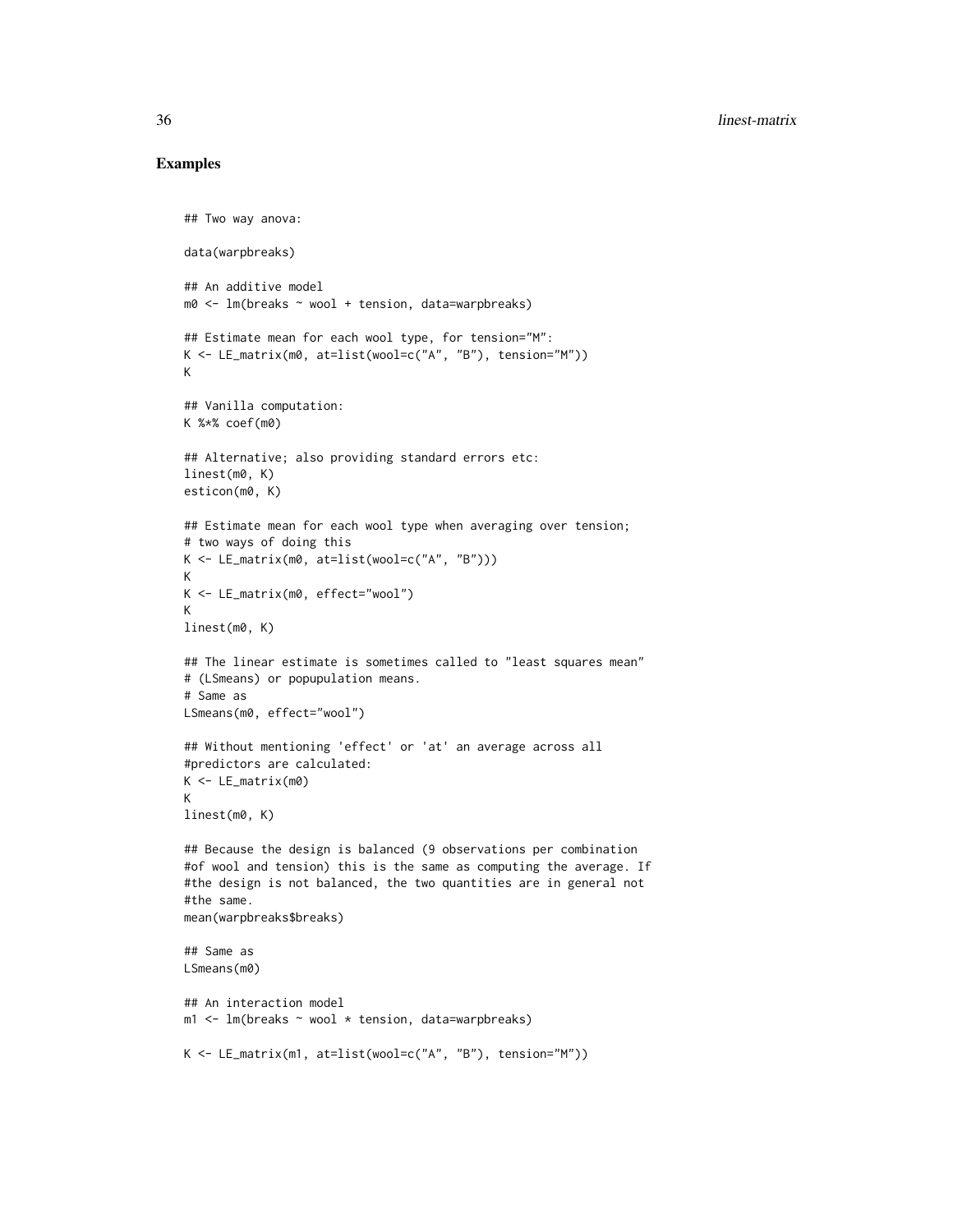## Examples

```
## Two way anova:

data(warpbreaks)

## An additive model
m0 <- lm(breaks ~ wool + tension, data=warpbreaks)

## Estimate mean for each wool type, for tension="M":
K <- LE_matrix(m0, at=list(wool=c("A", "B"), tension="M"))
K

## Vanilla computation:
K %*% coef(m0)

## Alternative; also providing standard errors etc:
linest(m0, K)
esticon(m0, K)

## Estimate mean for each wool type when averaging over tension;
# two ways of doing this
K <- LE_matrix(m0, at=list(wool=c("A", "B")))
K
K <- LE_matrix(m0, effect="wool")
K
linest(m0, K)

## The linear estimate is sometimes called to "least squares mean"
# (LSmeans) or popupulation means.
# Same as
LSmeans(m0, effect="wool")

## Without mentioning 'effect' or 'at' an average across all
#predictors are calculated:
K <- LE_matrix(m0)
K
linest(m0, K)

## Because the design is balanced (9 observations per combination
#of wool and tension) this is the same as computing the average. If
#the design is not balanced, the two quantities are in general not
#the same.
mean(warpbreaks$breaks)

## Same as
LSmeans(m0)

## An interaction model
m1 <- lm(breaks ~ wool * tension, data=warpbreaks)

K <- LE_matrix(m1, at=list(wool=c("A", "B"), tension="M"))
```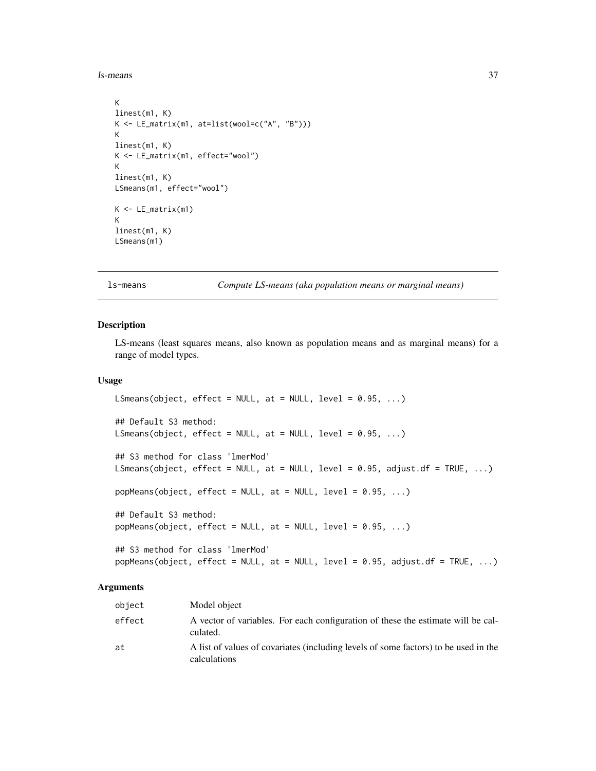```
K
linest(m1, K)
K <- LE_matrix(m1, at=list(wool=c("A", "B")))
K
linest(m1, K)
K <- LE_matrix(m1, effect="wool")
K
linest(m1, K)
LSmeans(m1, effect="wool")

K <- LE_matrix(m1)
K
linest(m1, K)
LSmeans(m1)
```

## ls-means — *Compute LS-means (aka population means or marginal means)*

### Description

LS-means (least squares means, also known as population means and as marginal means) for a range of model types.

### Usage

```
LSmeans(object, effect = NULL, at = NULL, level = 0.95, ...)

## Default S3 method:
LSmeans(object, effect = NULL, at = NULL, level = 0.95, ...)

## S3 method for class 'lmerMod'
LSmeans(object, effect = NULL, at = NULL, level = 0.95, adjust.df = TRUE, ...)

popMeans(object, effect = NULL, at = NULL, level = 0.95, ...)

## Default S3 method:
popMeans(object, effect = NULL, at = NULL, level = 0.95, ...)

## S3 method for class 'lmerMod'
popMeans(object, effect = NULL, at = NULL, level = 0.95, adjust.df = TRUE, ...)
```

### Arguments

| | |
|---|---|
| object | Model object |
| effect | A vector of variables. For each configuration of these the estimate will be calculated. |
| at | A list of values of covariates (including levels of some factors) to be used in the calculations |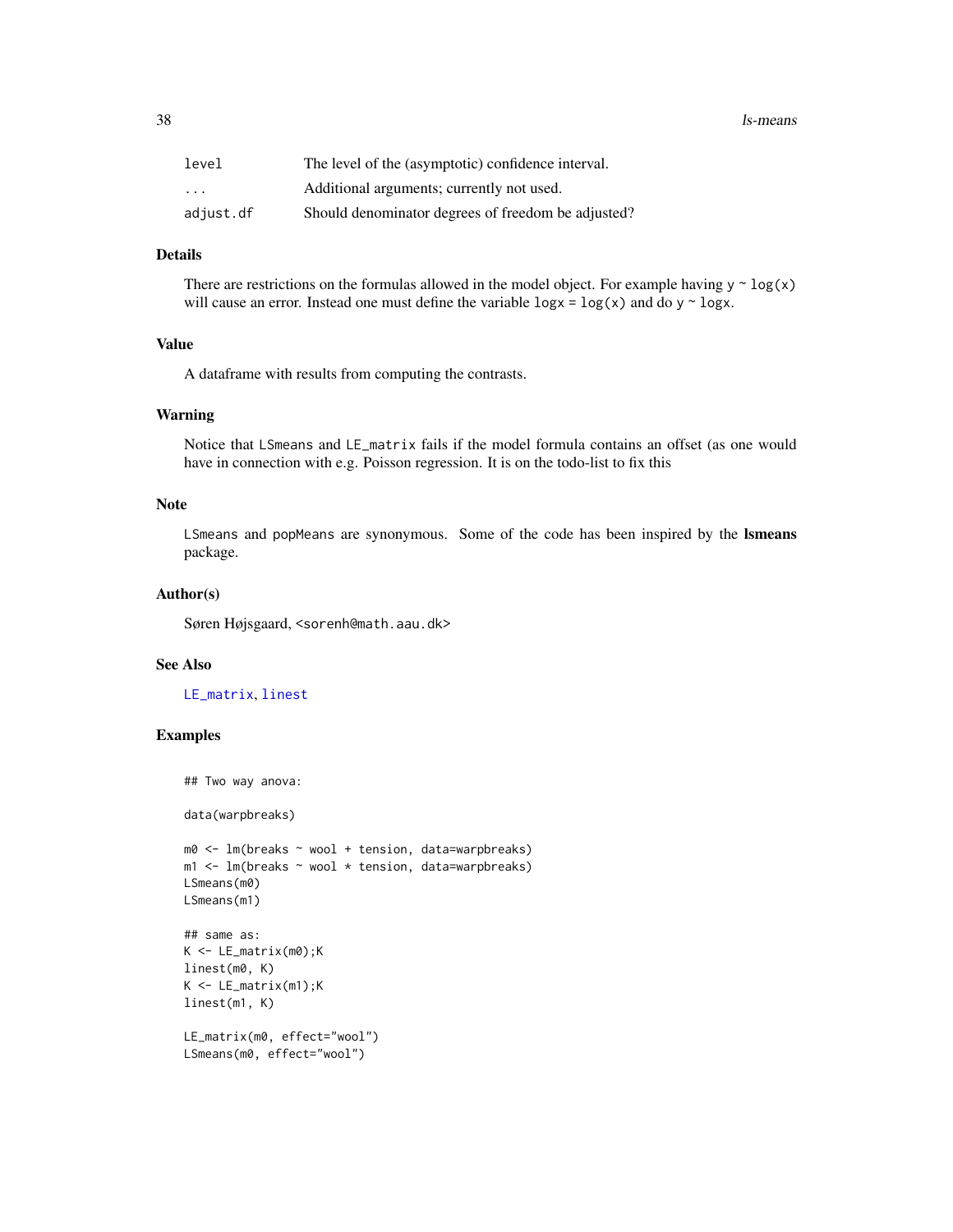| | |
|---|---|
| level | The level of the (asymptotic) confidence interval. |
| ... | Additional arguments; currently not used. |
| adjust.df | Should denominator degrees of freedom be adjusted? |

### Details

There are restrictions on the formulas allowed in the model object. For example having `y ~ log(x)` will cause an error. Instead one must define the variable `logx = log(x)` and do `y ~ logx`.

### Value

A dataframe with results from computing the contrasts.

### Warning

Notice that `LSmeans` and `LE_matrix` fails if the model formula contains an offset (as one would have in connection with e.g. Poisson regression. It is on the todo-list to fix this

### Note

`LSmeans` and `popMeans` are synonymous. Some of the code has been inspired by the **lsmeans** package.

### Author(s)

Søren Højsgaard, <sorenh@math.aau.dk>

### See Also

`LE_matrix`, `linest`

### Examples

```
## Two way anova:

data(warpbreaks)

m0 <- lm(breaks ~ wool + tension, data=warpbreaks)
m1 <- lm(breaks ~ wool * tension, data=warpbreaks)
LSmeans(m0)
LSmeans(m1)

## same as:
K <- LE_matrix(m0);K
linest(m0, K)
K <- LE_matrix(m1);K
linest(m1, K)

LE_matrix(m0, effect="wool")
LSmeans(m0, effect="wool")
```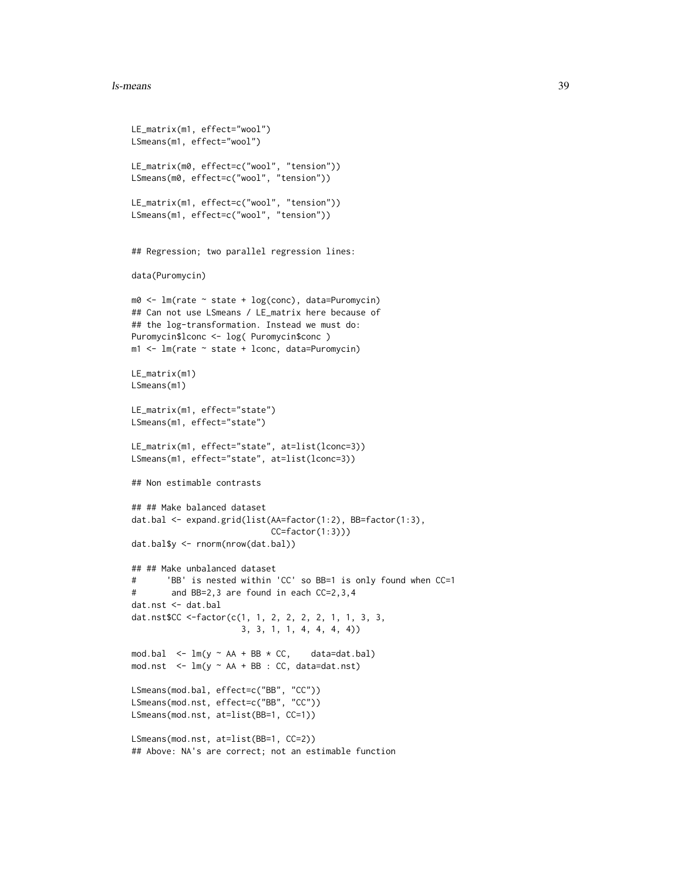```
LE_matrix(m1, effect="wool")
LSmeans(m1, effect="wool")

LE_matrix(m0, effect=c("wool", "tension"))
LSmeans(m0, effect=c("wool", "tension"))

LE_matrix(m1, effect=c("wool", "tension"))
LSmeans(m1, effect=c("wool", "tension"))


## Regression; two parallel regression lines:

data(Puromycin)

m0 <- lm(rate ~ state + log(conc), data=Puromycin)
## Can not use LSmeans / LE_matrix here because of
## the log-transformation. Instead we must do:
Puromycin$lconc <- log( Puromycin$conc )
m1 <- lm(rate ~ state + lconc, data=Puromycin)

LE_matrix(m1)
LSmeans(m1)

LE_matrix(m1, effect="state")
LSmeans(m1, effect="state")

LE_matrix(m1, effect="state", at=list(lconc=3))
LSmeans(m1, effect="state", at=list(lconc=3))

## Non estimable contrasts

## ## Make balanced dataset
dat.bal <- expand.grid(list(AA=factor(1:2), BB=factor(1:3),
                            CC=factor(1:3)))
dat.bal$y <- rnorm(nrow(dat.bal))

## ## Make unbalanced dataset
#      'BB' is nested within 'CC' so BB=1 is only found when CC=1
#       and BB=2,3 are found in each CC=2,3,4
dat.nst <- dat.bal
dat.nst$CC <-factor(c(1, 1, 2, 2, 2, 2, 1, 1, 3, 3,
                      3, 3, 1, 1, 4, 4, 4, 4))

mod.bal  <- lm(y ~ AA + BB * CC,    data=dat.bal)
mod.nst  <- lm(y ~ AA + BB : CC, data=dat.nst)

LSmeans(mod.bal, effect=c("BB", "CC"))
LSmeans(mod.nst, effect=c("BB", "CC"))
LSmeans(mod.nst, at=list(BB=1, CC=1))

LSmeans(mod.nst, at=list(BB=1, CC=2))
## Above: NA's are correct; not an estimable function
```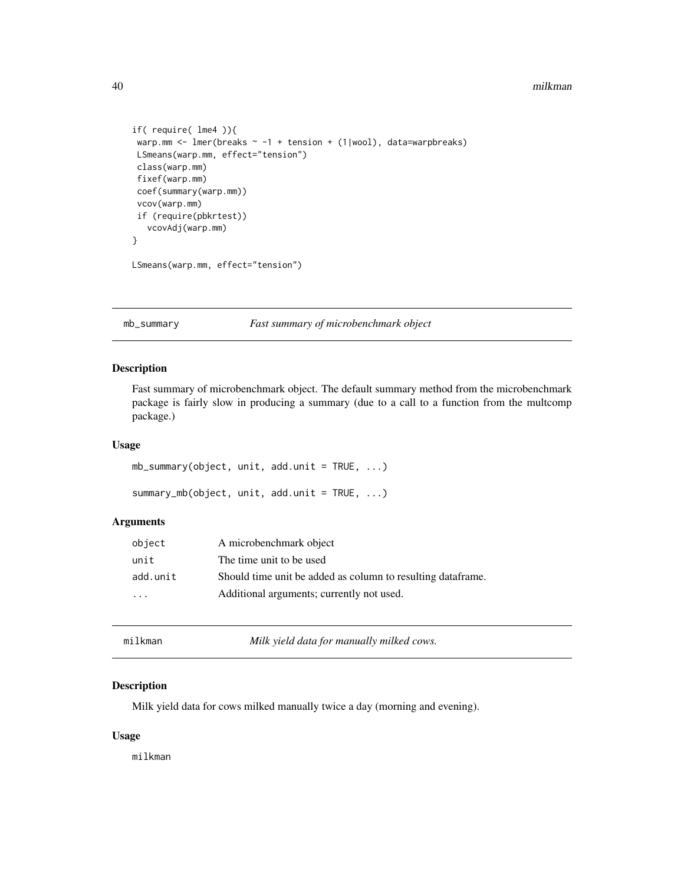```
if( require( lme4 )){
 warp.mm <- lmer(breaks ~ -1 + tension + (1|wool), data=warpbreaks)
 LSmeans(warp.mm, effect="tension")
 class(warp.mm)
 fixef(warp.mm)
 coef(summary(warp.mm))
 vcov(warp.mm)
 if (require(pbkrtest))
   vcovAdj(warp.mm)
}

LSmeans(warp.mm, effect="tension")
```

## mb_summary *Fast summary of microbenchmark object*

### Description

Fast summary of microbenchmark object. The default summary method from the microbenchmark package is fairly slow in producing a summary (due to a call to a function from the multcomp package.)

### Usage

```
mb_summary(object, unit, add.unit = TRUE, ...)

summary_mb(object, unit, add.unit = TRUE, ...)
```

### Arguments

| | |
|---|---|
| object | A microbenchmark object |
| unit | The time unit to be used |
| add.unit | Should time unit be added as column to resulting dataframe. |
| ... | Additional arguments; currently not used. |

## milkman *Milk yield data for manually milked cows.*

### Description

Milk yield data for cows milked manually twice a day (morning and evening).

### Usage

```
milkman
```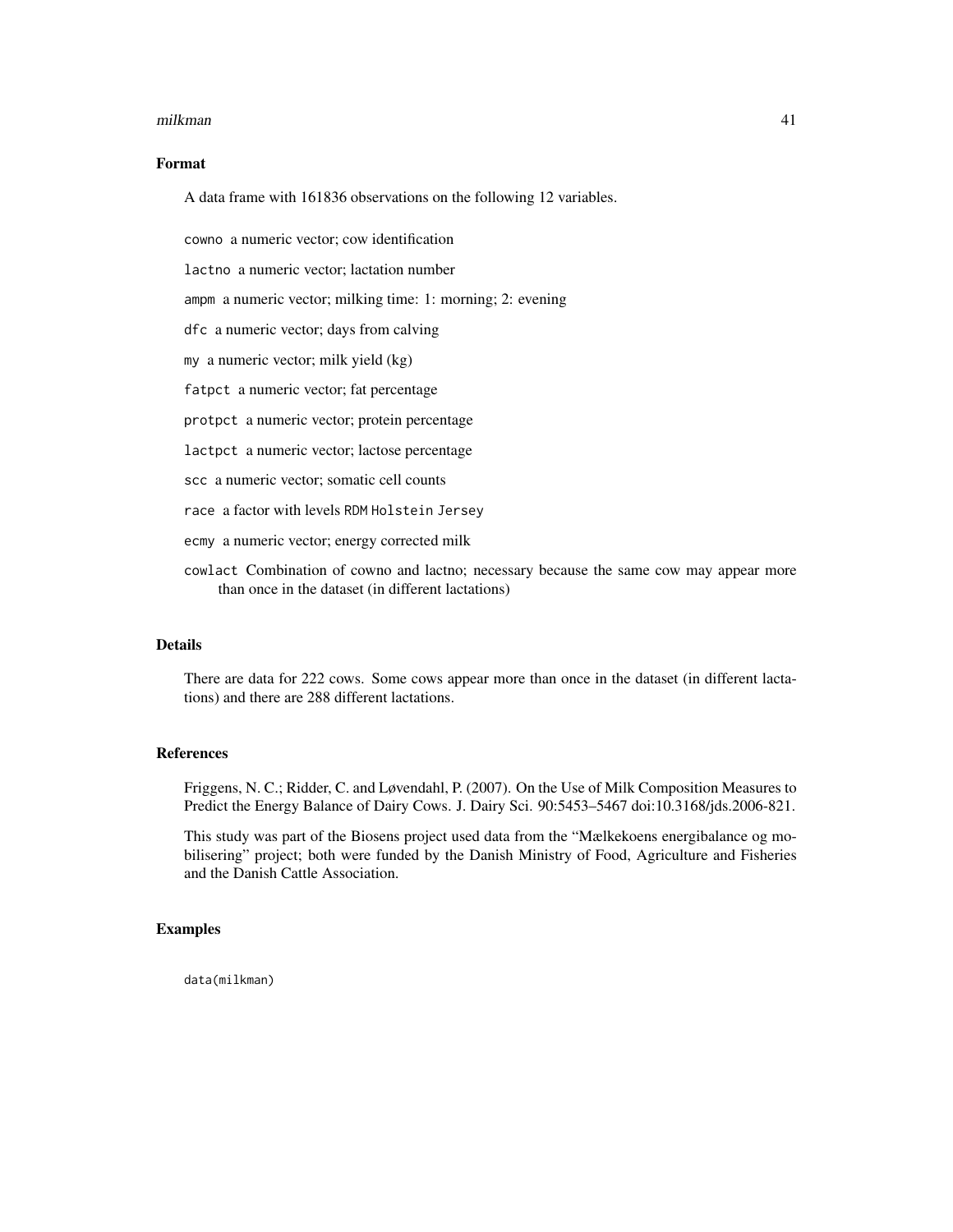## Format

A data frame with 161836 observations on the following 12 variables.

- `cowno` a numeric vector; cow identification
- `lactno` a numeric vector; lactation number
- `ampm` a numeric vector; milking time: 1: morning; 2: evening
- `dfc` a numeric vector; days from calving
- `my` a numeric vector; milk yield (kg)
- `fatpct` a numeric vector; fat percentage
- `protpct` a numeric vector; protein percentage
- `lactpct` a numeric vector; lactose percentage
- `scc` a numeric vector; somatic cell counts
- `race` a factor with levels `RDM` `Holstein` `Jersey`
- `ecmy` a numeric vector; energy corrected milk
- `cowlact` Combination of cowno and lactno; necessary because the same cow may appear more than once in the dataset (in different lactations)

## Details

There are data for 222 cows. Some cows appear more than once in the dataset (in different lactations) and there are 288 different lactations.

## References

Friggens, N. C.; Ridder, C. and Løvendahl, P. (2007). On the Use of Milk Composition Measures to Predict the Energy Balance of Dairy Cows. J. Dairy Sci. 90:5453–5467 doi:10.3168/jds.2006-821.

This study was part of the Biosens project used data from the "Mælkekoens energibalance og mobilisering" project; both were funded by the Danish Ministry of Food, Agriculture and Fisheries and the Danish Cattle Association.

## Examples

```
data(milkman)
```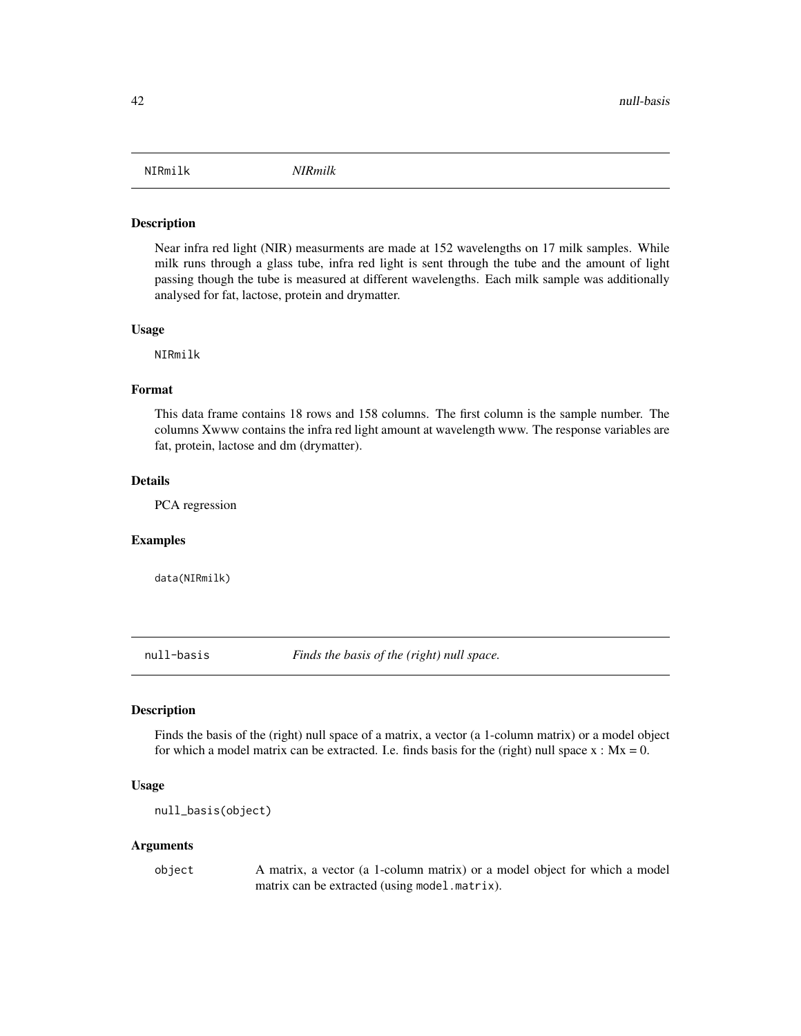## NIRmilk *NIRmilk*

### Description

Near infra red light (NIR) measurments are made at 152 wavelengths on 17 milk samples. While milk runs through a glass tube, infra red light is sent through the tube and the amount of light passing though the tube is measured at different wavelengths. Each milk sample was additionally analysed for fat, lactose, protein and drymatter.

### Usage

```
NIRmilk
```

### Format

This data frame contains 18 rows and 158 columns. The first column is the sample number. The columns Xwww contains the infra red light amount at wavelength www. The response variables are fat, protein, lactose and dm (drymatter).

### Details

PCA regression

### Examples

```
data(NIRmilk)
```

## null-basis *Finds the basis of the (right) null space.*

### Description

Finds the basis of the (right) null space of a matrix, a vector (a 1-column matrix) or a model object for which a model matrix can be extracted. I.e. finds basis for the (right) null space $x : Mx = 0$.

### Usage

```
null_basis(object)
```

### Arguments

| | |
|---|---|
| object | A matrix, a vector (a 1-column matrix) or a model object for which a model matrix can be extracted (using `model.matrix`). |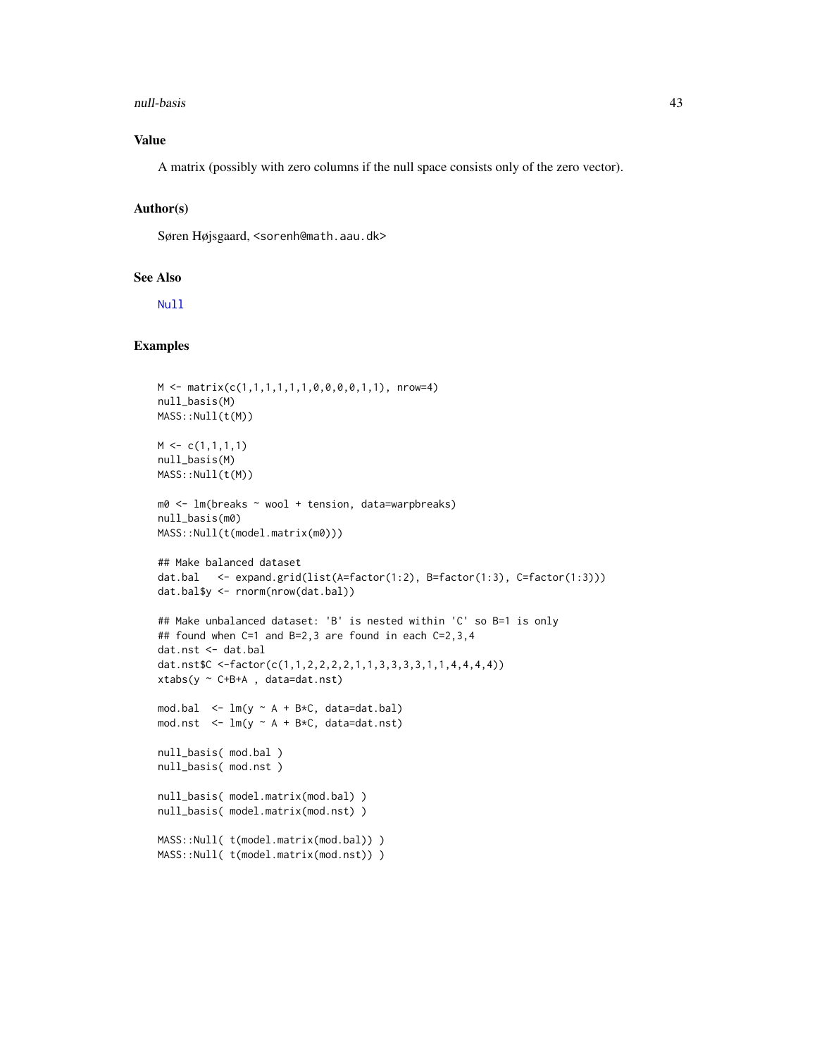### Value

A matrix (possibly with zero columns if the null space consists only of the zero vector).

### Author(s)

Søren Højsgaard, <sorenh@math.aau.dk>

### See Also

Null

### Examples

```
M <- matrix(c(1,1,1,1,1,1,0,0,0,0,1,1), nrow=4)
null_basis(M)
MASS::Null(t(M))

M <- c(1,1,1,1)
null_basis(M)
MASS::Null(t(M))

m0 <- lm(breaks ~ wool + tension, data=warpbreaks)
null_basis(m0)
MASS::Null(t(model.matrix(m0)))

## Make balanced dataset
dat.bal   <- expand.grid(list(A=factor(1:2), B=factor(1:3), C=factor(1:3)))
dat.bal$y <- rnorm(nrow(dat.bal))

## Make unbalanced dataset: 'B' is nested within 'C' so B=1 is only
## found when C=1 and B=2,3 are found in each C=2,3,4
dat.nst <- dat.bal
dat.nst$C <-factor(c(1,1,2,2,2,2,1,1,3,3,3,3,1,1,4,4,4,4))
xtabs(y ~ C+B+A , data=dat.nst)

mod.bal  <- lm(y ~ A + B*C, data=dat.bal)
mod.nst  <- lm(y ~ A + B*C, data=dat.nst)

null_basis( mod.bal )
null_basis( mod.nst )

null_basis( model.matrix(mod.bal) )
null_basis( model.matrix(mod.nst) )

MASS::Null( t(model.matrix(mod.bal)) )
MASS::Null( t(model.matrix(mod.nst)) )
```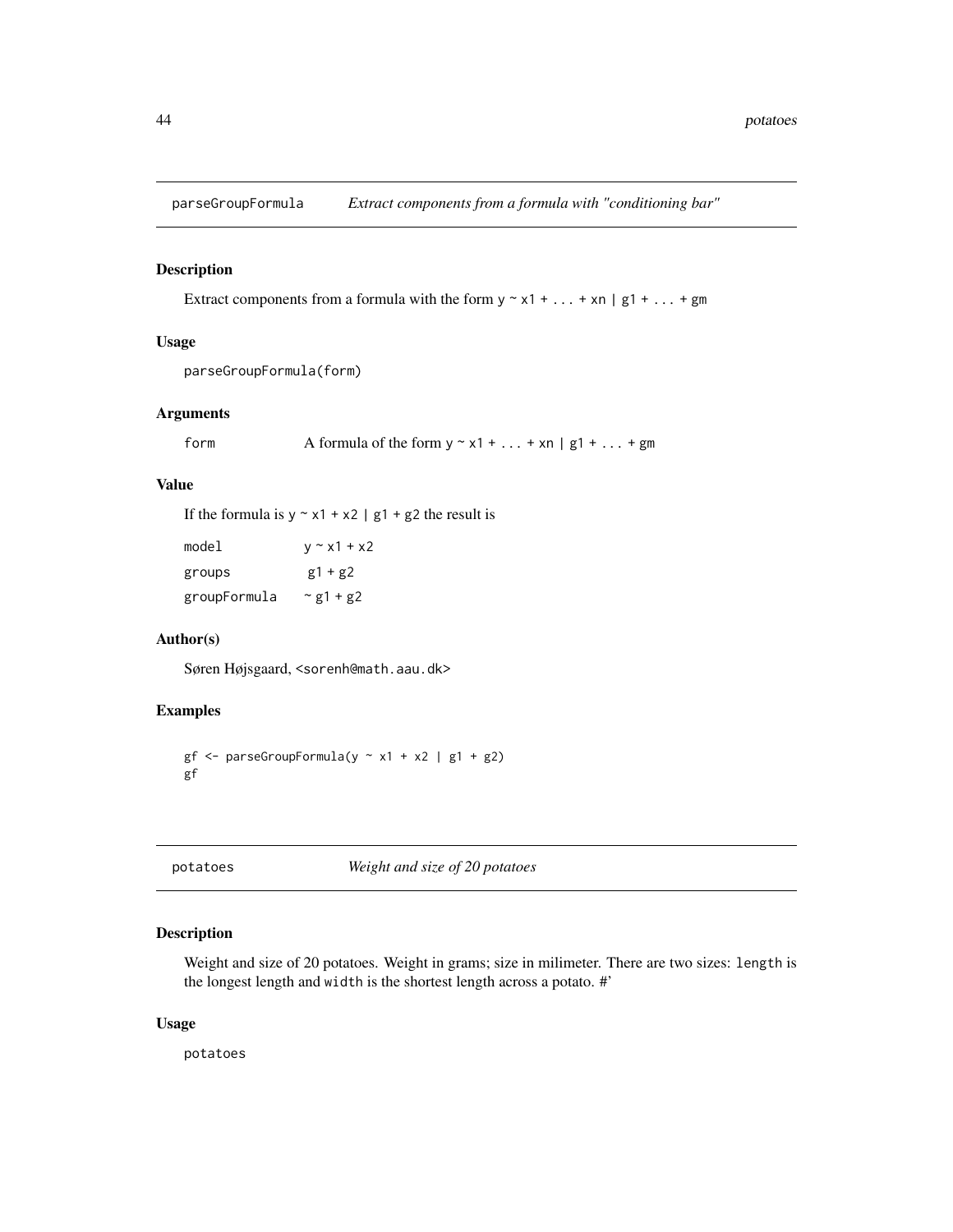## parseGroupFormula — *Extract components from a formula with "conditioning bar"*

### Description

Extract components from a formula with the form `y ~ x1 + ... + xn | g1 + ... + gm`

### Usage

```
parseGroupFormula(form)
```

### Arguments

| | |
|---|---|
| `form` | A formula of the form `y ~ x1 + ... + xn | g1 + ... + gm` |

### Value

If the formula is `y ~ x1 + x2 | g1 + g2` the result is

| | |
|---|---|
| `model` | `y ~ x1 + x2` |
| `groups` | `g1 + g2` |
| `groupFormula` | `~ g1 + g2` |

### Author(s)

Søren Højsgaard, <sorenh@math.aau.dk>

### Examples

```
gf <- parseGroupFormula(y ~ x1 + x2 | g1 + g2)
gf
```

## potatoes — *Weight and size of 20 potatoes*

### Description

Weight and size of 20 potatoes. Weight in grams; size in milimeter. There are two sizes: `length` is the longest length and `width` is the shortest length across a potato. #'

### Usage

```
potatoes
```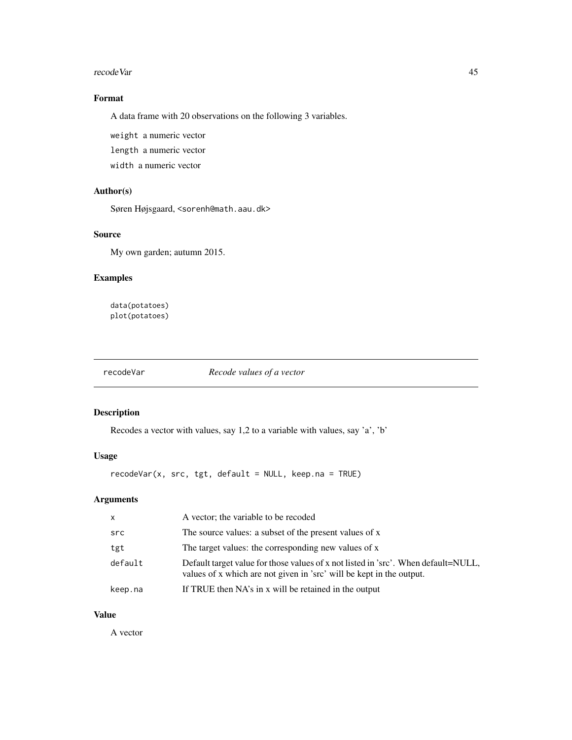### Format

A data frame with 20 observations on the following 3 variables.

`weight` a numeric vector

`length` a numeric vector

`width` a numeric vector

### Author(s)

Søren Højsgaard, <sorenh@math.aau.dk>

### Source

My own garden; autumn 2015.

### Examples

```
data(potatoes)
plot(potatoes)
```

---

## recodeVar *Recode values of a vector*

---

### Description

Recodes a vector with values, say 1,2 to a variable with values, say 'a', 'b'

### Usage

```
recodeVar(x, src, tgt, default = NULL, keep.na = TRUE)
```

### Arguments

| | |
|---|---|
| x | A vector; the variable to be recoded |
| src | The source values: a subset of the present values of x |
| tgt | The target values: the corresponding new values of x |
| default | Default target value for those values of x not listed in 'src'. When default=NULL, values of x which are not given in 'src' will be kept in the output. |
| keep.na | If TRUE then NA's in x will be retained in the output |

### Value

A vector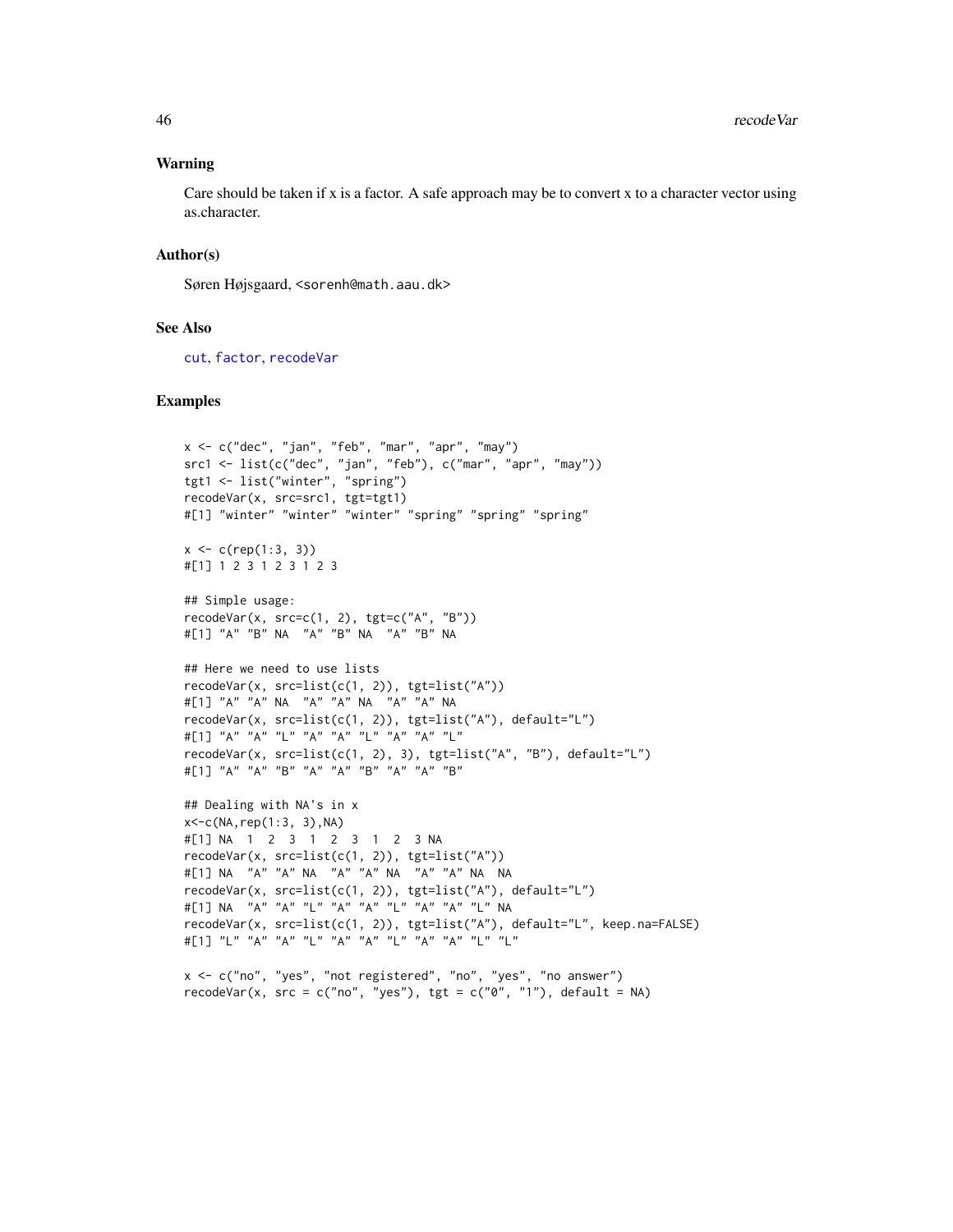## Warning

Care should be taken if x is a factor. A safe approach may be to convert x to a character vector using as.character.

## Author(s)

Søren Højsgaard, <sorenh@math.aau.dk>

## See Also

cut, factor, recodeVar

## Examples

```
x <- c("dec", "jan", "feb", "mar", "apr", "may")
src1 <- list(c("dec", "jan", "feb"), c("mar", "apr", "may"))
tgt1 <- list("winter", "spring")
recodeVar(x, src=src1, tgt=tgt1)
#[1] "winter" "winter" "winter" "spring" "spring" "spring"

x <- c(rep(1:3, 3))
#[1] 1 2 3 1 2 3 1 2 3

## Simple usage:
recodeVar(x, src=c(1, 2), tgt=c("A", "B"))
#[1] "A" "B" NA  "A" "B" NA  "A" "B" NA

## Here we need to use lists
recodeVar(x, src=list(c(1, 2)), tgt=list("A"))
#[1] "A" "A" NA  "A" "A" NA  "A" "A" NA
recodeVar(x, src=list(c(1, 2)), tgt=list("A"), default="L")
#[1] "A" "A" "L" "A" "A" "L" "A" "A" "L"
recodeVar(x, src=list(c(1, 2), 3), tgt=list("A", "B"), default="L")
#[1] "A" "A" "B" "A" "A" "B" "A" "A" "B"

## Dealing with NA's in x
x<-c(NA,rep(1:3, 3),NA)
#[1] NA  1  2  3  1  2  3  1  2  3 NA
recodeVar(x, src=list(c(1, 2)), tgt=list("A"))
#[1] NA  "A" "A" NA  "A" "A" NA  "A" "A" NA  NA
recodeVar(x, src=list(c(1, 2)), tgt=list("A"), default="L")
#[1] NA  "A" "A" "L" "A" "A" "L" "A" "A" "L" NA
recodeVar(x, src=list(c(1, 2)), tgt=list("A"), default="L", keep.na=FALSE)
#[1] "L" "A" "A" "L" "A" "A" "L" "A" "A" "L" "L"

x <- c("no", "yes", "not registered", "no", "yes", "no answer")
recodeVar(x, src = c("no", "yes"), tgt = c("0", "1"), default = NA)
```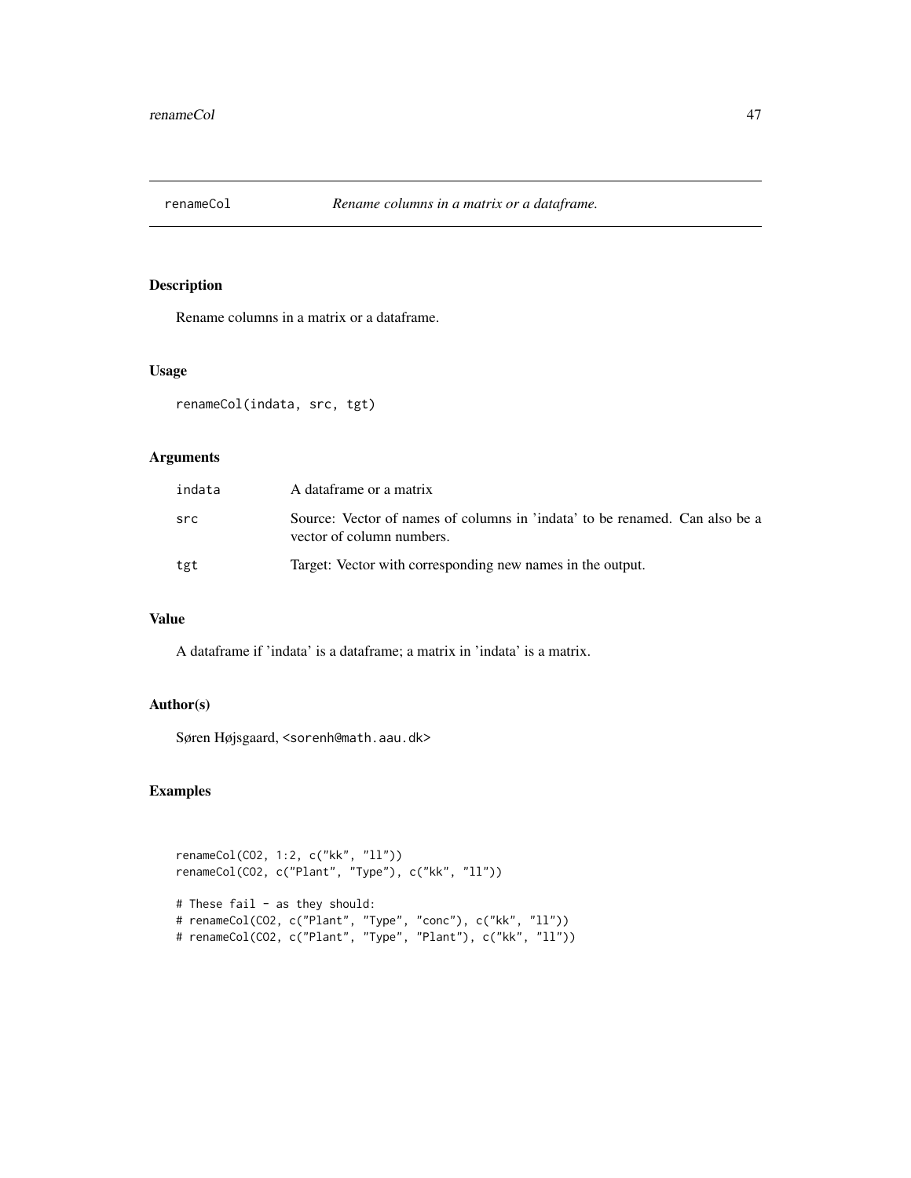## renameCol — *Rename columns in a matrix or a dataframe.*

### Description

Rename columns in a matrix or a dataframe.

### Usage

```
renameCol(indata, src, tgt)
```

### Arguments

| | |
|---|---|
| indata | A dataframe or a matrix |
| src | Source: Vector of names of columns in 'indata' to be renamed. Can also be a vector of column numbers. |
| tgt | Target: Vector with corresponding new names in the output. |

### Value

A dataframe if 'indata' is a dataframe; a matrix in 'indata' is a matrix.

### Author(s)

Søren Højsgaard, <sorenh@math.aau.dk>

### Examples

```
renameCol(CO2, 1:2, c("kk", "ll"))
renameCol(CO2, c("Plant", "Type"), c("kk", "ll"))

# These fail - as they should:
# renameCol(CO2, c("Plant", "Type", "conc"), c("kk", "ll"))
# renameCol(CO2, c("Plant", "Type", "Plant"), c("kk", "ll"))
```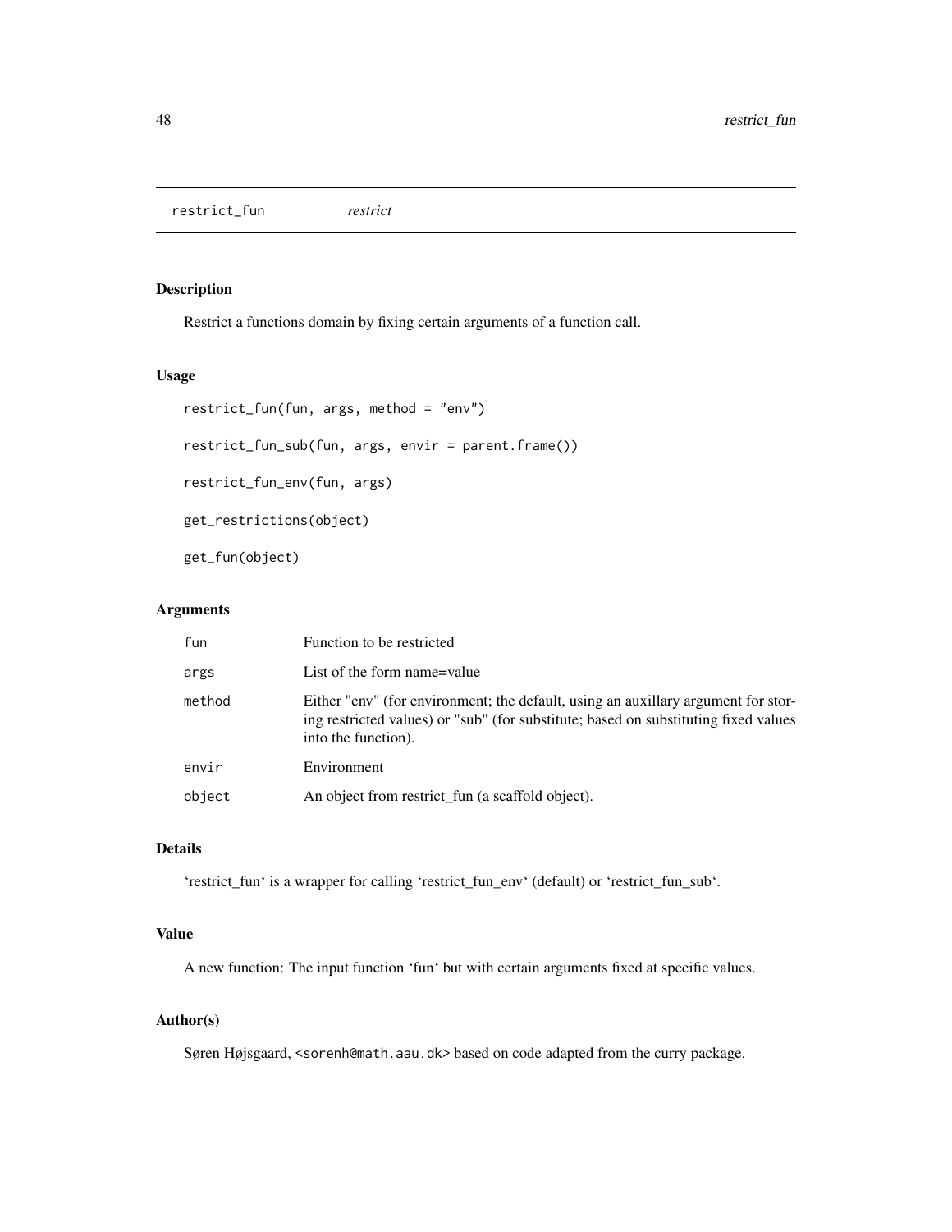restrict_fun *restrict*

## Description

Restrict a functions domain by fixing certain arguments of a function call.

## Usage

```
restrict_fun(fun, args, method = "env")

restrict_fun_sub(fun, args, envir = parent.frame())

restrict_fun_env(fun, args)

get_restrictions(object)

get_fun(object)
```

## Arguments

| | |
|---|---|
| fun | Function to be restricted |
| args | List of the form name=value |
| method | Either "env" (for environment; the default, using an auxillary argument for storing restricted values) or "sub" (for substitute; based on substituting fixed values into the function). |
| envir | Environment |
| object | An object from restrict_fun (a scaffold object). |

## Details

'restrict_fun' is a wrapper for calling 'restrict_fun_env' (default) or 'restrict_fun_sub'.

## Value

A new function: The input function 'fun' but with certain arguments fixed at specific values.

## Author(s)

Søren Højsgaard, <sorenh@math.aau.dk> based on code adapted from the curry package.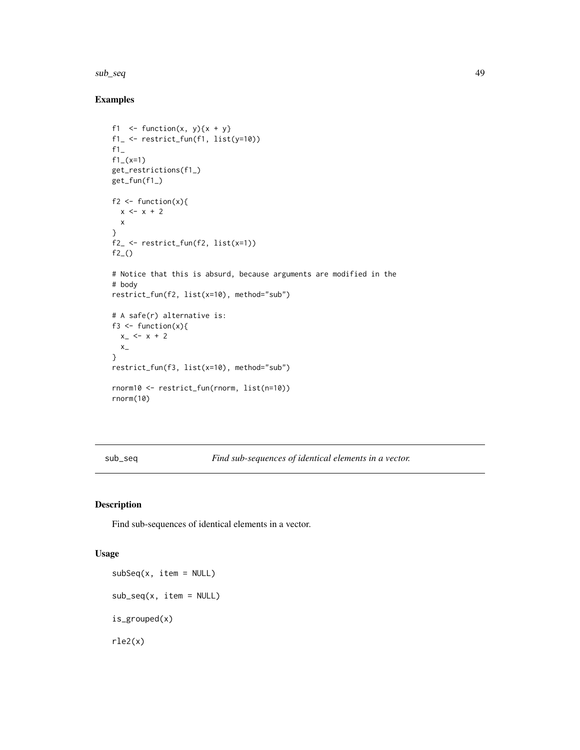## Examples

```
f1  <- function(x, y){x + y}
f1_ <- restrict_fun(f1, list(y=10))
f1_
f1_(x=1)
get_restrictions(f1_)
get_fun(f1_)

f2 <- function(x){
  x <- x + 2
  x
}
f2_ <- restrict_fun(f2, list(x=1))
f2_()

# Notice that this is absurd, because arguments are modified in the
# body
restrict_fun(f2, list(x=10), method="sub")

# A safe(r) alternative is:
f3 <- function(x){
  x_ <- x + 2
  x_
}
restrict_fun(f3, list(x=10), method="sub")

rnorm10 <- restrict_fun(rnorm, list(n=10))
rnorm(10)
```

---

# sub_seq *Find sub-sequences of identical elements in a vector.*

---

## Description

Find sub-sequences of identical elements in a vector.

## Usage

```
subSeq(x, item = NULL)

sub_seq(x, item = NULL)

is_grouped(x)

rle2(x)
```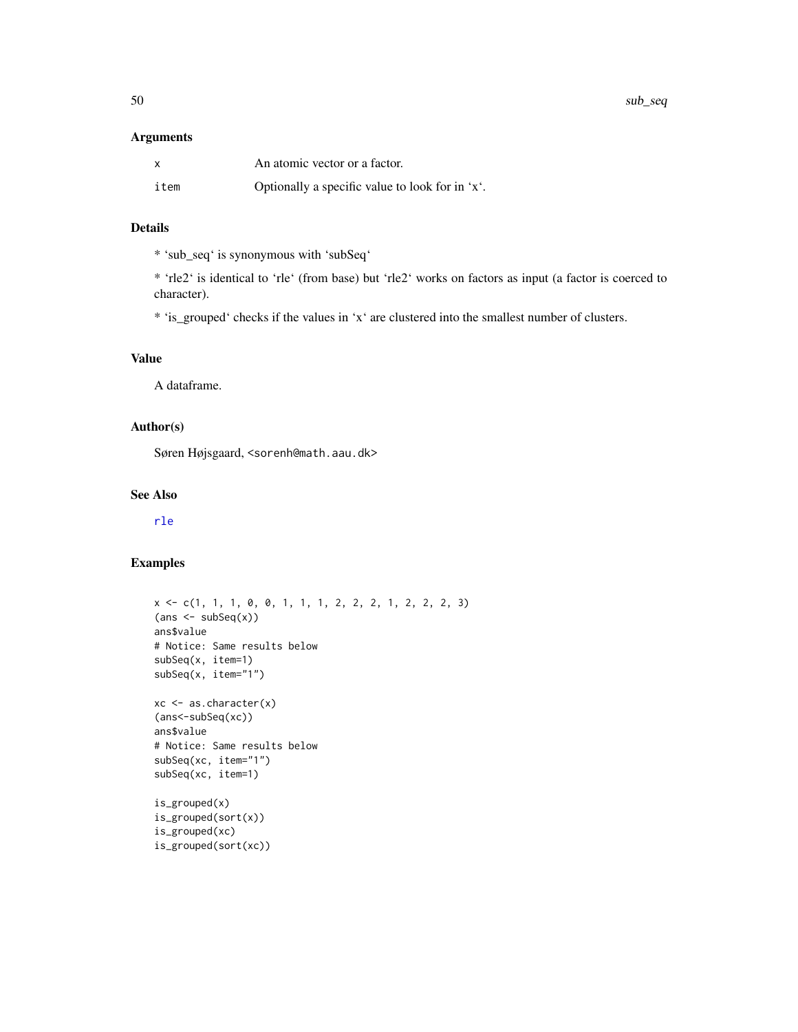### Arguments

| | |
|---|---|
| x | An atomic vector or a factor. |
| item | Optionally a specific value to look for in 'x'. |

### Details

* 'sub_seq' is synonymous with 'subSeq'

* 'rle2' is identical to 'rle' (from base) but 'rle2' works on factors as input (a factor is coerced to character).

* 'is_grouped' checks if the values in 'x' are clustered into the smallest number of clusters.

### Value

A dataframe.

### Author(s)

Søren Højsgaard, <sorenh@math.aau.dk>

### See Also

rle

### Examples

```
x <- c(1, 1, 1, 0, 0, 1, 1, 1, 2, 2, 2, 1, 2, 2, 2, 3)
(ans <- subSeq(x))
ans$value
# Notice: Same results below
subSeq(x, item=1)
subSeq(x, item="1")

xc <- as.character(x)
(ans<-subSeq(xc))
ans$value
# Notice: Same results below
subSeq(xc, item="1")
subSeq(xc, item=1)

is_grouped(x)
is_grouped(sort(x))
is_grouped(xc)
is_grouped(sort(xc))
```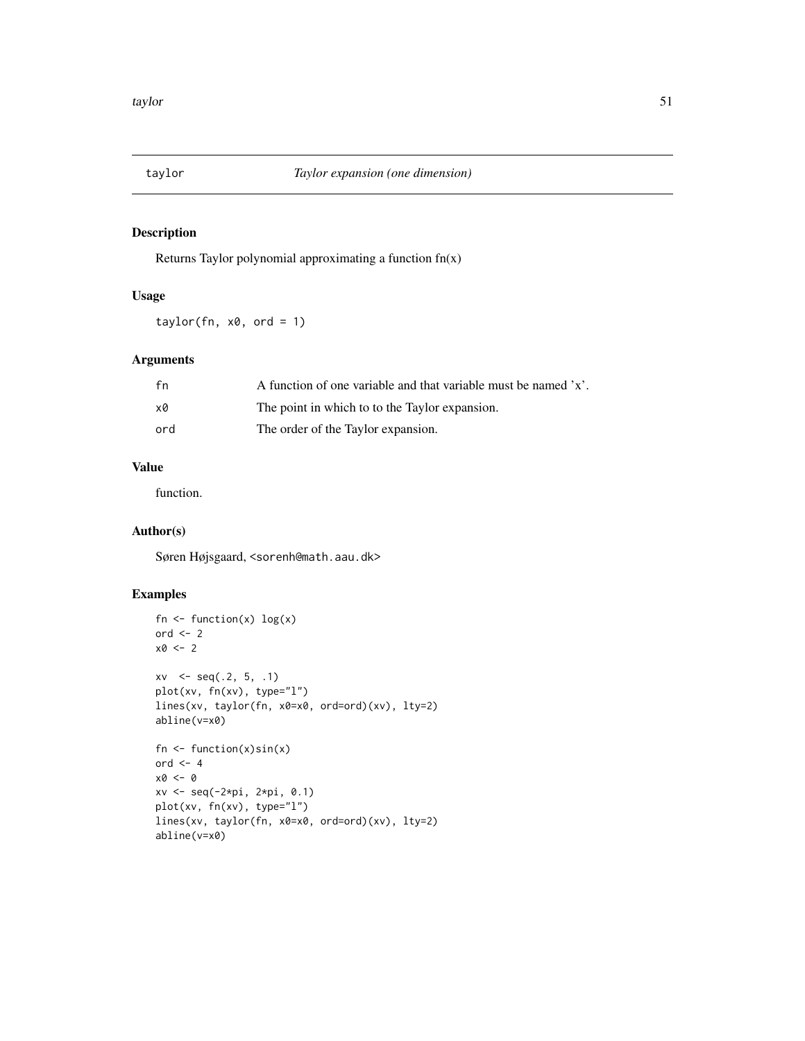## taylor — *Taylor expansion (one dimension)*

### Description

Returns Taylor polynomial approximating a function fn(x)

### Usage

```
taylor(fn, x0, ord = 1)
```

### Arguments

| | |
|---|---|
| fn | A function of one variable and that variable must be named 'x'. |
| x0 | The point in which to to the Taylor expansion. |
| ord | The order of the Taylor expansion. |

### Value

function.

### Author(s)

Søren Højsgaard, <sorenh@math.aau.dk>

### Examples

```
fn <- function(x) log(x)
ord <- 2
x0 <- 2

xv  <- seq(.2, 5, .1)
plot(xv, fn(xv), type="l")
lines(xv, taylor(fn, x0=x0, ord=ord)(xv), lty=2)
abline(v=x0)

fn <- function(x)sin(x)
ord <- 4
x0 <- 0
xv <- seq(-2*pi, 2*pi, 0.1)
plot(xv, fn(xv), type="l")
lines(xv, taylor(fn, x0=x0, ord=ord)(xv), lty=2)
abline(v=x0)
```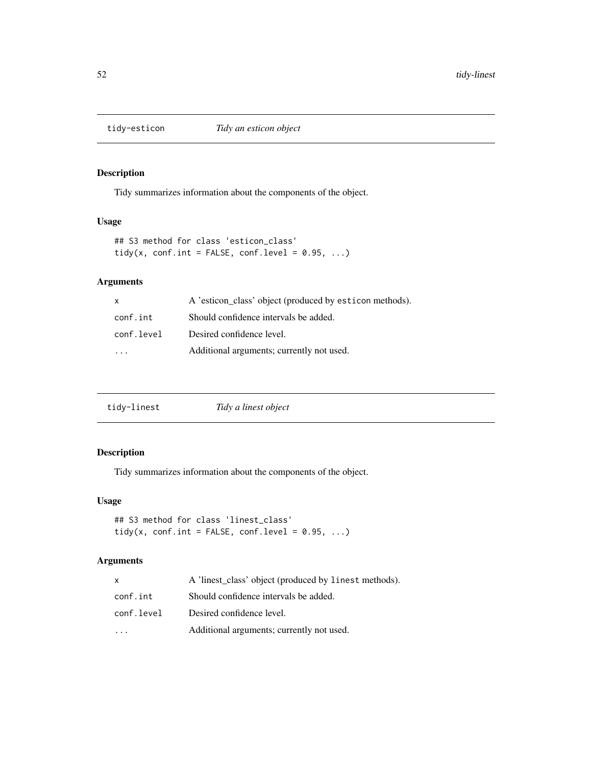## tidy-esticon — *Tidy an esticon object*

### Description

Tidy summarizes information about the components of the object.

### Usage

```
## S3 method for class 'esticon_class'
tidy(x, conf.int = FALSE, conf.level = 0.95, ...)
```

### Arguments

| | |
|---|---|
| `x` | A 'esticon_class' object (produced by `esticon` methods). |
| `conf.int` | Should confidence intervals be added. |
| `conf.level` | Desired confidence level. |
| `...` | Additional arguments; currently not used. |

## tidy-linest — *Tidy a linest object*

### Description

Tidy summarizes information about the components of the object.

### Usage

```
## S3 method for class 'linest_class'
tidy(x, conf.int = FALSE, conf.level = 0.95, ...)
```

### Arguments

| | |
|---|---|
| `x` | A 'linest_class' object (produced by `linest` methods). |
| `conf.int` | Should confidence intervals be added. |
| `conf.level` | Desired confidence level. |
| `...` | Additional arguments; currently not used. |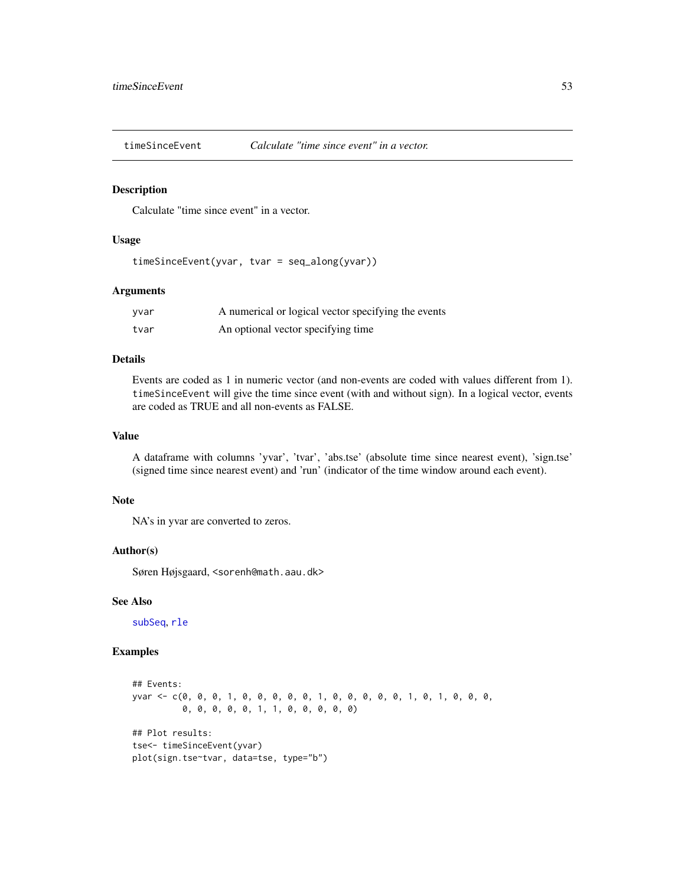# timeSinceEvent *Calculate "time since event" in a vector.*

## Description

Calculate "time since event" in a vector.

## Usage

```
timeSinceEvent(yvar, tvar = seq_along(yvar))
```

## Arguments

| | |
|---|---|
| yvar | A numerical or logical vector specifying the events |
| tvar | An optional vector specifying time |

## Details

Events are coded as 1 in numeric vector (and non-events are coded with values different from 1). `timeSinceEvent` will give the time since event (with and without sign). In a logical vector, events are coded as TRUE and all non-events as FALSE.

## Value

A dataframe with columns 'yvar', 'tvar', 'abs.tse' (absolute time since nearest event), 'sign.tse' (signed time since nearest event) and 'run' (indicator of the time window around each event).

## Note

NA's in yvar are converted to zeros.

## Author(s)

Søren Højsgaard, <sorenh@math.aau.dk>

## See Also

subSeq, rle

## Examples

```
## Events:
yvar <- c(0, 0, 0, 1, 0, 0, 0, 0, 0, 1, 0, 0, 0, 0, 0, 1, 0, 1, 0, 0, 0,
          0, 0, 0, 0, 0, 1, 1, 0, 0, 0, 0, 0)

## Plot results:
tse<- timeSinceEvent(yvar)
plot(sign.tse~tvar, data=tse, type="b")
```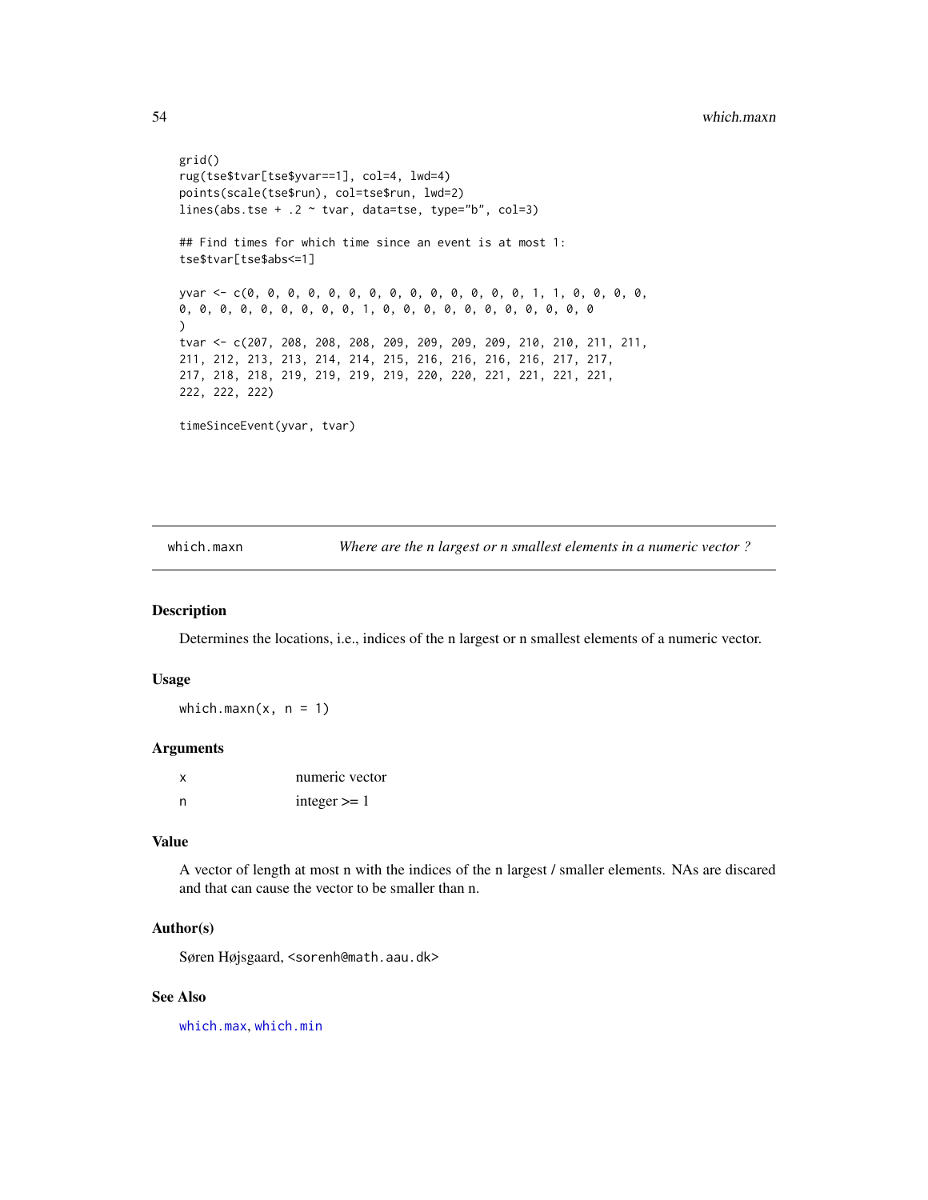```
grid()
rug(tse$tvar[tse$yvar==1], col=4, lwd=4)
points(scale(tse$run), col=tse$run, lwd=2)
lines(abs.tse + .2 ~ tvar, data=tse, type="b", col=3)

## Find times for which time since an event is at most 1:
tse$tvar[tse$abs<=1]

yvar <- c(0, 0, 0, 0, 0, 0, 0, 0, 0, 0, 0, 0, 0, 0, 1, 1, 0, 0, 0, 0,
0, 0, 0, 0, 0, 0, 0, 0, 0, 1, 0, 0, 0, 0, 0, 0, 0, 0, 0, 0, 0
)
tvar <- c(207, 208, 208, 208, 209, 209, 209, 209, 210, 210, 211, 211,
211, 212, 213, 213, 214, 214, 215, 216, 216, 216, 216, 217, 217,
217, 218, 218, 219, 219, 219, 219, 220, 220, 221, 221, 221, 221,
222, 222, 222)

timeSinceEvent(yvar, tvar)
```

## which.maxn — *Where are the n largest or n smallest elements in a numeric vector ?*

### Description

Determines the locations, i.e., indices of the n largest or n smallest elements of a numeric vector.

### Usage

```
which.maxn(x, n = 1)
```

### Arguments

| | |
|---|---|
| x | numeric vector |
| n | integer >= 1 |

### Value

A vector of length at most n with the indices of the n largest / smaller elements. NAs are discared and that can cause the vector to be smaller than n.

### Author(s)

Søren Højsgaard, <sorenh@math.aau.dk>

### See Also

which.max, which.min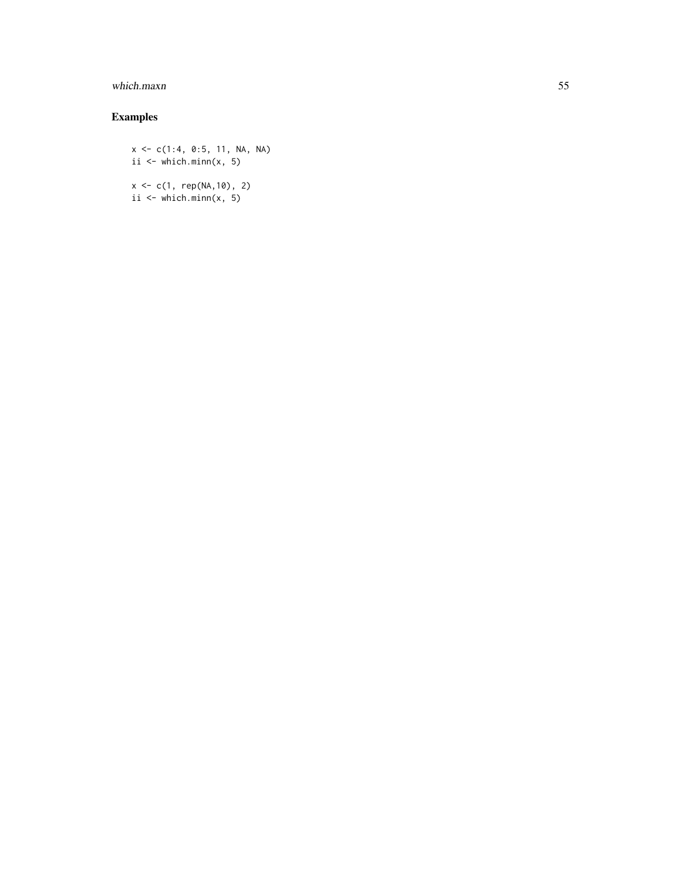## Examples

```
x <- c(1:4, 0:5, 11, NA, NA)
ii <- which.minn(x, 5)

x <- c(1, rep(NA,10), 2)
ii <- which.minn(x, 5)
```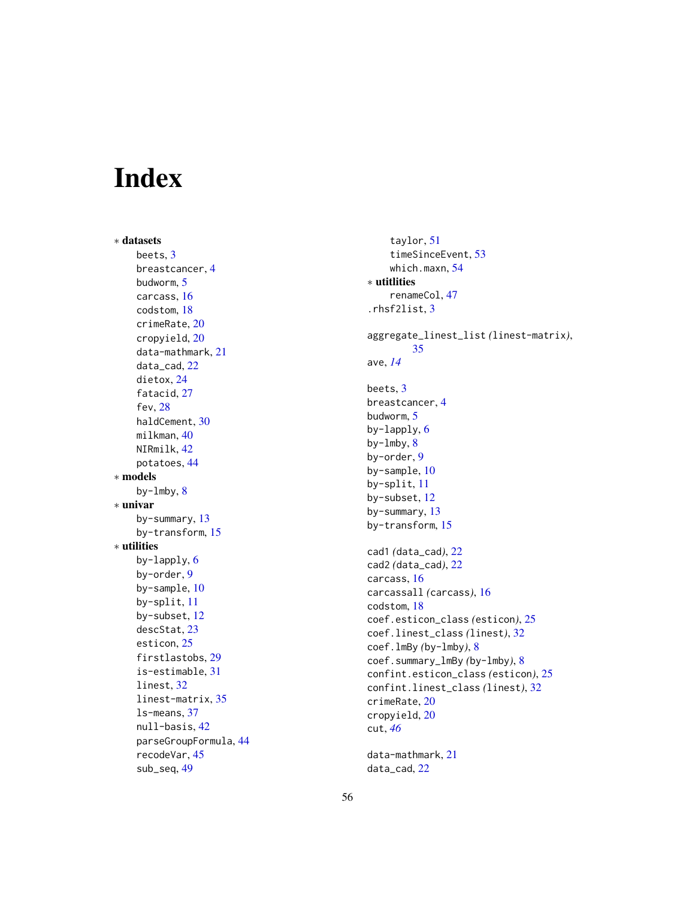# Index

∗ **datasets**
- beets, 3
- breastcancer, 4
- budworm, 5
- carcass, 16
- codstom, 18
- crimeRate, 20
- cropyield, 20
- data-mathmark, 21
- data_cad, 22
- dietox, 24
- fatacid, 27
- fev, 28
- haldCement, 30
- milkman, 40
- NIRmilk, 42
- potatoes, 44

∗ **models**
- by-lmby, 8

∗ **univar**
- by-summary, 13
- by-transform, 15

∗ **utilities**
- by-lapply, 6
- by-order, 9
- by-sample, 10
- by-split, 11
- by-subset, 12
- descStat, 23
- esticon, 25
- firstlastobs, 29
- is-estimable, 31
- linest, 32
- linest-matrix, 35
- ls-means, 37
- null-basis, 42
- parseGroupFormula, 44
- recodeVar, 45
- sub_seq, 49
- taylor, 51
- timeSinceEvent, 53
- which.maxn, 54

∗ **utitlities**
- renameCol, 47

.rhsf2list, 3

aggregate_linest_list *(*linest-matrix*)*, 35
ave, *14*

beets, 3
breastcancer, 4
budworm, 5
by-lapply, 6
by-lmby, 8
by-order, 9
by-sample, 10
by-split, 11
by-subset, 12
by-summary, 13
by-transform, 15

cad1 *(*data_cad*)*, 22
cad2 *(*data_cad*)*, 22
carcass, 16
carcassall *(*carcass*)*, 16
codstom, 18
coef.esticon_class *(*esticon*)*, 25
coef.linest_class *(*linest*)*, 32
coef.lmBy *(*by-lmby*)*, 8
coef.summary_lmBy *(*by-lmby*)*, 8
confint.esticon_class *(*esticon*)*, 25
confint.linest_class *(*linest*)*, 32
crimeRate, 20
cropyield, 20
cut, *46*

data-mathmark, 21
data_cad, 22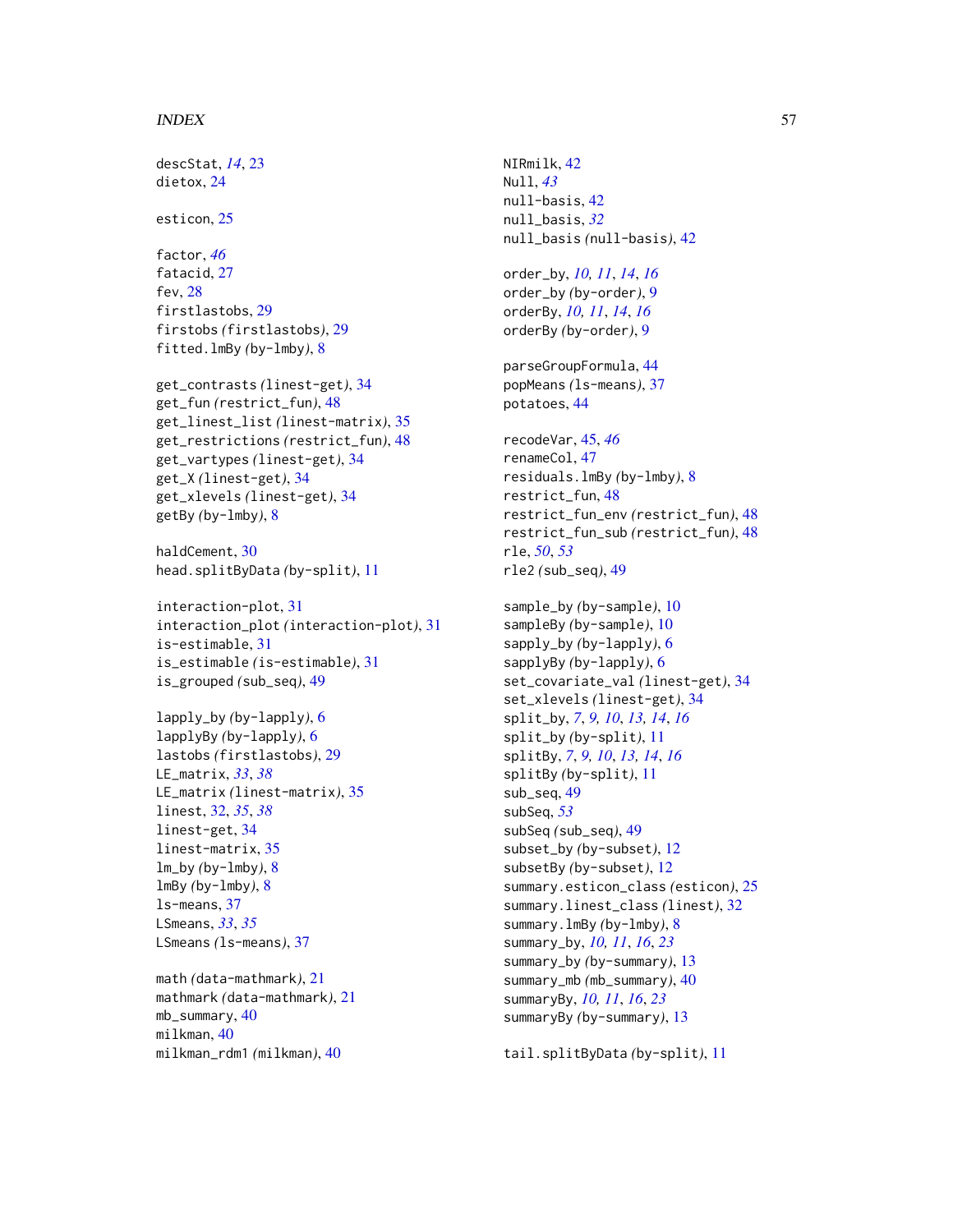descStat, *14*, 23
dietox, 24

esticon, 25

factor, *46*
fatacid, 27
fev, 28
firstlastobs, 29
firstobs *(firstlastobs)*, 29
fitted.lmBy *(by-lmby)*, 8

get_contrasts *(linest-get)*, 34
get_fun *(restrict_fun)*, 48
get_linest_list *(linest-matrix)*, 35
get_restrictions *(restrict_fun)*, 48
get_vartypes *(linest-get)*, 34
get_X *(linest-get)*, 34
get_xlevels *(linest-get)*, 34
getBy *(by-lmby)*, 8

haldCement, 30
head.splitByData *(by-split)*, 11

interaction-plot, 31
interaction_plot *(interaction-plot)*, 31
is-estimable, 31
is_estimable *(is-estimable)*, 31
is_grouped *(sub_seq)*, 49

lapply_by *(by-lapply)*, 6
lapplyBy *(by-lapply)*, 6
lastobs *(firstlastobs)*, 29
LE_matrix, *33*, *38*
LE_matrix *(linest-matrix)*, 35
linest, 32, *35*, *38*
linest-get, 34
linest-matrix, 35
lm_by *(by-lmby)*, 8
lmBy *(by-lmby)*, 8
ls-means, 37
LSmeans, *33*, *35*
LSmeans *(ls-means)*, 37

math *(data-mathmark)*, 21
mathmark *(data-mathmark)*, 21
mb_summary, 40
milkman, 40
milkman_rdm1 *(milkman)*, 40

NIRmilk, 42
Null, *43*
null-basis, 42
null_basis, *32*
null_basis *(null-basis)*, 42

order_by, *10*, *11*, *14*, *16*
order_by *(by-order)*, 9
orderBy, *10*, *11*, *14*, *16*
orderBy *(by-order)*, 9

parseGroupFormula, 44
popMeans *(ls-means)*, 37
potatoes, 44

recodeVar, 45, *46*
renameCol, 47
residuals.lmBy *(by-lmby)*, 8
restrict_fun, 48
restrict_fun_env *(restrict_fun)*, 48
restrict_fun_sub *(restrict_fun)*, 48
rle, *50*, *53*
rle2 *(sub_seq)*, 49

sample_by *(by-sample)*, 10
sampleBy *(by-sample)*, 10
sapply_by *(by-lapply)*, 6
sapplyBy *(by-lapply)*, 6
set_covariate_val *(linest-get)*, 34
set_xlevels *(linest-get)*, 34
split_by, *7*, *9*, *10*, *13*, *14*, *16*
split_by *(by-split)*, 11
splitBy, *7*, *9*, *10*, *13*, *14*, *16*
splitBy *(by-split)*, 11
sub_seq, 49
subSeq, *53*
subSeq *(sub_seq)*, 49
subset_by *(by-subset)*, 12
subsetBy *(by-subset)*, 12
summary.esticon_class *(esticon)*, 25
summary.linest_class *(linest)*, 32
summary.lmBy *(by-lmby)*, 8
summary_by, *10*, *11*, *16*, *23*
summary_by *(by-summary)*, 13
summary_mb *(mb_summary)*, 40
summaryBy, *10*, *11*, *16*, *23*
summaryBy *(by-summary)*, 13

tail.splitByData *(by-split)*, 11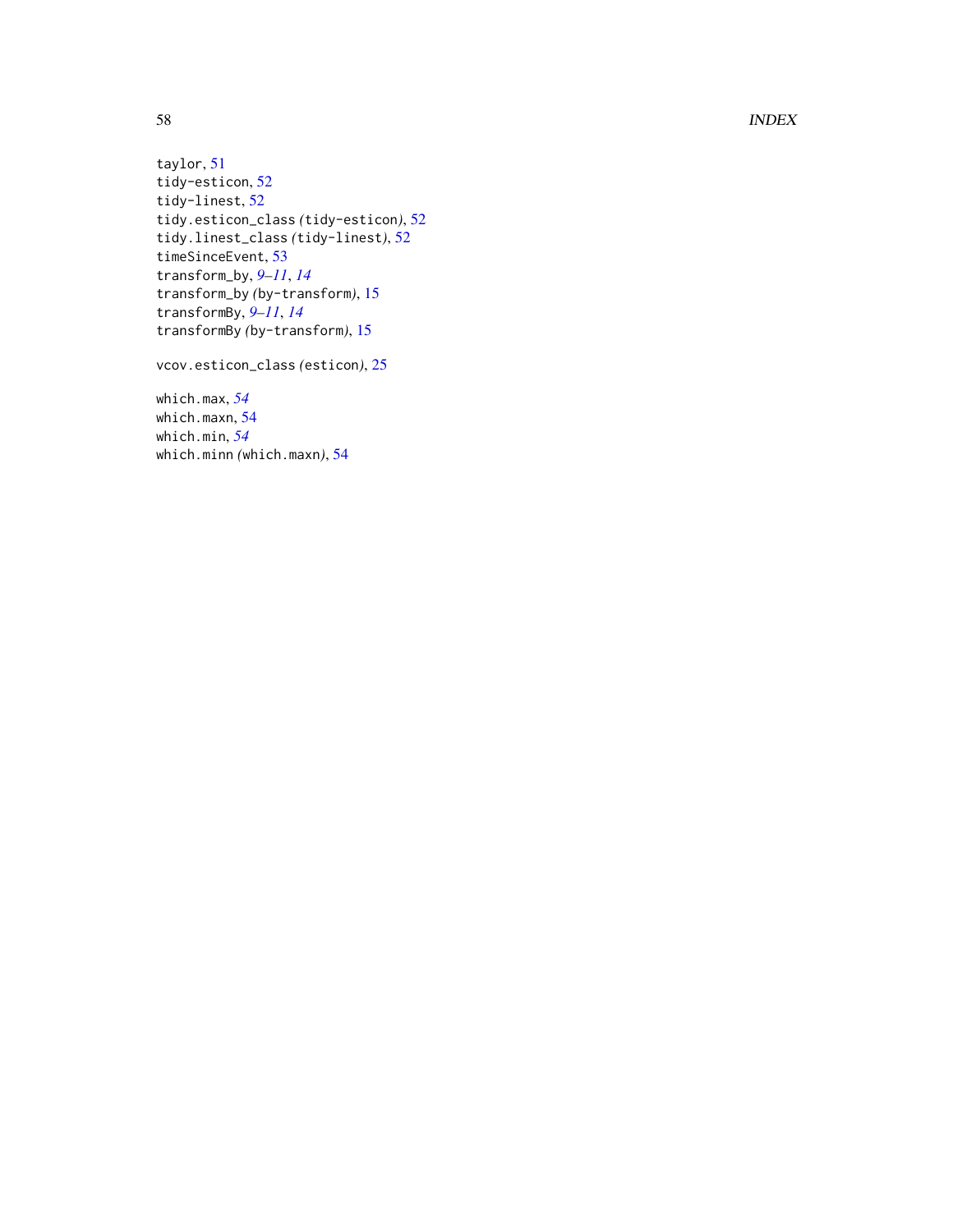taylor, 51
tidy-esticon, 52
tidy-linest, 52
tidy.esticon_class *(*tidy-esticon*)*, 52
tidy.linest_class *(*tidy-linest*)*, 52
timeSinceEvent, 53
transform_by, *9–11*, *14*
transform_by *(*by-transform*)*, 15
transformBy, *9–11*, *14*
transformBy *(*by-transform*)*, 15

vcov.esticon_class *(*esticon*)*, 25

which.max, *54*
which.maxn, 54
which.min, *54*
which.minn *(*which.maxn*)*, 54